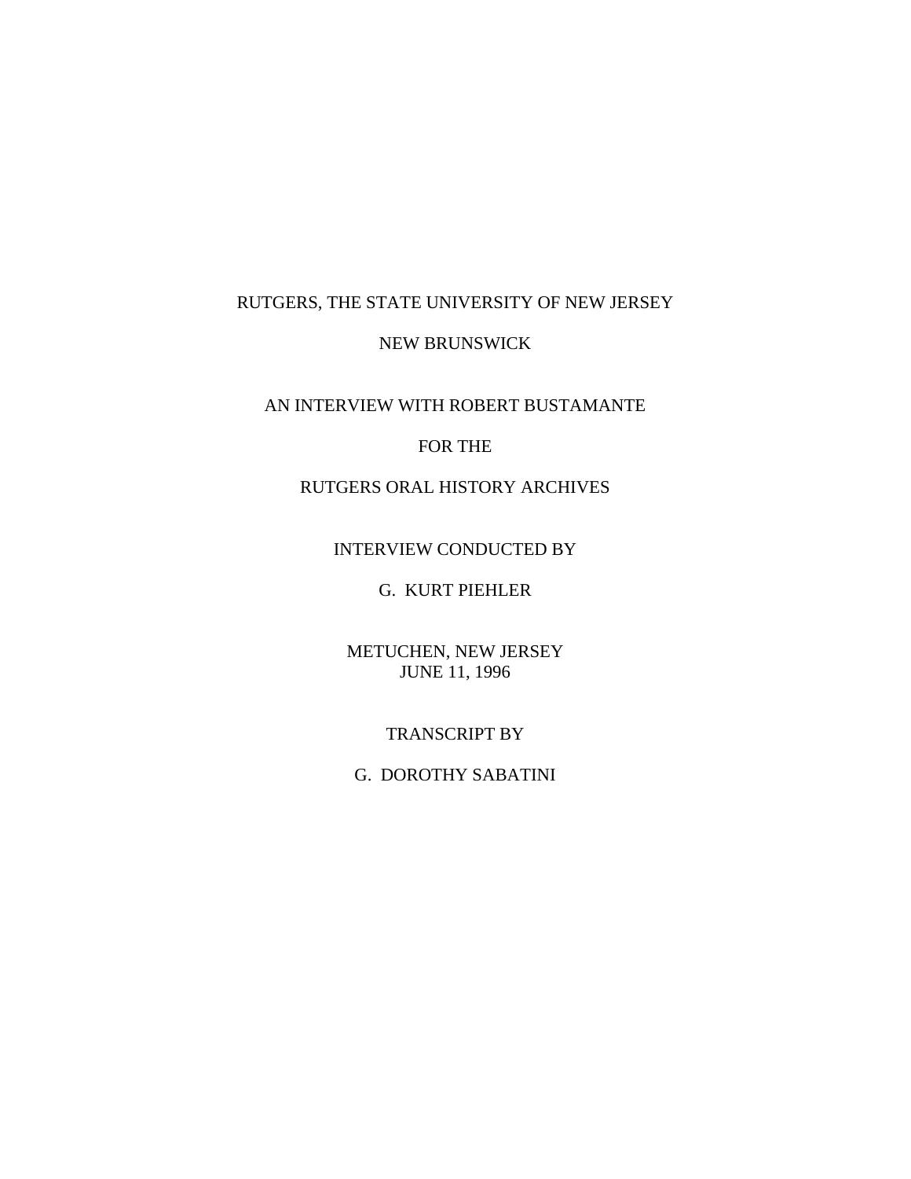RUTGERS, THE STATE UNIVERSITY OF NEW JERSEY

NEW BRUNSWICK

AN INTERVIEW WITH ROBERT BUSTAMANTE

FOR THE

RUTGERS ORAL HISTORY ARCHIVES

INTERVIEW CONDUCTED BY

G. KURT PIEHLER

METUCHEN, NEW JERSEY
JUNE 11, 1996

TRANSCRIPT BY

G. DOROTHY SABATINI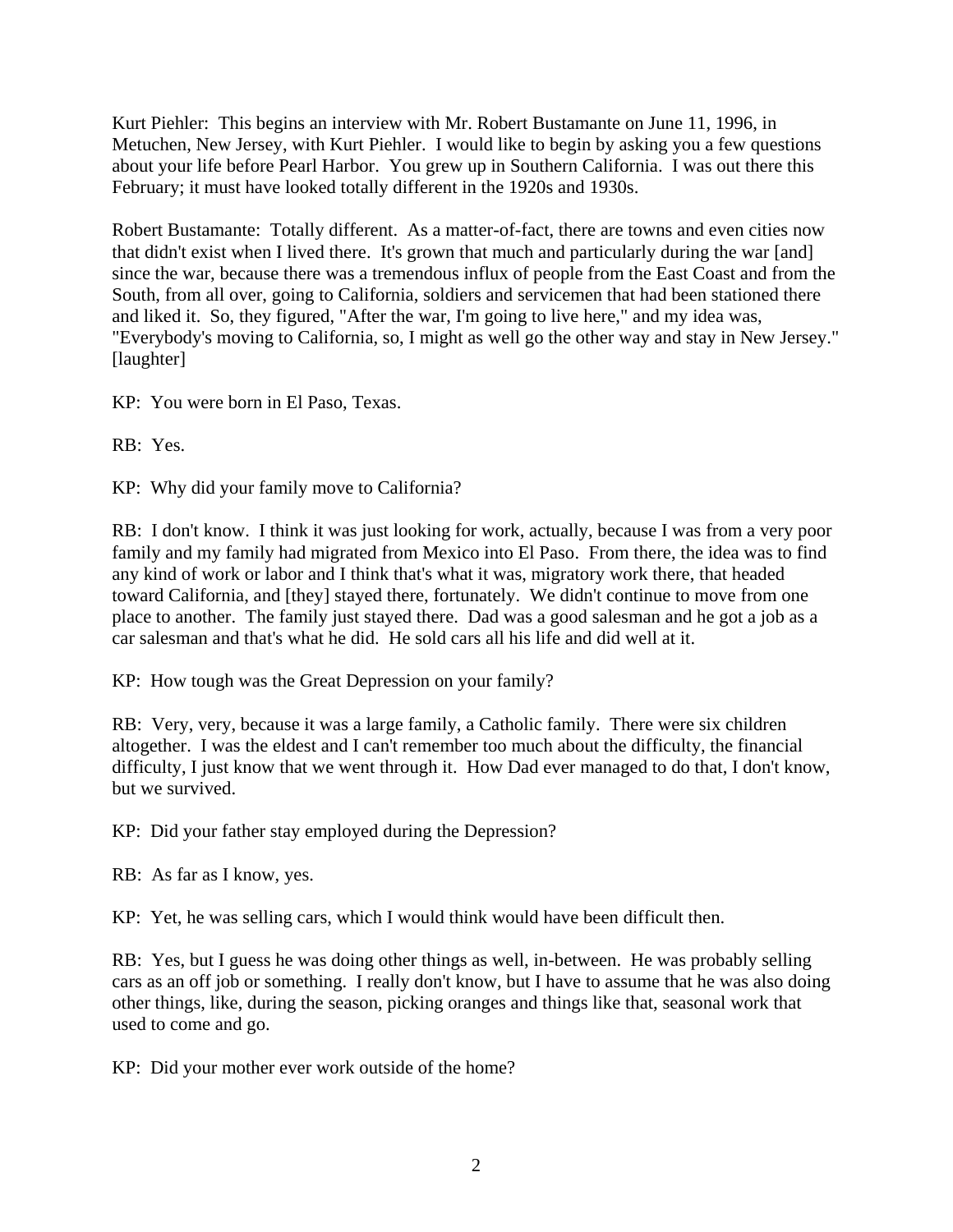Kurt Piehler: This begins an interview with Mr. Robert Bustamante on June 11, 1996, in Metuchen, New Jersey, with Kurt Piehler. I would like to begin by asking you a few questions about your life before Pearl Harbor. You grew up in Southern California. I was out there this February; it must have looked totally different in the 1920s and 1930s.

Robert Bustamante: Totally different. As a matter-of-fact, there are towns and even cities now that didn't exist when I lived there. It's grown that much and particularly during the war [and] since the war, because there was a tremendous influx of people from the East Coast and from the South, from all over, going to California, soldiers and servicemen that had been stationed there and liked it. So, they figured, "After the war, I'm going to live here," and my idea was, "Everybody's moving to California, so, I might as well go the other way and stay in New Jersey." [laughter]

KP: You were born in El Paso, Texas.

RB: Yes.

KP: Why did your family move to California?

RB: I don't know. I think it was just looking for work, actually, because I was from a very poor family and my family had migrated from Mexico into El Paso. From there, the idea was to find any kind of work or labor and I think that's what it was, migratory work there, that headed toward California, and [they] stayed there, fortunately. We didn't continue to move from one place to another. The family just stayed there. Dad was a good salesman and he got a job as a car salesman and that's what he did. He sold cars all his life and did well at it.

KP: How tough was the Great Depression on your family?

RB: Very, very, because it was a large family, a Catholic family. There were six children altogether. I was the eldest and I can't remember too much about the difficulty, the financial difficulty, I just know that we went through it. How Dad ever managed to do that, I don't know, but we survived.

KP: Did your father stay employed during the Depression?

RB: As far as I know, yes.

KP: Yet, he was selling cars, which I would think would have been difficult then.

RB: Yes, but I guess he was doing other things as well, in-between. He was probably selling cars as an off job or something. I really don't know, but I have to assume that he was also doing other things, like, during the season, picking oranges and things like that, seasonal work that used to come and go.

KP: Did your mother ever work outside of the home?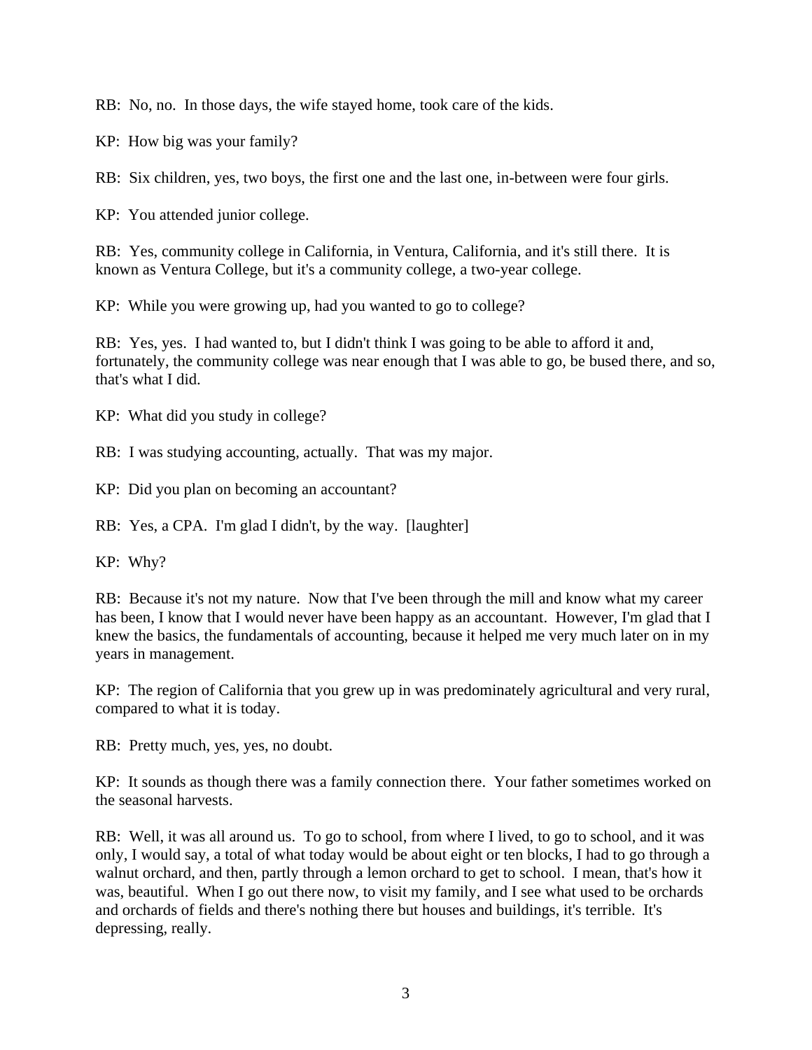RB: No, no. In those days, the wife stayed home, took care of the kids.

KP: How big was your family?

RB: Six children, yes, two boys, the first one and the last one, in-between were four girls.

KP: You attended junior college.

RB: Yes, community college in California, in Ventura, California, and it's still there. It is known as Ventura College, but it's a community college, a two-year college.

KP: While you were growing up, had you wanted to go to college?

RB: Yes, yes. I had wanted to, but I didn't think I was going to be able to afford it and, fortunately, the community college was near enough that I was able to go, be bused there, and so, that's what I did.

KP: What did you study in college?

RB: I was studying accounting, actually. That was my major.

KP: Did you plan on becoming an accountant?

RB: Yes, a CPA. I'm glad I didn't, by the way. [laughter]

KP: Why?

RB: Because it's not my nature. Now that I've been through the mill and know what my career has been, I know that I would never have been happy as an accountant. However, I'm glad that I knew the basics, the fundamentals of accounting, because it helped me very much later on in my years in management.

KP: The region of California that you grew up in was predominately agricultural and very rural, compared to what it is today.

RB: Pretty much, yes, yes, no doubt.

KP: It sounds as though there was a family connection there. Your father sometimes worked on the seasonal harvests.

RB: Well, it was all around us. To go to school, from where I lived, to go to school, and it was only, I would say, a total of what today would be about eight or ten blocks, I had to go through a walnut orchard, and then, partly through a lemon orchard to get to school. I mean, that's how it was, beautiful. When I go out there now, to visit my family, and I see what used to be orchards and orchards of fields and there's nothing there but houses and buildings, it's terrible. It's depressing, really.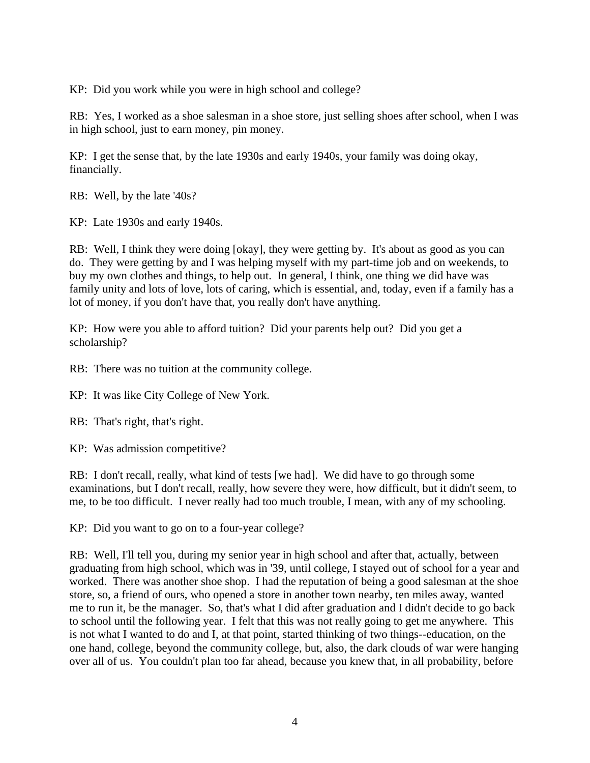KP: Did you work while you were in high school and college?

RB: Yes, I worked as a shoe salesman in a shoe store, just selling shoes after school, when I was in high school, just to earn money, pin money.

KP: I get the sense that, by the late 1930s and early 1940s, your family was doing okay, financially.

RB: Well, by the late '40s?

KP: Late 1930s and early 1940s.

RB: Well, I think they were doing [okay], they were getting by. It's about as good as you can do. They were getting by and I was helping myself with my part-time job and on weekends, to buy my own clothes and things, to help out. In general, I think, one thing we did have was family unity and lots of love, lots of caring, which is essential, and, today, even if a family has a lot of money, if you don't have that, you really don't have anything.

KP: How were you able to afford tuition? Did your parents help out? Did you get a scholarship?

RB: There was no tuition at the community college.

KP: It was like City College of New York.

RB: That's right, that's right.

KP: Was admission competitive?

RB: I don't recall, really, what kind of tests [we had]. We did have to go through some examinations, but I don't recall, really, how severe they were, how difficult, but it didn't seem, to me, to be too difficult. I never really had too much trouble, I mean, with any of my schooling.

KP: Did you want to go on to a four-year college?

RB: Well, I'll tell you, during my senior year in high school and after that, actually, between graduating from high school, which was in '39, until college, I stayed out of school for a year and worked. There was another shoe shop. I had the reputation of being a good salesman at the shoe store, so, a friend of ours, who opened a store in another town nearby, ten miles away, wanted me to run it, be the manager. So, that's what I did after graduation and I didn't decide to go back to school until the following year. I felt that this was not really going to get me anywhere. This is not what I wanted to do and I, at that point, started thinking of two things--education, on the one hand, college, beyond the community college, but, also, the dark clouds of war were hanging over all of us. You couldn't plan too far ahead, because you knew that, in all probability, before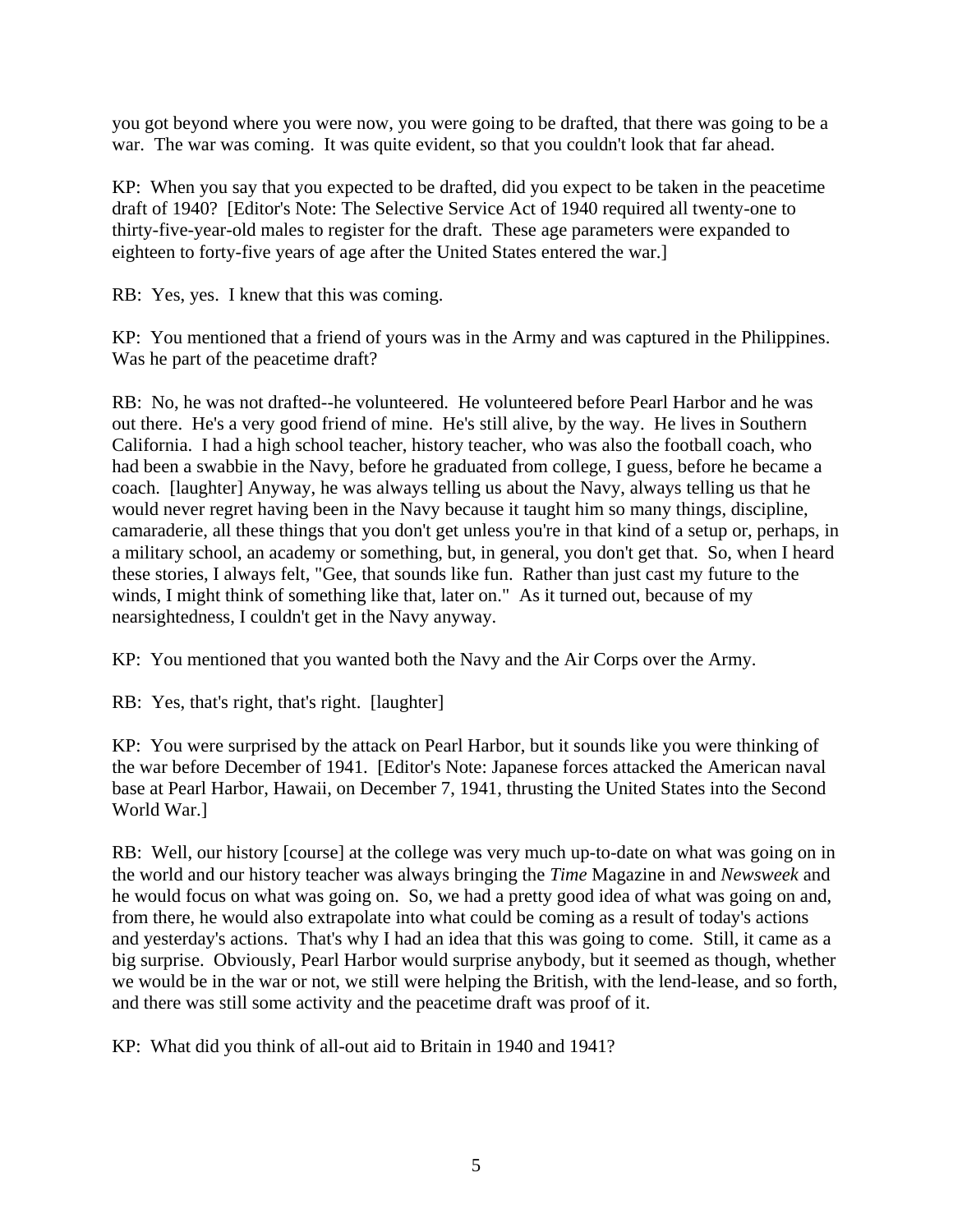you got beyond where you were now, you were going to be drafted, that there was going to be a war. The war was coming. It was quite evident, so that you couldn't look that far ahead.

KP: When you say that you expected to be drafted, did you expect to be taken in the peacetime draft of 1940? [Editor's Note: The Selective Service Act of 1940 required all twenty-one to thirty-five-year-old males to register for the draft. These age parameters were expanded to eighteen to forty-five years of age after the United States entered the war.]

RB: Yes, yes. I knew that this was coming.

KP: You mentioned that a friend of yours was in the Army and was captured in the Philippines. Was he part of the peacetime draft?

RB: No, he was not drafted--he volunteered. He volunteered before Pearl Harbor and he was out there. He's a very good friend of mine. He's still alive, by the way. He lives in Southern California. I had a high school teacher, history teacher, who was also the football coach, who had been a swabbie in the Navy, before he graduated from college, I guess, before he became a coach. [laughter] Anyway, he was always telling us about the Navy, always telling us that he would never regret having been in the Navy because it taught him so many things, discipline, camaraderie, all these things that you don't get unless you're in that kind of a setup or, perhaps, in a military school, an academy or something, but, in general, you don't get that. So, when I heard these stories, I always felt, "Gee, that sounds like fun. Rather than just cast my future to the winds, I might think of something like that, later on." As it turned out, because of my nearsightedness, I couldn't get in the Navy anyway.

KP: You mentioned that you wanted both the Navy and the Air Corps over the Army.

RB: Yes, that's right, that's right. [laughter]

KP: You were surprised by the attack on Pearl Harbor, but it sounds like you were thinking of the war before December of 1941. [Editor's Note: Japanese forces attacked the American naval base at Pearl Harbor, Hawaii, on December 7, 1941, thrusting the United States into the Second World War.]

RB: Well, our history [course] at the college was very much up-to-date on what was going on in the world and our history teacher was always bringing the *Time* Magazine in and *Newsweek* and he would focus on what was going on. So, we had a pretty good idea of what was going on and, from there, he would also extrapolate into what could be coming as a result of today's actions and yesterday's actions. That's why I had an idea that this was going to come. Still, it came as a big surprise. Obviously, Pearl Harbor would surprise anybody, but it seemed as though, whether we would be in the war or not, we still were helping the British, with the lend-lease, and so forth, and there was still some activity and the peacetime draft was proof of it.

KP: What did you think of all-out aid to Britain in 1940 and 1941?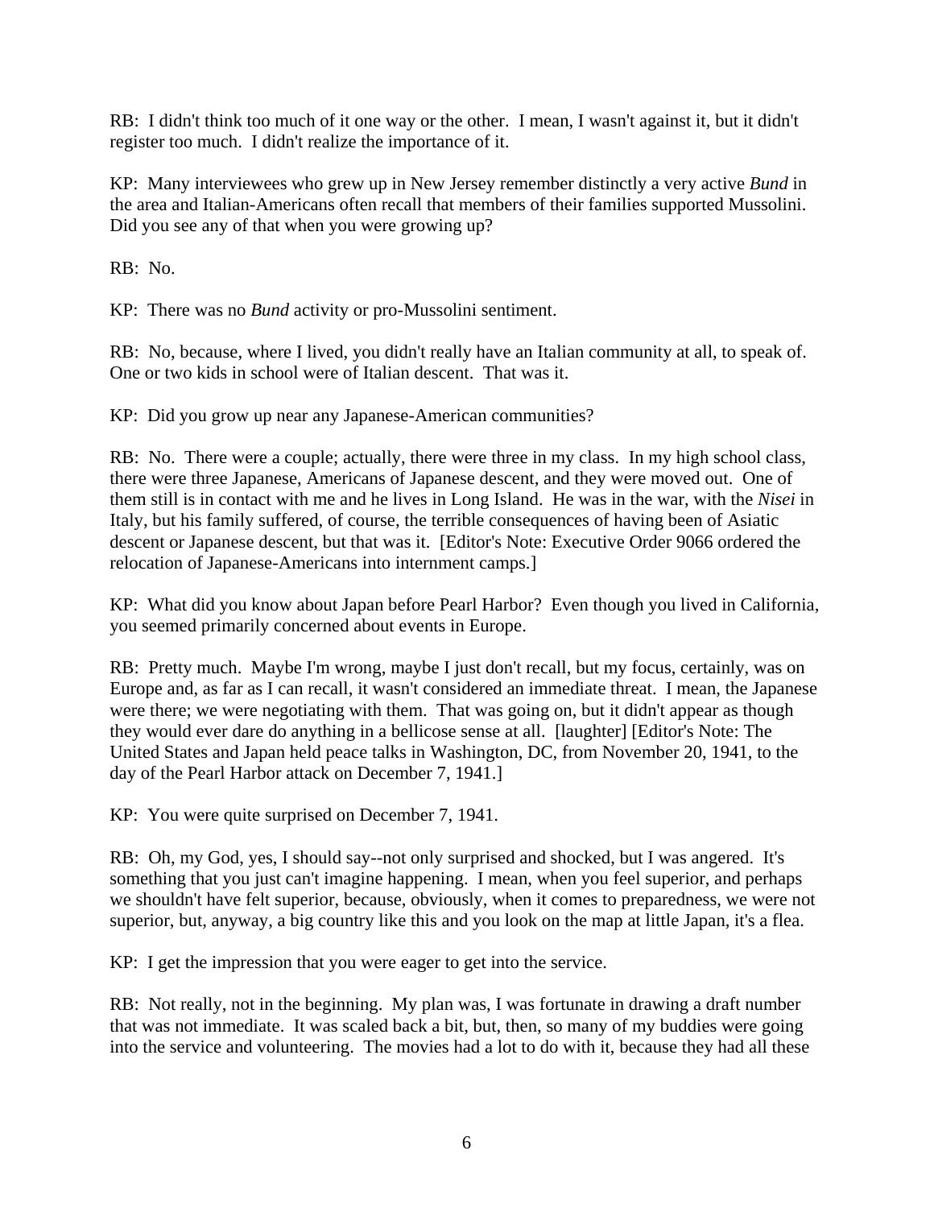RB: I didn't think too much of it one way or the other. I mean, I wasn't against it, but it didn't register too much. I didn't realize the importance of it.

KP: Many interviewees who grew up in New Jersey remember distinctly a very active *Bund* in the area and Italian-Americans often recall that members of their families supported Mussolini. Did you see any of that when you were growing up?

RB: No.

KP: There was no *Bund* activity or pro-Mussolini sentiment.

RB: No, because, where I lived, you didn't really have an Italian community at all, to speak of. One or two kids in school were of Italian descent. That was it.

KP: Did you grow up near any Japanese-American communities?

RB: No. There were a couple; actually, there were three in my class. In my high school class, there were three Japanese, Americans of Japanese descent, and they were moved out. One of them still is in contact with me and he lives in Long Island. He was in the war, with the *Nisei* in Italy, but his family suffered, of course, the terrible consequences of having been of Asiatic descent or Japanese descent, but that was it. [Editor's Note: Executive Order 9066 ordered the relocation of Japanese-Americans into internment camps.]

KP: What did you know about Japan before Pearl Harbor? Even though you lived in California, you seemed primarily concerned about events in Europe.

RB: Pretty much. Maybe I'm wrong, maybe I just don't recall, but my focus, certainly, was on Europe and, as far as I can recall, it wasn't considered an immediate threat. I mean, the Japanese were there; we were negotiating with them. That was going on, but it didn't appear as though they would ever dare do anything in a bellicose sense at all. [laughter] [Editor's Note: The United States and Japan held peace talks in Washington, DC, from November 20, 1941, to the day of the Pearl Harbor attack on December 7, 1941.]

KP: You were quite surprised on December 7, 1941.

RB: Oh, my God, yes, I should say--not only surprised and shocked, but I was angered. It's something that you just can't imagine happening. I mean, when you feel superior, and perhaps we shouldn't have felt superior, because, obviously, when it comes to preparedness, we were not superior, but, anyway, a big country like this and you look on the map at little Japan, it's a flea.

KP: I get the impression that you were eager to get into the service.

RB: Not really, not in the beginning. My plan was, I was fortunate in drawing a draft number that was not immediate. It was scaled back a bit, but, then, so many of my buddies were going into the service and volunteering. The movies had a lot to do with it, because they had all these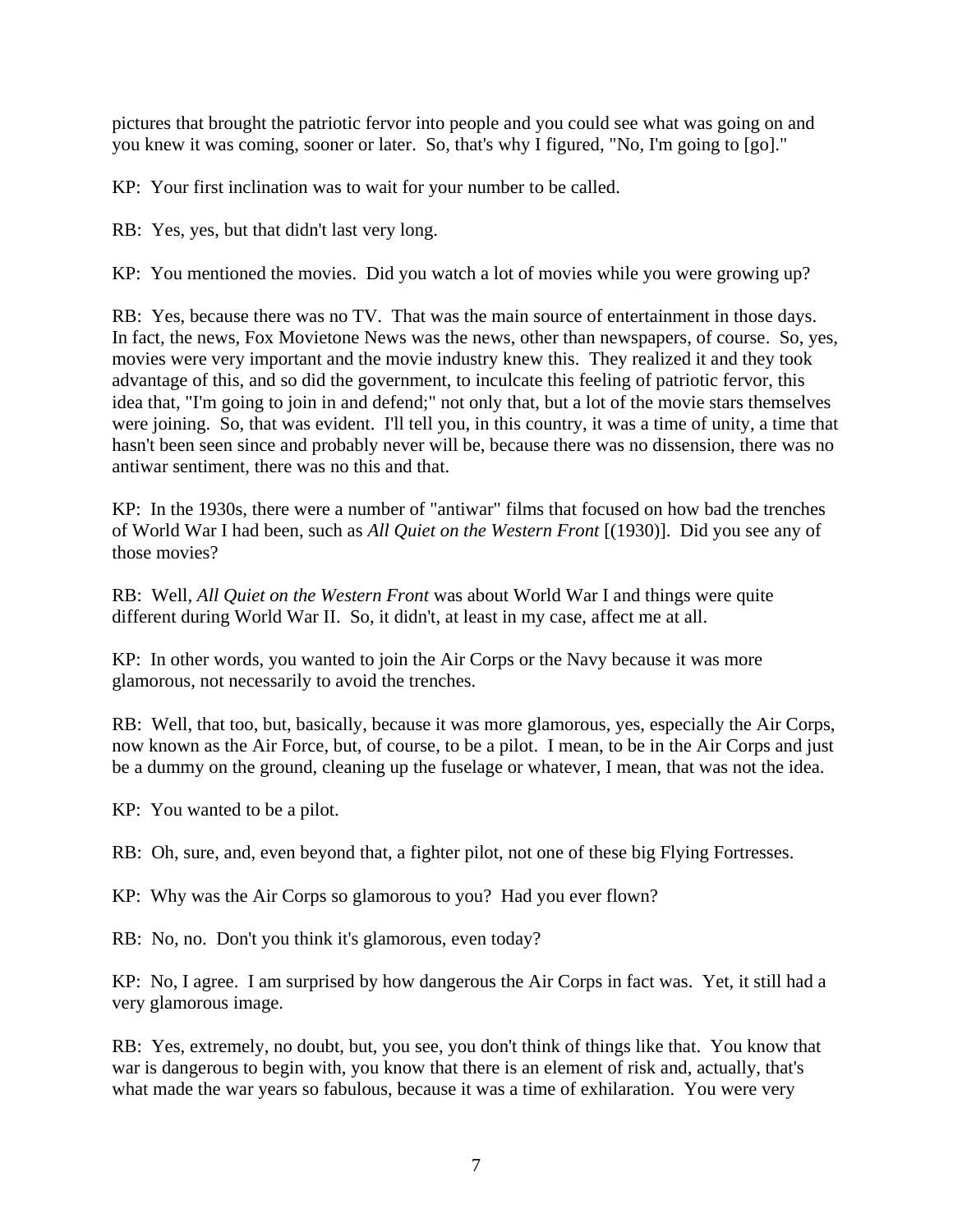pictures that brought the patriotic fervor into people and you could see what was going on and you knew it was coming, sooner or later. So, that's why I figured, "No, I'm going to [go]."

KP: Your first inclination was to wait for your number to be called.

RB: Yes, yes, but that didn't last very long.

KP: You mentioned the movies. Did you watch a lot of movies while you were growing up?

RB: Yes, because there was no TV. That was the main source of entertainment in those days. In fact, the news, Fox Movietone News was the news, other than newspapers, of course. So, yes, movies were very important and the movie industry knew this. They realized it and they took advantage of this, and so did the government, to inculcate this feeling of patriotic fervor, this idea that, "I'm going to join in and defend;" not only that, but a lot of the movie stars themselves were joining. So, that was evident. I'll tell you, in this country, it was a time of unity, a time that hasn't been seen since and probably never will be, because there was no dissension, there was no antiwar sentiment, there was no this and that.

KP: In the 1930s, there were a number of "antiwar" films that focused on how bad the trenches of World War I had been, such as *All Quiet on the Western Front* [(1930)]. Did you see any of those movies?

RB: Well, *All Quiet on the Western Front* was about World War I and things were quite different during World War II. So, it didn't, at least in my case, affect me at all.

KP: In other words, you wanted to join the Air Corps or the Navy because it was more glamorous, not necessarily to avoid the trenches.

RB: Well, that too, but, basically, because it was more glamorous, yes, especially the Air Corps, now known as the Air Force, but, of course, to be a pilot. I mean, to be in the Air Corps and just be a dummy on the ground, cleaning up the fuselage or whatever, I mean, that was not the idea.

KP: You wanted to be a pilot.

RB: Oh, sure, and, even beyond that, a fighter pilot, not one of these big Flying Fortresses.

KP: Why was the Air Corps so glamorous to you? Had you ever flown?

RB: No, no. Don't you think it's glamorous, even today?

KP: No, I agree. I am surprised by how dangerous the Air Corps in fact was. Yet, it still had a very glamorous image.

RB: Yes, extremely, no doubt, but, you see, you don't think of things like that. You know that war is dangerous to begin with, you know that there is an element of risk and, actually, that's what made the war years so fabulous, because it was a time of exhilaration. You were very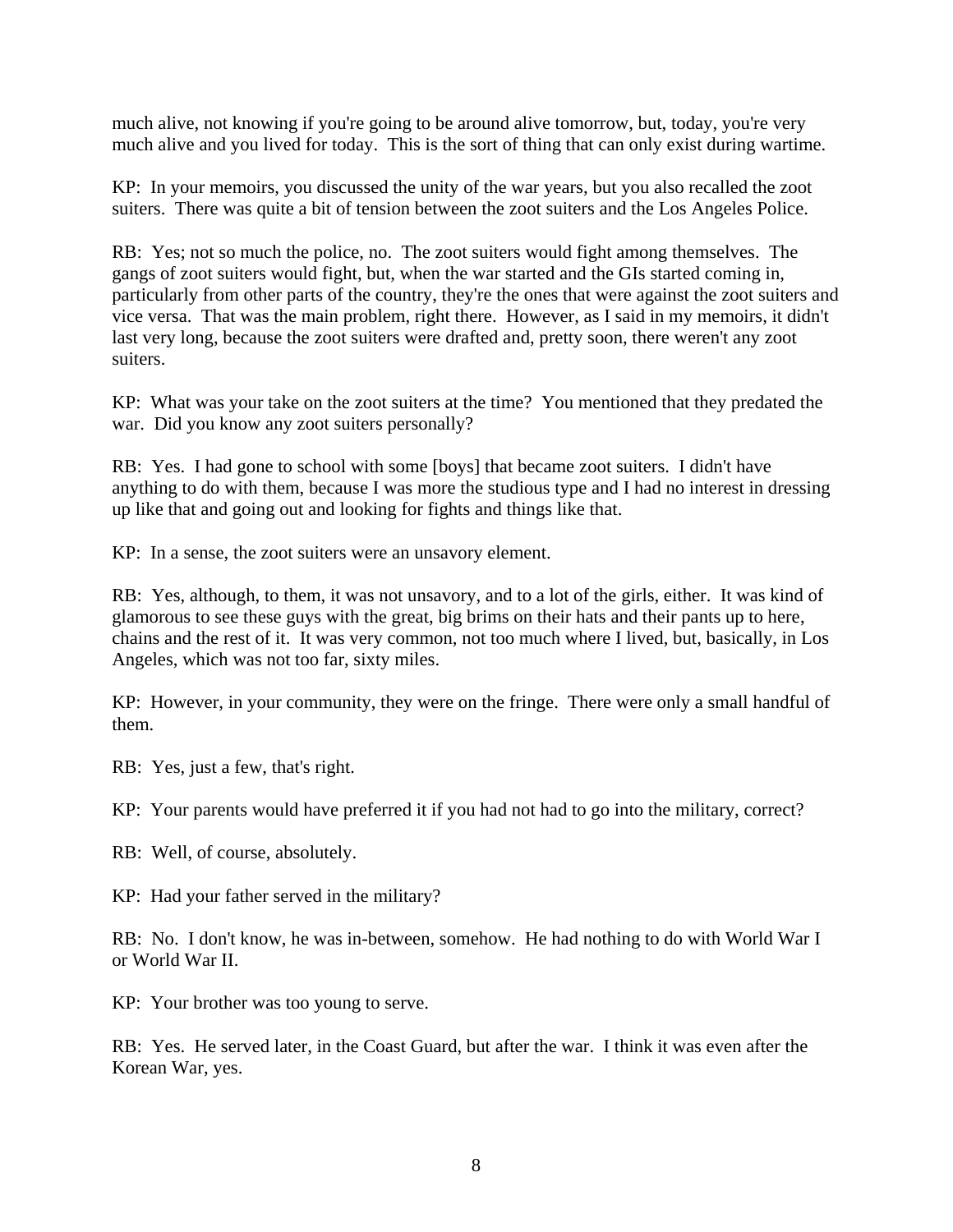much alive, not knowing if you're going to be around alive tomorrow, but, today, you're very much alive and you lived for today. This is the sort of thing that can only exist during wartime.

KP: In your memoirs, you discussed the unity of the war years, but you also recalled the zoot suiters. There was quite a bit of tension between the zoot suiters and the Los Angeles Police.

RB: Yes; not so much the police, no. The zoot suiters would fight among themselves. The gangs of zoot suiters would fight, but, when the war started and the GIs started coming in, particularly from other parts of the country, they're the ones that were against the zoot suiters and vice versa. That was the main problem, right there. However, as I said in my memoirs, it didn't last very long, because the zoot suiters were drafted and, pretty soon, there weren't any zoot suiters.

KP: What was your take on the zoot suiters at the time? You mentioned that they predated the war. Did you know any zoot suiters personally?

RB: Yes. I had gone to school with some [boys] that became zoot suiters. I didn't have anything to do with them, because I was more the studious type and I had no interest in dressing up like that and going out and looking for fights and things like that.

KP: In a sense, the zoot suiters were an unsavory element.

RB: Yes, although, to them, it was not unsavory, and to a lot of the girls, either. It was kind of glamorous to see these guys with the great, big brims on their hats and their pants up to here, chains and the rest of it. It was very common, not too much where I lived, but, basically, in Los Angeles, which was not too far, sixty miles.

KP: However, in your community, they were on the fringe. There were only a small handful of them.

RB: Yes, just a few, that's right.

KP: Your parents would have preferred it if you had not had to go into the military, correct?

RB: Well, of course, absolutely.

KP: Had your father served in the military?

RB: No. I don't know, he was in-between, somehow. He had nothing to do with World War I or World War II.

KP: Your brother was too young to serve.

RB: Yes. He served later, in the Coast Guard, but after the war. I think it was even after the Korean War, yes.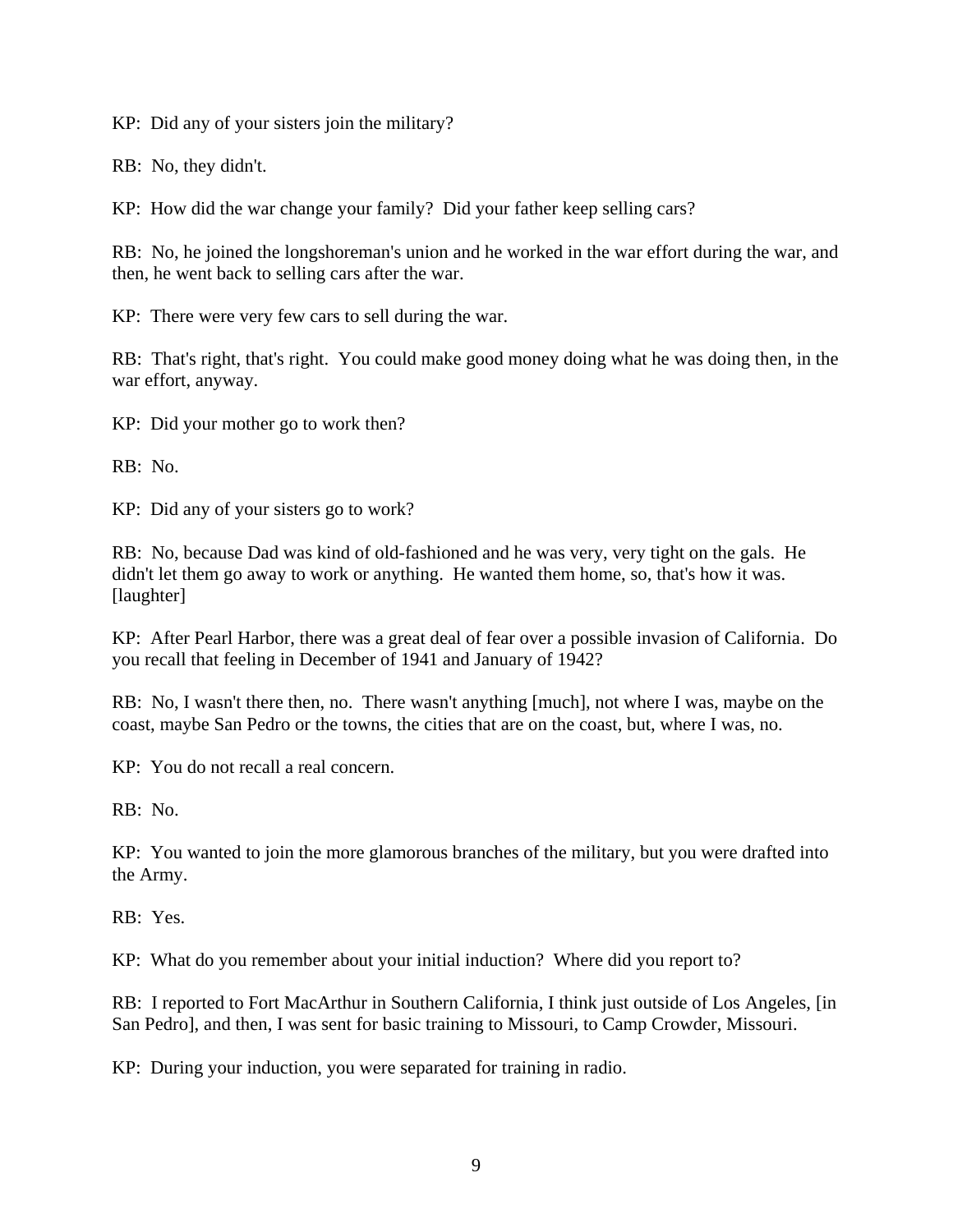KP: Did any of your sisters join the military?

RB: No, they didn't.

KP: How did the war change your family? Did your father keep selling cars?

RB: No, he joined the longshoreman's union and he worked in the war effort during the war, and then, he went back to selling cars after the war.

KP: There were very few cars to sell during the war.

RB: That's right, that's right. You could make good money doing what he was doing then, in the war effort, anyway.

KP: Did your mother go to work then?

RB: No.

KP: Did any of your sisters go to work?

RB: No, because Dad was kind of old-fashioned and he was very, very tight on the gals. He didn't let them go away to work or anything. He wanted them home, so, that's how it was. [laughter]

KP: After Pearl Harbor, there was a great deal of fear over a possible invasion of California. Do you recall that feeling in December of 1941 and January of 1942?

RB: No, I wasn't there then, no. There wasn't anything [much], not where I was, maybe on the coast, maybe San Pedro or the towns, the cities that are on the coast, but, where I was, no.

KP: You do not recall a real concern.

RB: No.

KP: You wanted to join the more glamorous branches of the military, but you were drafted into the Army.

RB: Yes.

KP: What do you remember about your initial induction? Where did you report to?

RB: I reported to Fort MacArthur in Southern California, I think just outside of Los Angeles, [in San Pedro], and then, I was sent for basic training to Missouri, to Camp Crowder, Missouri.

KP: During your induction, you were separated for training in radio.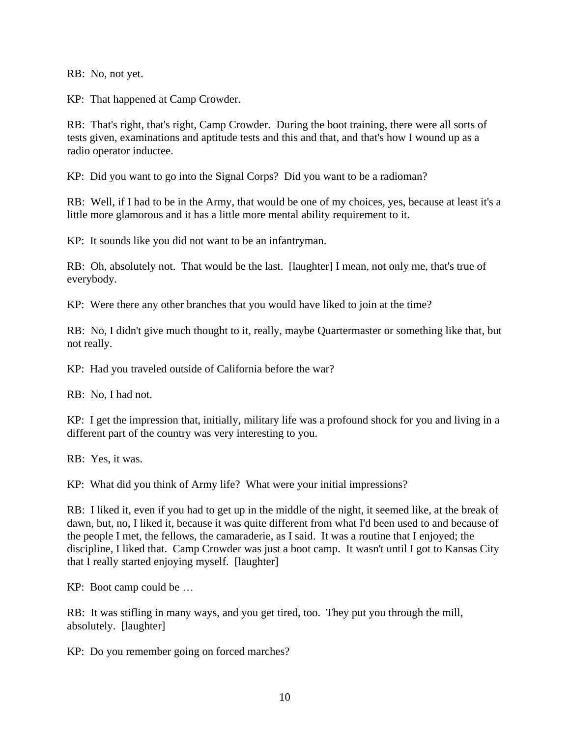RB: No, not yet.

KP: That happened at Camp Crowder.

RB: That's right, that's right, Camp Crowder. During the boot training, there were all sorts of tests given, examinations and aptitude tests and this and that, and that's how I wound up as a radio operator inductee.

KP: Did you want to go into the Signal Corps? Did you want to be a radioman?

RB: Well, if I had to be in the Army, that would be one of my choices, yes, because at least it's a little more glamorous and it has a little more mental ability requirement to it.

KP: It sounds like you did not want to be an infantryman.

RB: Oh, absolutely not. That would be the last. [laughter] I mean, not only me, that's true of everybody.

KP: Were there any other branches that you would have liked to join at the time?

RB: No, I didn't give much thought to it, really, maybe Quartermaster or something like that, but not really.

KP: Had you traveled outside of California before the war?

RB: No, I had not.

KP: I get the impression that, initially, military life was a profound shock for you and living in a different part of the country was very interesting to you.

RB: Yes, it was.

KP: What did you think of Army life? What were your initial impressions?

RB: I liked it, even if you had to get up in the middle of the night, it seemed like, at the break of dawn, but, no, I liked it, because it was quite different from what I'd been used to and because of the people I met, the fellows, the camaraderie, as I said. It was a routine that I enjoyed; the discipline, I liked that. Camp Crowder was just a boot camp. It wasn't until I got to Kansas City that I really started enjoying myself. [laughter]

KP: Boot camp could be …

RB: It was stifling in many ways, and you get tired, too. They put you through the mill, absolutely. [laughter]

KP: Do you remember going on forced marches?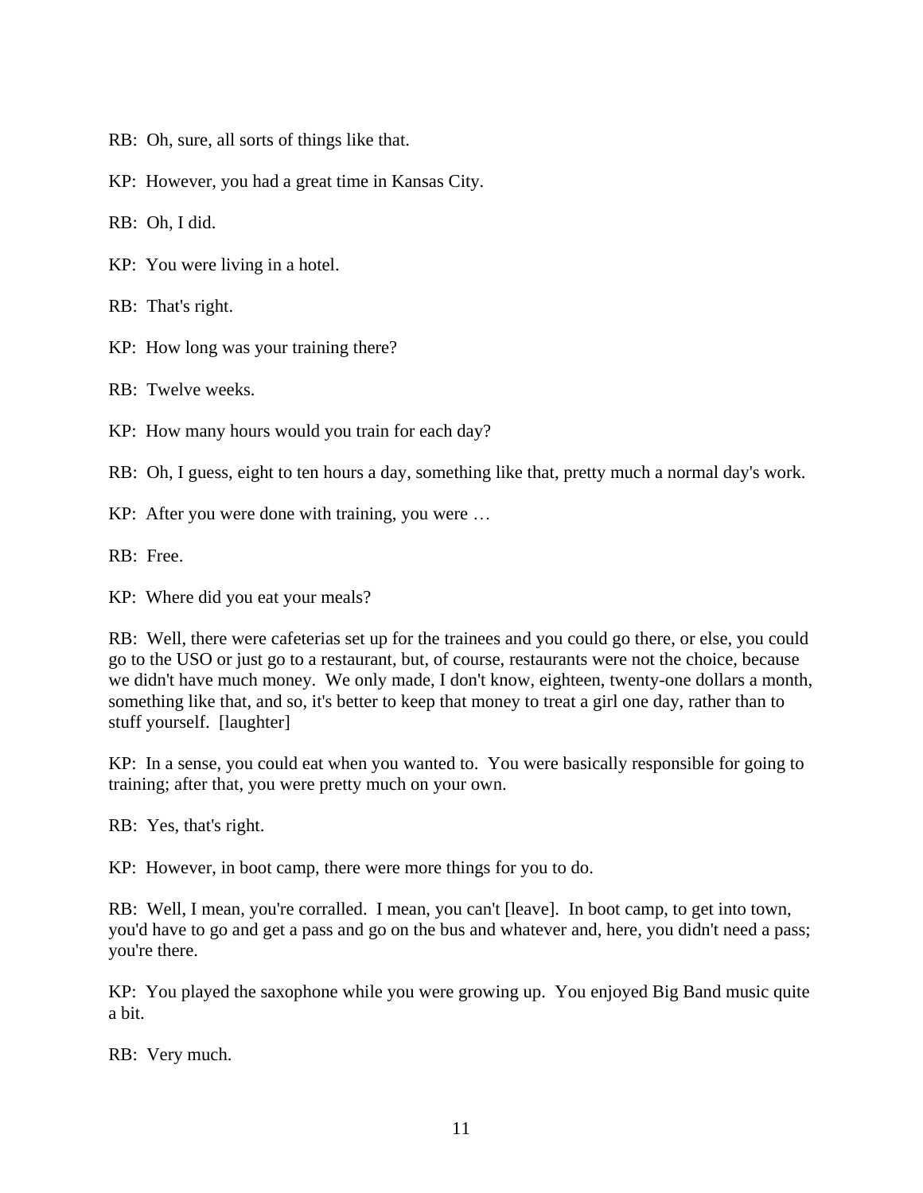RB: Oh, sure, all sorts of things like that.

KP: However, you had a great time in Kansas City.

RB: Oh, I did.

KP: You were living in a hotel.

RB: That's right.

KP: How long was your training there?

RB: Twelve weeks.

KP: How many hours would you train for each day?

RB: Oh, I guess, eight to ten hours a day, something like that, pretty much a normal day's work.

KP: After you were done with training, you were …

RB: Free.

KP: Where did you eat your meals?

RB: Well, there were cafeterias set up for the trainees and you could go there, or else, you could go to the USO or just go to a restaurant, but, of course, restaurants were not the choice, because we didn't have much money. We only made, I don't know, eighteen, twenty-one dollars a month, something like that, and so, it's better to keep that money to treat a girl one day, rather than to stuff yourself. [laughter]

KP: In a sense, you could eat when you wanted to. You were basically responsible for going to training; after that, you were pretty much on your own.

RB: Yes, that's right.

KP: However, in boot camp, there were more things for you to do.

RB: Well, I mean, you're corralled. I mean, you can't [leave]. In boot camp, to get into town, you'd have to go and get a pass and go on the bus and whatever and, here, you didn't need a pass; you're there.

KP: You played the saxophone while you were growing up. You enjoyed Big Band music quite a bit.

RB: Very much.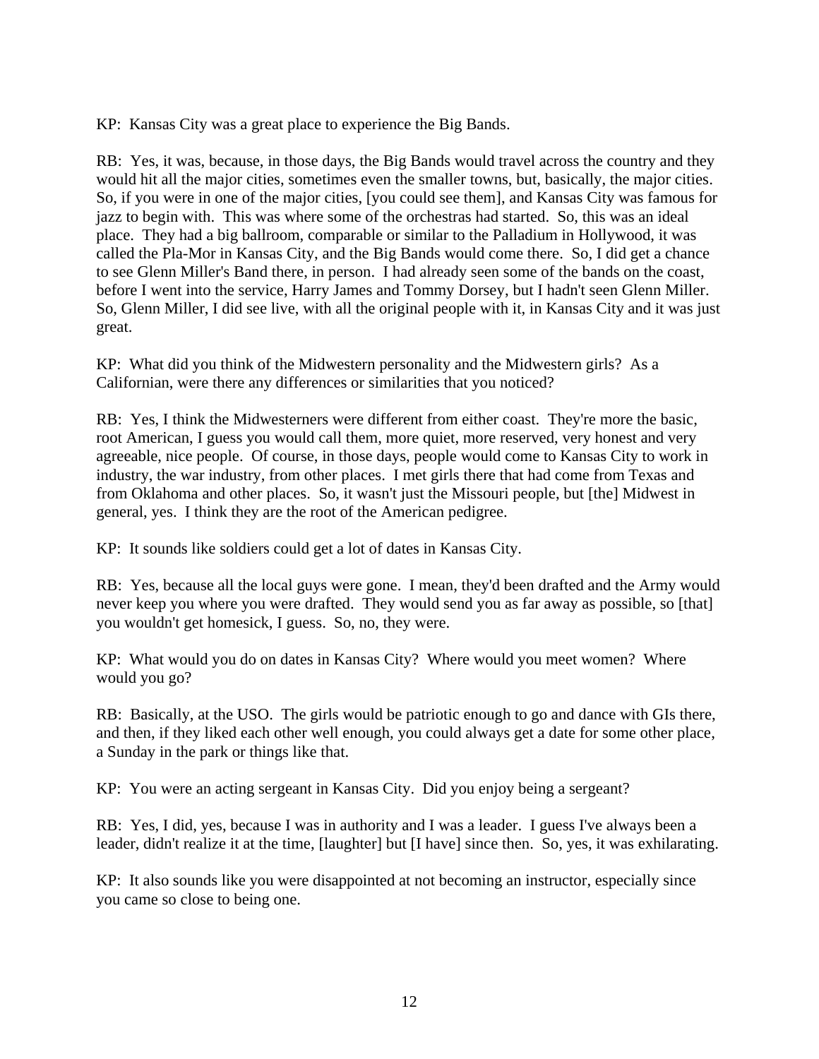KP: Kansas City was a great place to experience the Big Bands.

RB: Yes, it was, because, in those days, the Big Bands would travel across the country and they would hit all the major cities, sometimes even the smaller towns, but, basically, the major cities. So, if you were in one of the major cities, [you could see them], and Kansas City was famous for jazz to begin with. This was where some of the orchestras had started. So, this was an ideal place. They had a big ballroom, comparable or similar to the Palladium in Hollywood, it was called the Pla-Mor in Kansas City, and the Big Bands would come there. So, I did get a chance to see Glenn Miller's Band there, in person. I had already seen some of the bands on the coast, before I went into the service, Harry James and Tommy Dorsey, but I hadn't seen Glenn Miller. So, Glenn Miller, I did see live, with all the original people with it, in Kansas City and it was just great.

KP: What did you think of the Midwestern personality and the Midwestern girls? As a Californian, were there any differences or similarities that you noticed?

RB: Yes, I think the Midwesterners were different from either coast. They're more the basic, root American, I guess you would call them, more quiet, more reserved, very honest and very agreeable, nice people. Of course, in those days, people would come to Kansas City to work in industry, the war industry, from other places. I met girls there that had come from Texas and from Oklahoma and other places. So, it wasn't just the Missouri people, but [the] Midwest in general, yes. I think they are the root of the American pedigree.

KP: It sounds like soldiers could get a lot of dates in Kansas City.

RB: Yes, because all the local guys were gone. I mean, they'd been drafted and the Army would never keep you where you were drafted. They would send you as far away as possible, so [that] you wouldn't get homesick, I guess. So, no, they were.

KP: What would you do on dates in Kansas City? Where would you meet women? Where would you go?

RB: Basically, at the USO. The girls would be patriotic enough to go and dance with GIs there, and then, if they liked each other well enough, you could always get a date for some other place, a Sunday in the park or things like that.

KP: You were an acting sergeant in Kansas City. Did you enjoy being a sergeant?

RB: Yes, I did, yes, because I was in authority and I was a leader. I guess I've always been a leader, didn't realize it at the time, [laughter] but [I have] since then. So, yes, it was exhilarating.

KP: It also sounds like you were disappointed at not becoming an instructor, especially since you came so close to being one.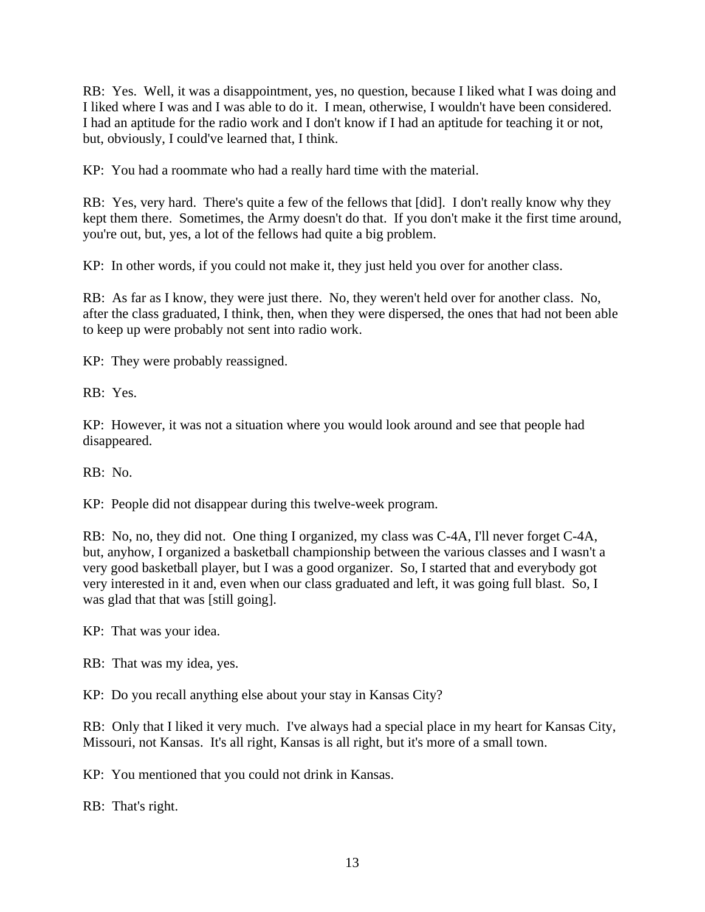RB: Yes. Well, it was a disappointment, yes, no question, because I liked what I was doing and I liked where I was and I was able to do it. I mean, otherwise, I wouldn't have been considered. I had an aptitude for the radio work and I don't know if I had an aptitude for teaching it or not, but, obviously, I could've learned that, I think.

KP: You had a roommate who had a really hard time with the material.

RB: Yes, very hard. There's quite a few of the fellows that [did]. I don't really know why they kept them there. Sometimes, the Army doesn't do that. If you don't make it the first time around, you're out, but, yes, a lot of the fellows had quite a big problem.

KP: In other words, if you could not make it, they just held you over for another class.

RB: As far as I know, they were just there. No, they weren't held over for another class. No, after the class graduated, I think, then, when they were dispersed, the ones that had not been able to keep up were probably not sent into radio work.

KP: They were probably reassigned.

RB: Yes.

KP: However, it was not a situation where you would look around and see that people had disappeared.

RB: No.

KP: People did not disappear during this twelve-week program.

RB: No, no, they did not. One thing I organized, my class was C-4A, I'll never forget C-4A, but, anyhow, I organized a basketball championship between the various classes and I wasn't a very good basketball player, but I was a good organizer. So, I started that and everybody got very interested in it and, even when our class graduated and left, it was going full blast. So, I was glad that that was [still going].

KP: That was your idea.

RB: That was my idea, yes.

KP: Do you recall anything else about your stay in Kansas City?

RB: Only that I liked it very much. I've always had a special place in my heart for Kansas City, Missouri, not Kansas. It's all right, Kansas is all right, but it's more of a small town.

KP: You mentioned that you could not drink in Kansas.

RB: That's right.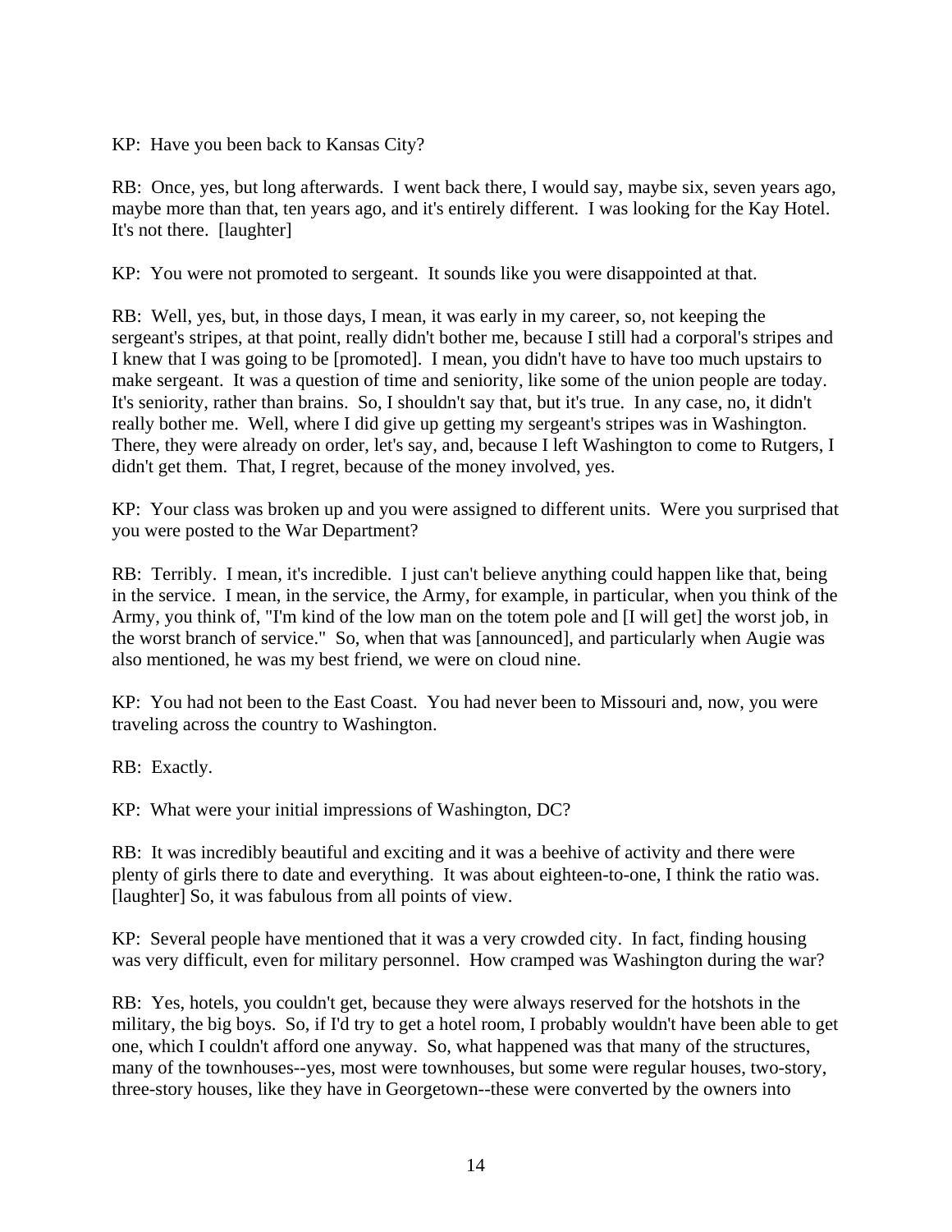KP: Have you been back to Kansas City?

RB: Once, yes, but long afterwards. I went back there, I would say, maybe six, seven years ago, maybe more than that, ten years ago, and it's entirely different. I was looking for the Kay Hotel. It's not there. [laughter]

KP: You were not promoted to sergeant. It sounds like you were disappointed at that.

RB: Well, yes, but, in those days, I mean, it was early in my career, so, not keeping the sergeant's stripes, at that point, really didn't bother me, because I still had a corporal's stripes and I knew that I was going to be [promoted]. I mean, you didn't have to have too much upstairs to make sergeant. It was a question of time and seniority, like some of the union people are today. It's seniority, rather than brains. So, I shouldn't say that, but it's true. In any case, no, it didn't really bother me. Well, where I did give up getting my sergeant's stripes was in Washington. There, they were already on order, let's say, and, because I left Washington to come to Rutgers, I didn't get them. That, I regret, because of the money involved, yes.

KP: Your class was broken up and you were assigned to different units. Were you surprised that you were posted to the War Department?

RB: Terribly. I mean, it's incredible. I just can't believe anything could happen like that, being in the service. I mean, in the service, the Army, for example, in particular, when you think of the Army, you think of, "I'm kind of the low man on the totem pole and [I will get] the worst job, in the worst branch of service." So, when that was [announced], and particularly when Augie was also mentioned, he was my best friend, we were on cloud nine.

KP: You had not been to the East Coast. You had never been to Missouri and, now, you were traveling across the country to Washington.

RB: Exactly.

KP: What were your initial impressions of Washington, DC?

RB: It was incredibly beautiful and exciting and it was a beehive of activity and there were plenty of girls there to date and everything. It was about eighteen-to-one, I think the ratio was. [laughter] So, it was fabulous from all points of view.

KP: Several people have mentioned that it was a very crowded city. In fact, finding housing was very difficult, even for military personnel. How cramped was Washington during the war?

RB: Yes, hotels, you couldn't get, because they were always reserved for the hotshots in the military, the big boys. So, if I'd try to get a hotel room, I probably wouldn't have been able to get one, which I couldn't afford one anyway. So, what happened was that many of the structures, many of the townhouses--yes, most were townhouses, but some were regular houses, two-story, three-story houses, like they have in Georgetown--these were converted by the owners into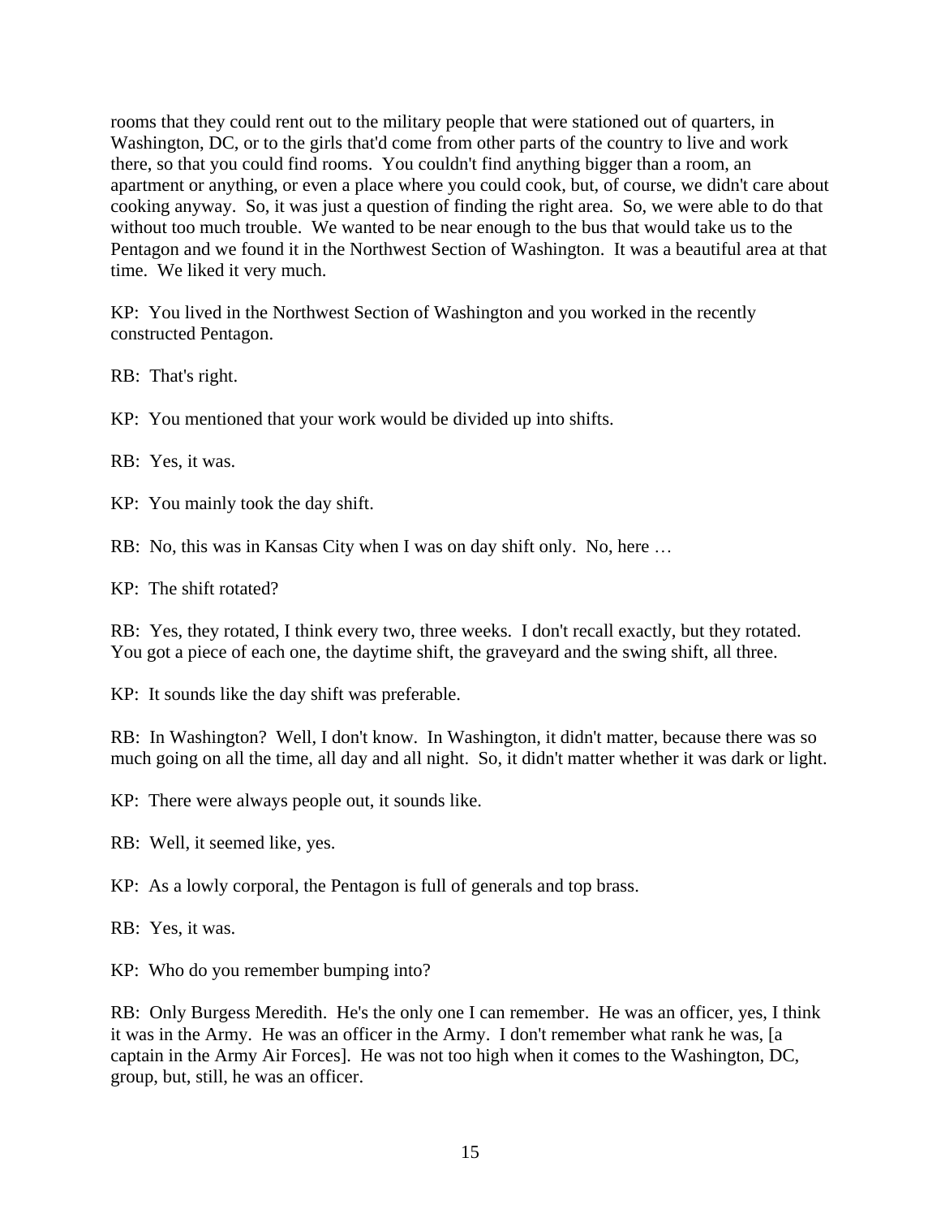rooms that they could rent out to the military people that were stationed out of quarters, in Washington, DC, or to the girls that'd come from other parts of the country to live and work there, so that you could find rooms. You couldn't find anything bigger than a room, an apartment or anything, or even a place where you could cook, but, of course, we didn't care about cooking anyway. So, it was just a question of finding the right area. So, we were able to do that without too much trouble. We wanted to be near enough to the bus that would take us to the Pentagon and we found it in the Northwest Section of Washington. It was a beautiful area at that time. We liked it very much.

KP: You lived in the Northwest Section of Washington and you worked in the recently constructed Pentagon.

RB: That's right.

KP: You mentioned that your work would be divided up into shifts.

RB: Yes, it was.

KP: You mainly took the day shift.

RB: No, this was in Kansas City when I was on day shift only. No, here …

KP: The shift rotated?

RB: Yes, they rotated, I think every two, three weeks. I don't recall exactly, but they rotated. You got a piece of each one, the daytime shift, the graveyard and the swing shift, all three.

KP: It sounds like the day shift was preferable.

RB: In Washington? Well, I don't know. In Washington, it didn't matter, because there was so much going on all the time, all day and all night. So, it didn't matter whether it was dark or light.

KP: There were always people out, it sounds like.

RB: Well, it seemed like, yes.

KP: As a lowly corporal, the Pentagon is full of generals and top brass.

RB: Yes, it was.

KP: Who do you remember bumping into?

RB: Only Burgess Meredith. He's the only one I can remember. He was an officer, yes, I think it was in the Army. He was an officer in the Army. I don't remember what rank he was, [a captain in the Army Air Forces]. He was not too high when it comes to the Washington, DC, group, but, still, he was an officer.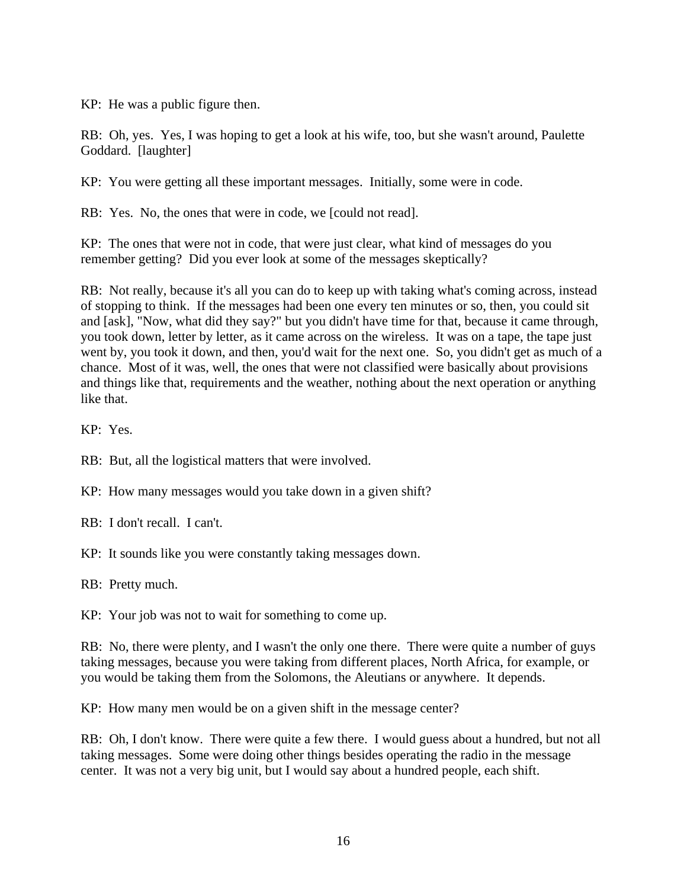KP: He was a public figure then.

RB: Oh, yes. Yes, I was hoping to get a look at his wife, too, but she wasn't around, Paulette Goddard. [laughter]

KP: You were getting all these important messages. Initially, some were in code.

RB: Yes. No, the ones that were in code, we [could not read].

KP: The ones that were not in code, that were just clear, what kind of messages do you remember getting? Did you ever look at some of the messages skeptically?

RB: Not really, because it's all you can do to keep up with taking what's coming across, instead of stopping to think. If the messages had been one every ten minutes or so, then, you could sit and [ask], "Now, what did they say?" but you didn't have time for that, because it came through, you took down, letter by letter, as it came across on the wireless. It was on a tape, the tape just went by, you took it down, and then, you'd wait for the next one. So, you didn't get as much of a chance. Most of it was, well, the ones that were not classified were basically about provisions and things like that, requirements and the weather, nothing about the next operation or anything like that.

KP: Yes.

RB: But, all the logistical matters that were involved.

KP: How many messages would you take down in a given shift?

RB: I don't recall. I can't.

KP: It sounds like you were constantly taking messages down.

RB: Pretty much.

KP: Your job was not to wait for something to come up.

RB: No, there were plenty, and I wasn't the only one there. There were quite a number of guys taking messages, because you were taking from different places, North Africa, for example, or you would be taking them from the Solomons, the Aleutians or anywhere. It depends.

KP: How many men would be on a given shift in the message center?

RB: Oh, I don't know. There were quite a few there. I would guess about a hundred, but not all taking messages. Some were doing other things besides operating the radio in the message center. It was not a very big unit, but I would say about a hundred people, each shift.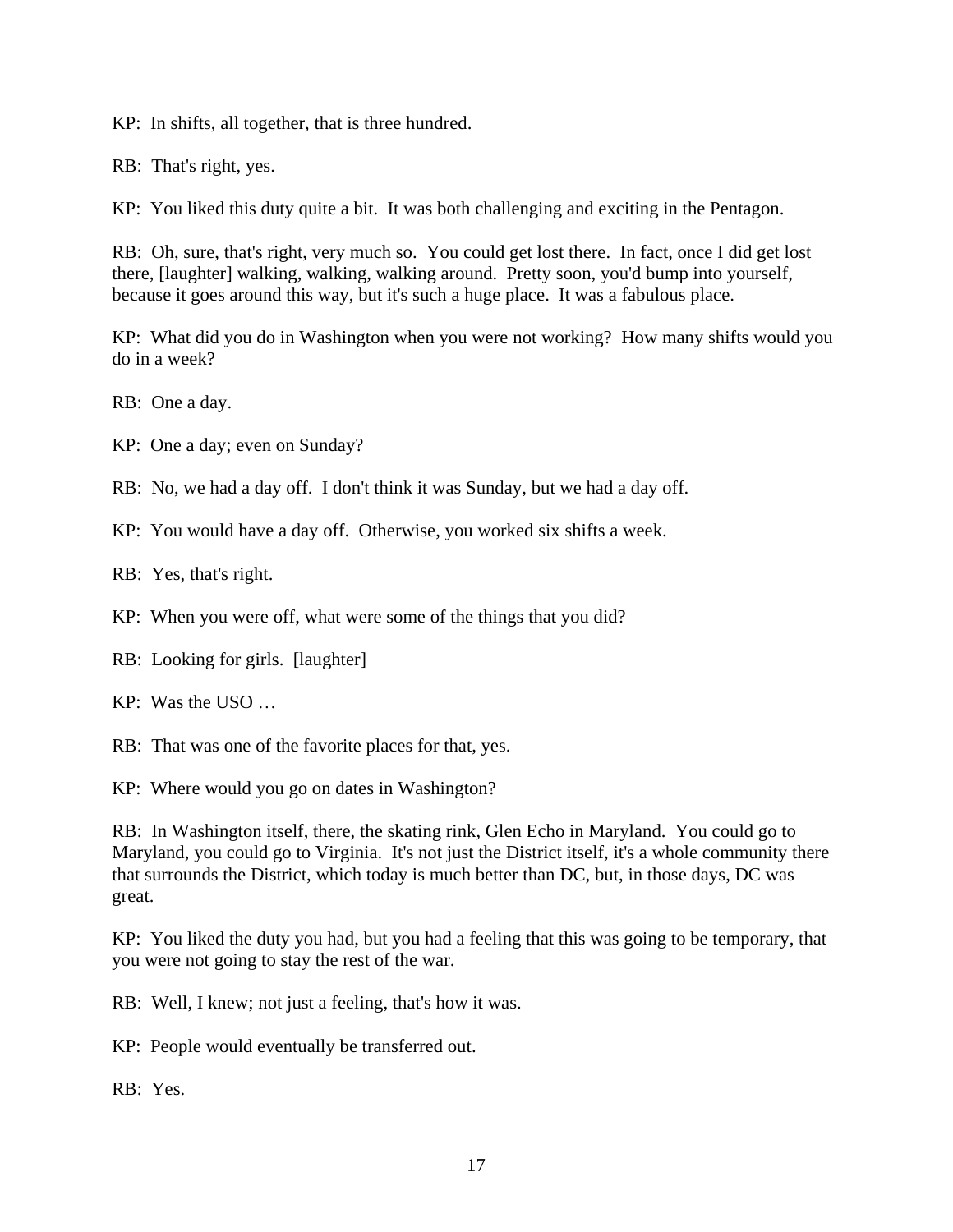KP: In shifts, all together, that is three hundred.

RB: That's right, yes.

KP: You liked this duty quite a bit. It was both challenging and exciting in the Pentagon.

RB: Oh, sure, that's right, very much so. You could get lost there. In fact, once I did get lost there, [laughter] walking, walking, walking around. Pretty soon, you'd bump into yourself, because it goes around this way, but it's such a huge place. It was a fabulous place.

KP: What did you do in Washington when you were not working? How many shifts would you do in a week?

RB: One a day.

KP: One a day; even on Sunday?

RB: No, we had a day off. I don't think it was Sunday, but we had a day off.

KP: You would have a day off. Otherwise, you worked six shifts a week.

RB: Yes, that's right.

KP: When you were off, what were some of the things that you did?

RB: Looking for girls. [laughter]

KP: Was the USO …

RB: That was one of the favorite places for that, yes.

KP: Where would you go on dates in Washington?

RB: In Washington itself, there, the skating rink, Glen Echo in Maryland. You could go to Maryland, you could go to Virginia. It's not just the District itself, it's a whole community there that surrounds the District, which today is much better than DC, but, in those days, DC was great.

KP: You liked the duty you had, but you had a feeling that this was going to be temporary, that you were not going to stay the rest of the war.

RB: Well, I knew; not just a feeling, that's how it was.

KP: People would eventually be transferred out.

RB: Yes.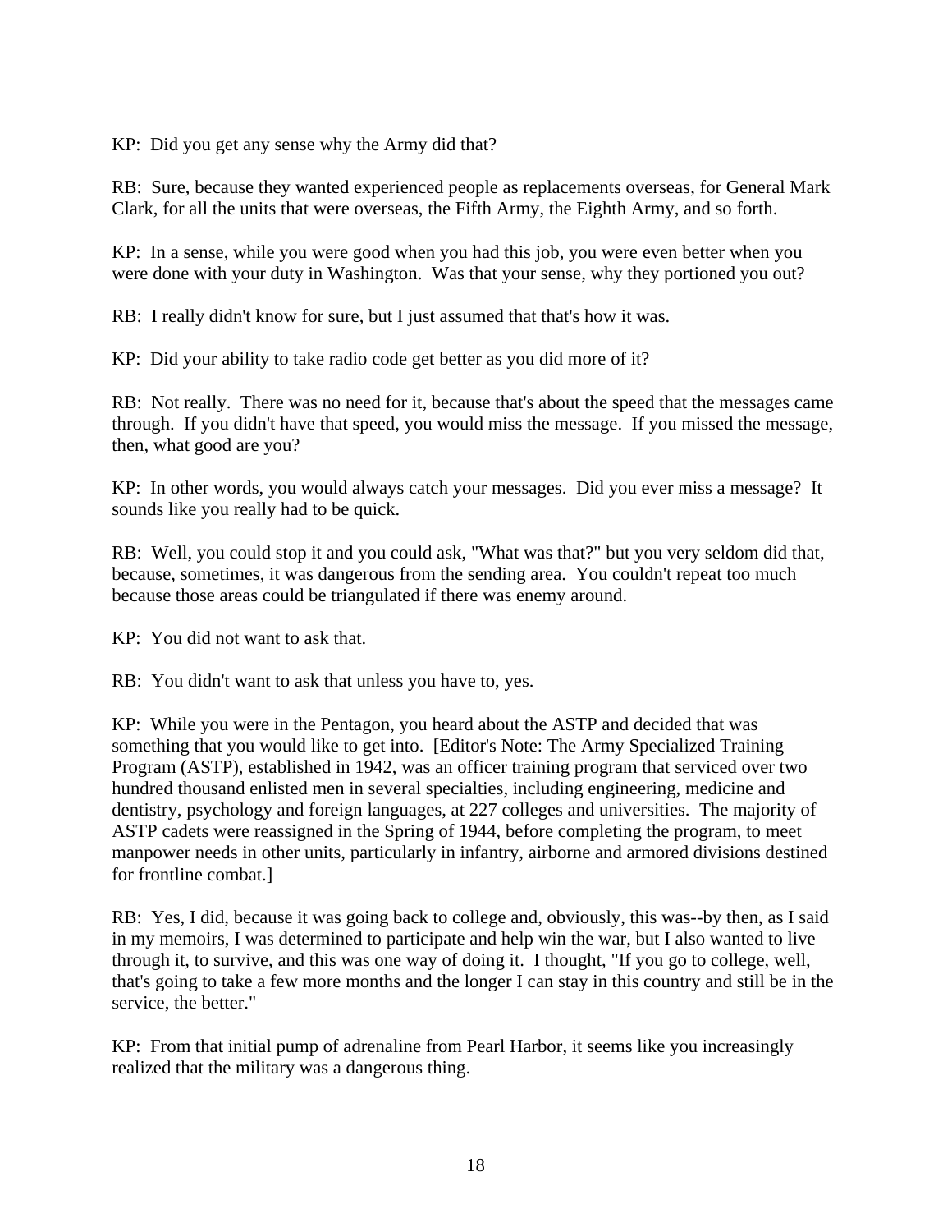KP: Did you get any sense why the Army did that?

RB: Sure, because they wanted experienced people as replacements overseas, for General Mark Clark, for all the units that were overseas, the Fifth Army, the Eighth Army, and so forth.

KP: In a sense, while you were good when you had this job, you were even better when you were done with your duty in Washington. Was that your sense, why they portioned you out?

RB: I really didn't know for sure, but I just assumed that that's how it was.

KP: Did your ability to take radio code get better as you did more of it?

RB: Not really. There was no need for it, because that's about the speed that the messages came through. If you didn't have that speed, you would miss the message. If you missed the message, then, what good are you?

KP: In other words, you would always catch your messages. Did you ever miss a message? It sounds like you really had to be quick.

RB: Well, you could stop it and you could ask, "What was that?" but you very seldom did that, because, sometimes, it was dangerous from the sending area. You couldn't repeat too much because those areas could be triangulated if there was enemy around.

KP: You did not want to ask that.

RB: You didn't want to ask that unless you have to, yes.

KP: While you were in the Pentagon, you heard about the ASTP and decided that was something that you would like to get into. [Editor's Note: The Army Specialized Training Program (ASTP), established in 1942, was an officer training program that serviced over two hundred thousand enlisted men in several specialties, including engineering, medicine and dentistry, psychology and foreign languages, at 227 colleges and universities. The majority of ASTP cadets were reassigned in the Spring of 1944, before completing the program, to meet manpower needs in other units, particularly in infantry, airborne and armored divisions destined for frontline combat.]

RB: Yes, I did, because it was going back to college and, obviously, this was--by then, as I said in my memoirs, I was determined to participate and help win the war, but I also wanted to live through it, to survive, and this was one way of doing it. I thought, "If you go to college, well, that's going to take a few more months and the longer I can stay in this country and still be in the service, the better."

KP: From that initial pump of adrenaline from Pearl Harbor, it seems like you increasingly realized that the military was a dangerous thing.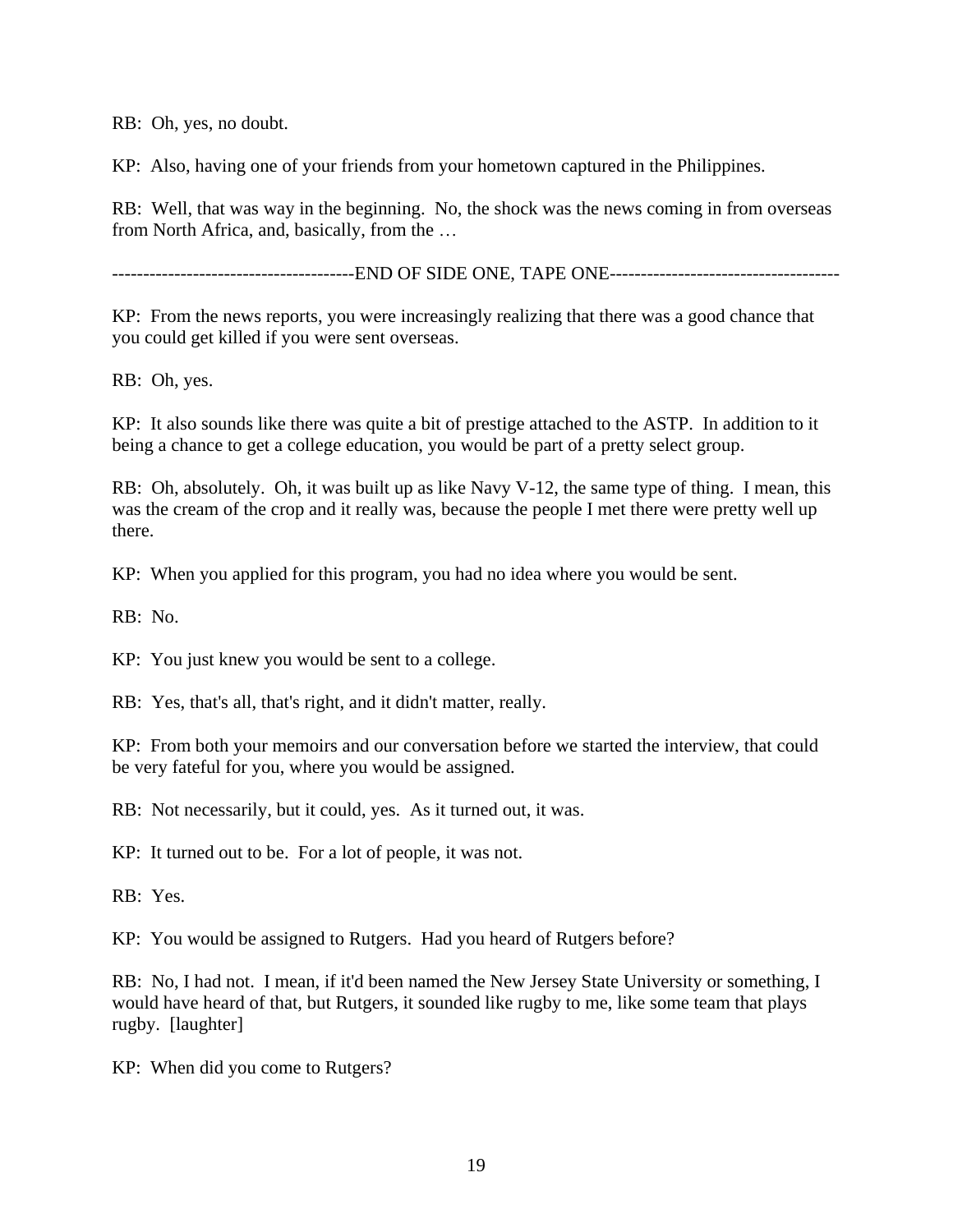RB: Oh, yes, no doubt.

KP: Also, having one of your friends from your hometown captured in the Philippines.

RB: Well, that was way in the beginning. No, the shock was the news coming in from overseas from North Africa, and, basically, from the …

--------------------------------------END OF SIDE ONE, TAPE ONE-------------------------------------

KP: From the news reports, you were increasingly realizing that there was a good chance that you could get killed if you were sent overseas.

RB: Oh, yes.

KP: It also sounds like there was quite a bit of prestige attached to the ASTP. In addition to it being a chance to get a college education, you would be part of a pretty select group.

RB: Oh, absolutely. Oh, it was built up as like Navy V-12, the same type of thing. I mean, this was the cream of the crop and it really was, because the people I met there were pretty well up there.

KP: When you applied for this program, you had no idea where you would be sent.

RB: No.

KP: You just knew you would be sent to a college.

RB: Yes, that's all, that's right, and it didn't matter, really.

KP: From both your memoirs and our conversation before we started the interview, that could be very fateful for you, where you would be assigned.

RB: Not necessarily, but it could, yes. As it turned out, it was.

KP: It turned out to be. For a lot of people, it was not.

RB: Yes.

KP: You would be assigned to Rutgers. Had you heard of Rutgers before?

RB: No, I had not. I mean, if it'd been named the New Jersey State University or something, I would have heard of that, but Rutgers, it sounded like rugby to me, like some team that plays rugby. [laughter]

KP: When did you come to Rutgers?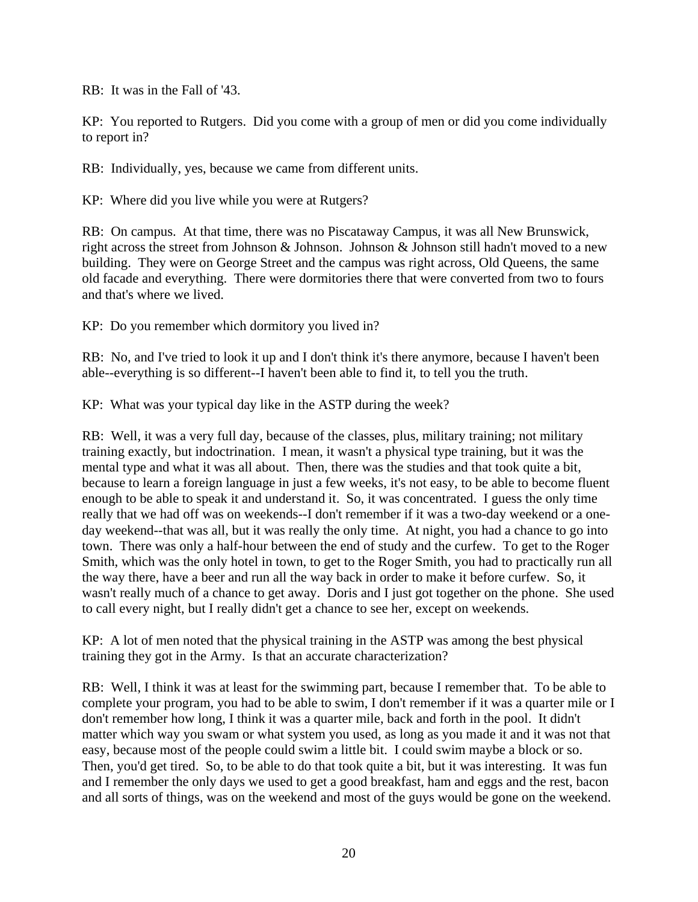RB: It was in the Fall of '43.

KP: You reported to Rutgers. Did you come with a group of men or did you come individually to report in?

RB: Individually, yes, because we came from different units.

KP: Where did you live while you were at Rutgers?

RB: On campus. At that time, there was no Piscataway Campus, it was all New Brunswick, right across the street from Johnson & Johnson. Johnson & Johnson still hadn't moved to a new building. They were on George Street and the campus was right across, Old Queens, the same old facade and everything. There were dormitories there that were converted from two to fours and that's where we lived.

KP: Do you remember which dormitory you lived in?

RB: No, and I've tried to look it up and I don't think it's there anymore, because I haven't been able--everything is so different--I haven't been able to find it, to tell you the truth.

KP: What was your typical day like in the ASTP during the week?

RB: Well, it was a very full day, because of the classes, plus, military training; not military training exactly, but indoctrination. I mean, it wasn't a physical type training, but it was the mental type and what it was all about. Then, there was the studies and that took quite a bit, because to learn a foreign language in just a few weeks, it's not easy, to be able to become fluent enough to be able to speak it and understand it. So, it was concentrated. I guess the only time really that we had off was on weekends--I don't remember if it was a two-day weekend or a one-day weekend--that was all, but it was really the only time. At night, you had a chance to go into town. There was only a half-hour between the end of study and the curfew. To get to the Roger Smith, which was the only hotel in town, to get to the Roger Smith, you had to practically run all the way there, have a beer and run all the way back in order to make it before curfew. So, it wasn't really much of a chance to get away. Doris and I just got together on the phone. She used to call every night, but I really didn't get a chance to see her, except on weekends.

KP: A lot of men noted that the physical training in the ASTP was among the best physical training they got in the Army. Is that an accurate characterization?

RB: Well, I think it was at least for the swimming part, because I remember that. To be able to complete your program, you had to be able to swim, I don't remember if it was a quarter mile or I don't remember how long, I think it was a quarter mile, back and forth in the pool. It didn't matter which way you swam or what system you used, as long as you made it and it was not that easy, because most of the people could swim a little bit. I could swim maybe a block or so. Then, you'd get tired. So, to be able to do that took quite a bit, but it was interesting. It was fun and I remember the only days we used to get a good breakfast, ham and eggs and the rest, bacon and all sorts of things, was on the weekend and most of the guys would be gone on the weekend.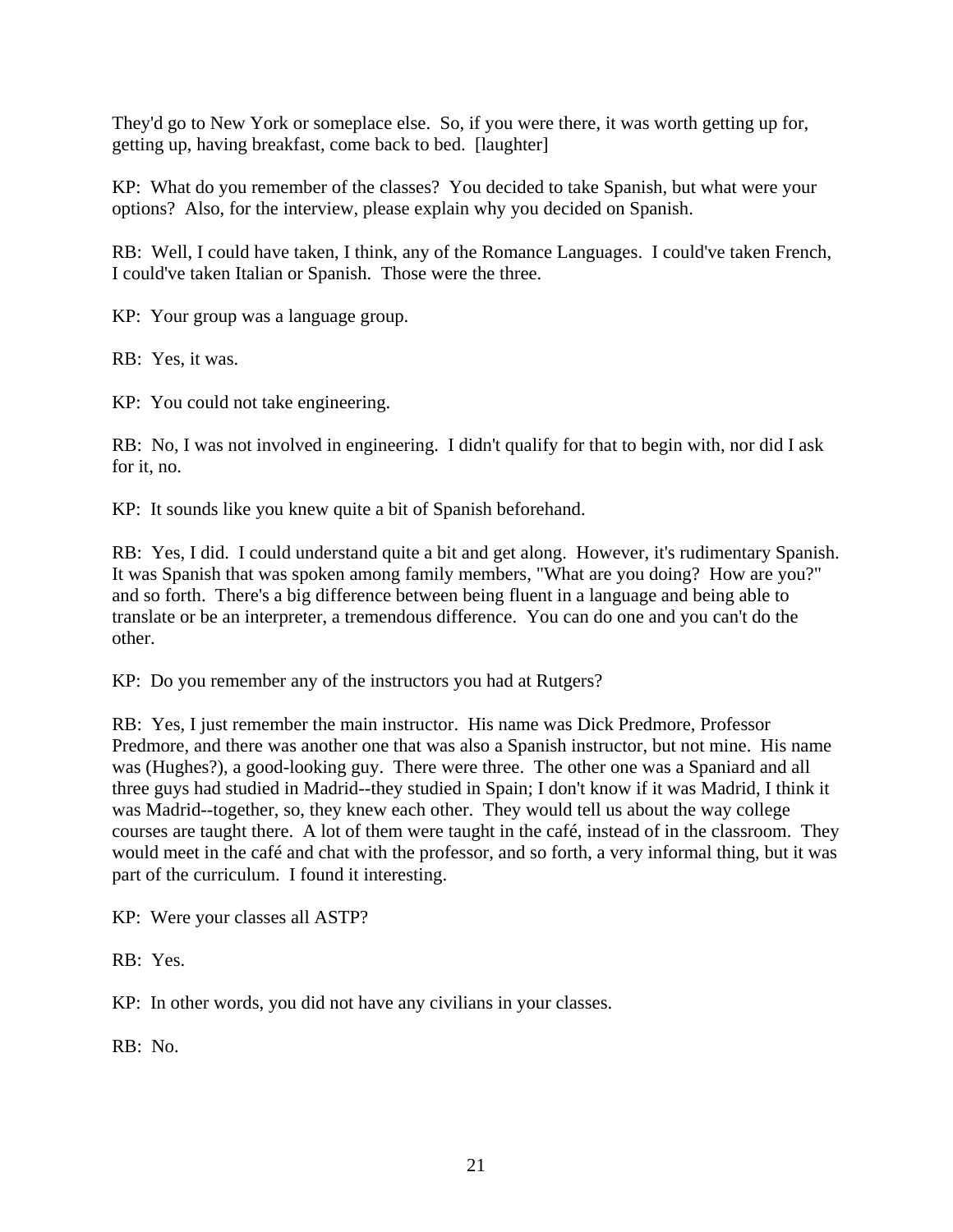They'd go to New York or someplace else. So, if you were there, it was worth getting up for, getting up, having breakfast, come back to bed. [laughter]

KP: What do you remember of the classes? You decided to take Spanish, but what were your options? Also, for the interview, please explain why you decided on Spanish.

RB: Well, I could have taken, I think, any of the Romance Languages. I could've taken French, I could've taken Italian or Spanish. Those were the three.

KP: Your group was a language group.

RB: Yes, it was.

KP: You could not take engineering.

RB: No, I was not involved in engineering. I didn't qualify for that to begin with, nor did I ask for it, no.

KP: It sounds like you knew quite a bit of Spanish beforehand.

RB: Yes, I did. I could understand quite a bit and get along. However, it's rudimentary Spanish. It was Spanish that was spoken among family members, "What are you doing? How are you?" and so forth. There's a big difference between being fluent in a language and being able to translate or be an interpreter, a tremendous difference. You can do one and you can't do the other.

KP: Do you remember any of the instructors you had at Rutgers?

RB: Yes, I just remember the main instructor. His name was Dick Predmore, Professor Predmore, and there was another one that was also a Spanish instructor, but not mine. His name was (Hughes?), a good-looking guy. There were three. The other one was a Spaniard and all three guys had studied in Madrid--they studied in Spain; I don't know if it was Madrid, I think it was Madrid--together, so, they knew each other. They would tell us about the way college courses are taught there. A lot of them were taught in the café, instead of in the classroom. They would meet in the café and chat with the professor, and so forth, a very informal thing, but it was part of the curriculum. I found it interesting.

KP: Were your classes all ASTP?

RB: Yes.

KP: In other words, you did not have any civilians in your classes.

RB: No.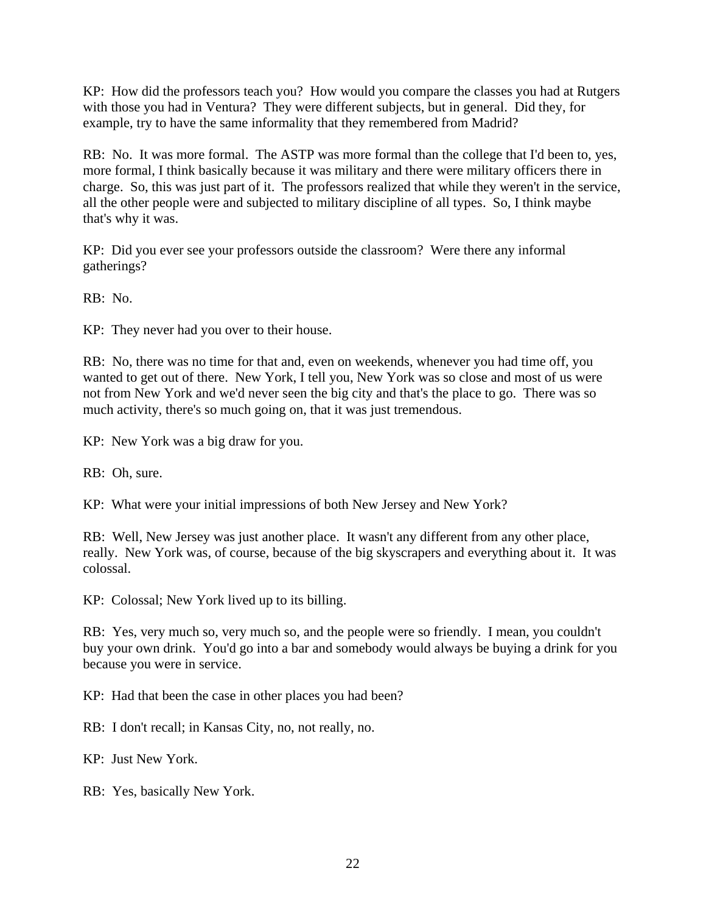KP: How did the professors teach you? How would you compare the classes you had at Rutgers with those you had in Ventura? They were different subjects, but in general. Did they, for example, try to have the same informality that they remembered from Madrid?

RB: No. It was more formal. The ASTP was more formal than the college that I'd been to, yes, more formal, I think basically because it was military and there were military officers there in charge. So, this was just part of it. The professors realized that while they weren't in the service, all the other people were and subjected to military discipline of all types. So, I think maybe that's why it was.

KP: Did you ever see your professors outside the classroom? Were there any informal gatherings?

RB: No.

KP: They never had you over to their house.

RB: No, there was no time for that and, even on weekends, whenever you had time off, you wanted to get out of there. New York, I tell you, New York was so close and most of us were not from New York and we'd never seen the big city and that's the place to go. There was so much activity, there's so much going on, that it was just tremendous.

KP: New York was a big draw for you.

RB: Oh, sure.

KP: What were your initial impressions of both New Jersey and New York?

RB: Well, New Jersey was just another place. It wasn't any different from any other place, really. New York was, of course, because of the big skyscrapers and everything about it. It was colossal.

KP: Colossal; New York lived up to its billing.

RB: Yes, very much so, very much so, and the people were so friendly. I mean, you couldn't buy your own drink. You'd go into a bar and somebody would always be buying a drink for you because you were in service.

KP: Had that been the case in other places you had been?

RB: I don't recall; in Kansas City, no, not really, no.

KP: Just New York.

RB: Yes, basically New York.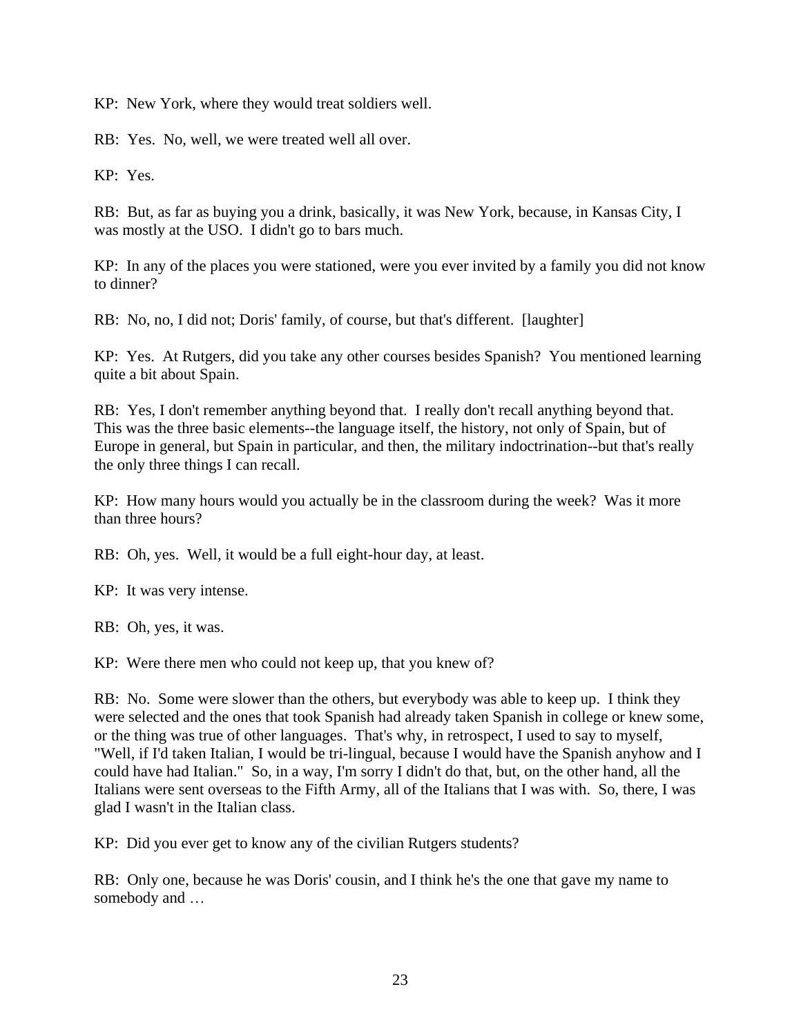KP: New York, where they would treat soldiers well.

RB: Yes. No, well, we were treated well all over.

KP: Yes.

RB: But, as far as buying you a drink, basically, it was New York, because, in Kansas City, I was mostly at the USO. I didn't go to bars much.

KP: In any of the places you were stationed, were you ever invited by a family you did not know to dinner?

RB: No, no, I did not; Doris' family, of course, but that's different. [laughter]

KP: Yes. At Rutgers, did you take any other courses besides Spanish? You mentioned learning quite a bit about Spain.

RB: Yes, I don't remember anything beyond that. I really don't recall anything beyond that. This was the three basic elements--the language itself, the history, not only of Spain, but of Europe in general, but Spain in particular, and then, the military indoctrination--but that's really the only three things I can recall.

KP: How many hours would you actually be in the classroom during the week? Was it more than three hours?

RB: Oh, yes. Well, it would be a full eight-hour day, at least.

KP: It was very intense.

RB: Oh, yes, it was.

KP: Were there men who could not keep up, that you knew of?

RB: No. Some were slower than the others, but everybody was able to keep up. I think they were selected and the ones that took Spanish had already taken Spanish in college or knew some, or the thing was true of other languages. That's why, in retrospect, I used to say to myself, "Well, if I'd taken Italian, I would be tri-lingual, because I would have the Spanish anyhow and I could have had Italian." So, in a way, I'm sorry I didn't do that, but, on the other hand, all the Italians were sent overseas to the Fifth Army, all of the Italians that I was with. So, there, I was glad I wasn't in the Italian class.

KP: Did you ever get to know any of the civilian Rutgers students?

RB: Only one, because he was Doris' cousin, and I think he's the one that gave my name to somebody and …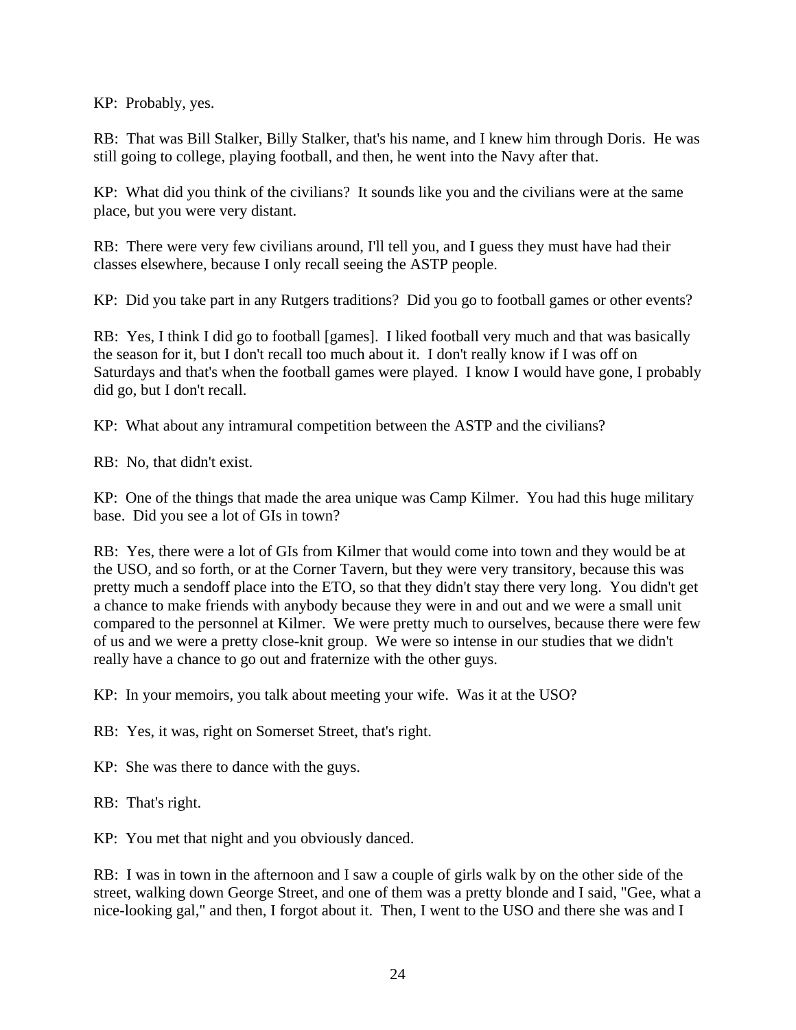KP: Probably, yes.

RB: That was Bill Stalker, Billy Stalker, that's his name, and I knew him through Doris. He was still going to college, playing football, and then, he went into the Navy after that.

KP: What did you think of the civilians? It sounds like you and the civilians were at the same place, but you were very distant.

RB: There were very few civilians around, I'll tell you, and I guess they must have had their classes elsewhere, because I only recall seeing the ASTP people.

KP: Did you take part in any Rutgers traditions? Did you go to football games or other events?

RB: Yes, I think I did go to football [games]. I liked football very much and that was basically the season for it, but I don't recall too much about it. I don't really know if I was off on Saturdays and that's when the football games were played. I know I would have gone, I probably did go, but I don't recall.

KP: What about any intramural competition between the ASTP and the civilians?

RB: No, that didn't exist.

KP: One of the things that made the area unique was Camp Kilmer. You had this huge military base. Did you see a lot of GIs in town?

RB: Yes, there were a lot of GIs from Kilmer that would come into town and they would be at the USO, and so forth, or at the Corner Tavern, but they were very transitory, because this was pretty much a sendoff place into the ETO, so that they didn't stay there very long. You didn't get a chance to make friends with anybody because they were in and out and we were a small unit compared to the personnel at Kilmer. We were pretty much to ourselves, because there were few of us and we were a pretty close-knit group. We were so intense in our studies that we didn't really have a chance to go out and fraternize with the other guys.

KP: In your memoirs, you talk about meeting your wife. Was it at the USO?

RB: Yes, it was, right on Somerset Street, that's right.

KP: She was there to dance with the guys.

RB: That's right.

KP: You met that night and you obviously danced.

RB: I was in town in the afternoon and I saw a couple of girls walk by on the other side of the street, walking down George Street, and one of them was a pretty blonde and I said, "Gee, what a nice-looking gal," and then, I forgot about it. Then, I went to the USO and there she was and I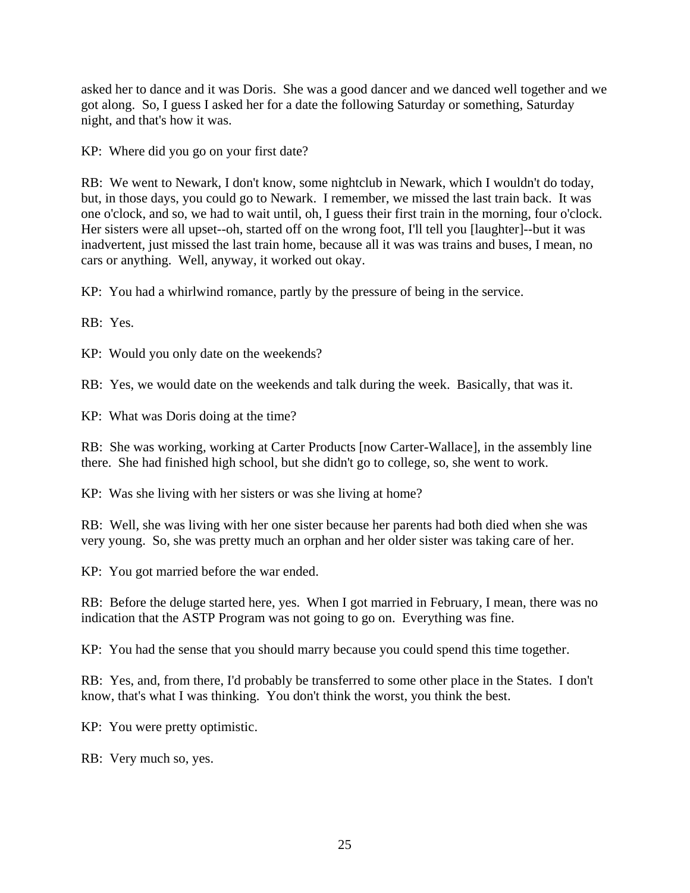asked her to dance and it was Doris. She was a good dancer and we danced well together and we got along. So, I guess I asked her for a date the following Saturday or something, Saturday night, and that's how it was.

KP: Where did you go on your first date?

RB: We went to Newark, I don't know, some nightclub in Newark, which I wouldn't do today, but, in those days, you could go to Newark. I remember, we missed the last train back. It was one o'clock, and so, we had to wait until, oh, I guess their first train in the morning, four o'clock. Her sisters were all upset--oh, started off on the wrong foot, I'll tell you [laughter]--but it was inadvertent, just missed the last train home, because all it was was trains and buses, I mean, no cars or anything. Well, anyway, it worked out okay.

KP: You had a whirlwind romance, partly by the pressure of being in the service.

RB: Yes.

KP: Would you only date on the weekends?

RB: Yes, we would date on the weekends and talk during the week. Basically, that was it.

KP: What was Doris doing at the time?

RB: She was working, working at Carter Products [now Carter-Wallace], in the assembly line there. She had finished high school, but she didn't go to college, so, she went to work.

KP: Was she living with her sisters or was she living at home?

RB: Well, she was living with her one sister because her parents had both died when she was very young. So, she was pretty much an orphan and her older sister was taking care of her.

KP: You got married before the war ended.

RB: Before the deluge started here, yes. When I got married in February, I mean, there was no indication that the ASTP Program was not going to go on. Everything was fine.

KP: You had the sense that you should marry because you could spend this time together.

RB: Yes, and, from there, I'd probably be transferred to some other place in the States. I don't know, that's what I was thinking. You don't think the worst, you think the best.

KP: You were pretty optimistic.

RB: Very much so, yes.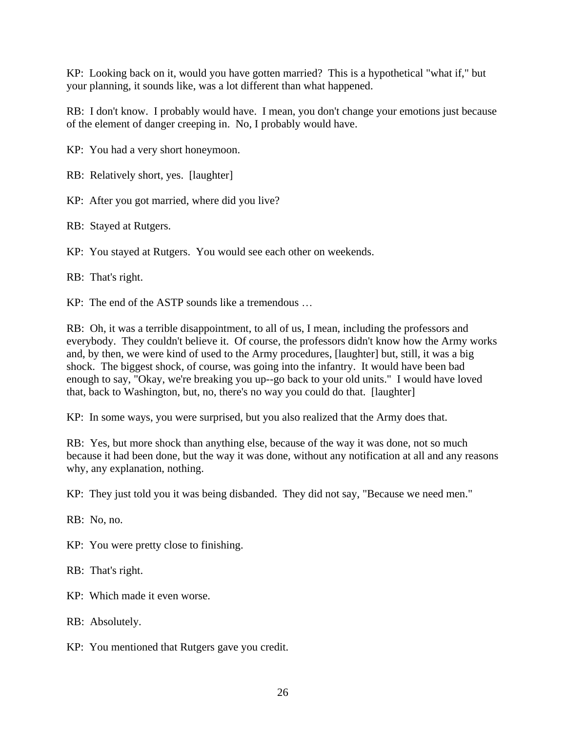KP: Looking back on it, would you have gotten married? This is a hypothetical "what if," but your planning, it sounds like, was a lot different than what happened.

RB: I don't know. I probably would have. I mean, you don't change your emotions just because of the element of danger creeping in. No, I probably would have.

KP: You had a very short honeymoon.

RB: Relatively short, yes. [laughter]

KP: After you got married, where did you live?

RB: Stayed at Rutgers.

KP: You stayed at Rutgers. You would see each other on weekends.

RB: That's right.

KP: The end of the ASTP sounds like a tremendous …

RB: Oh, it was a terrible disappointment, to all of us, I mean, including the professors and everybody. They couldn't believe it. Of course, the professors didn't know how the Army works and, by then, we were kind of used to the Army procedures, [laughter] but, still, it was a big shock. The biggest shock, of course, was going into the infantry. It would have been bad enough to say, "Okay, we're breaking you up--go back to your old units." I would have loved that, back to Washington, but, no, there's no way you could do that. [laughter]

KP: In some ways, you were surprised, but you also realized that the Army does that.

RB: Yes, but more shock than anything else, because of the way it was done, not so much because it had been done, but the way it was done, without any notification at all and any reasons why, any explanation, nothing.

KP: They just told you it was being disbanded. They did not say, "Because we need men."

RB: No, no.

KP: You were pretty close to finishing.

RB: That's right.

KP: Which made it even worse.

RB: Absolutely.

KP: You mentioned that Rutgers gave you credit.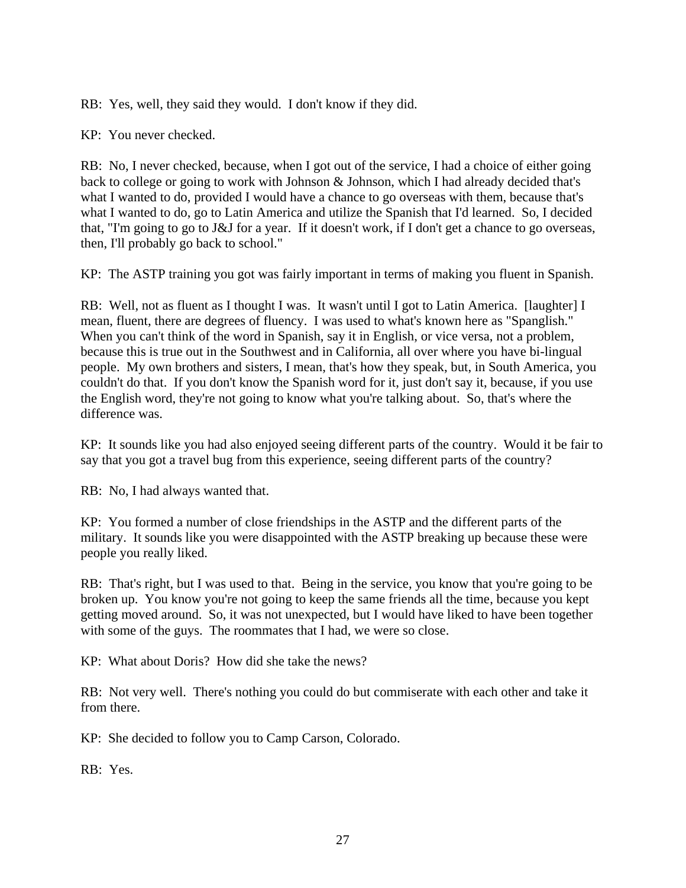RB: Yes, well, they said they would. I don't know if they did.

KP: You never checked.

RB: No, I never checked, because, when I got out of the service, I had a choice of either going back to college or going to work with Johnson & Johnson, which I had already decided that's what I wanted to do, provided I would have a chance to go overseas with them, because that's what I wanted to do, go to Latin America and utilize the Spanish that I'd learned. So, I decided that, "I'm going to go to J&J for a year. If it doesn't work, if I don't get a chance to go overseas, then, I'll probably go back to school."

KP: The ASTP training you got was fairly important in terms of making you fluent in Spanish.

RB: Well, not as fluent as I thought I was. It wasn't until I got to Latin America. [laughter] I mean, fluent, there are degrees of fluency. I was used to what's known here as "Spanglish." When you can't think of the word in Spanish, say it in English, or vice versa, not a problem, because this is true out in the Southwest and in California, all over where you have bi-lingual people. My own brothers and sisters, I mean, that's how they speak, but, in South America, you couldn't do that. If you don't know the Spanish word for it, just don't say it, because, if you use the English word, they're not going to know what you're talking about. So, that's where the difference was.

KP: It sounds like you had also enjoyed seeing different parts of the country. Would it be fair to say that you got a travel bug from this experience, seeing different parts of the country?

RB: No, I had always wanted that.

KP: You formed a number of close friendships in the ASTP and the different parts of the military. It sounds like you were disappointed with the ASTP breaking up because these were people you really liked.

RB: That's right, but I was used to that. Being in the service, you know that you're going to be broken up. You know you're not going to keep the same friends all the time, because you kept getting moved around. So, it was not unexpected, but I would have liked to have been together with some of the guys. The roommates that I had, we were so close.

KP: What about Doris? How did she take the news?

RB: Not very well. There's nothing you could do but commiserate with each other and take it from there.

KP: She decided to follow you to Camp Carson, Colorado.

RB: Yes.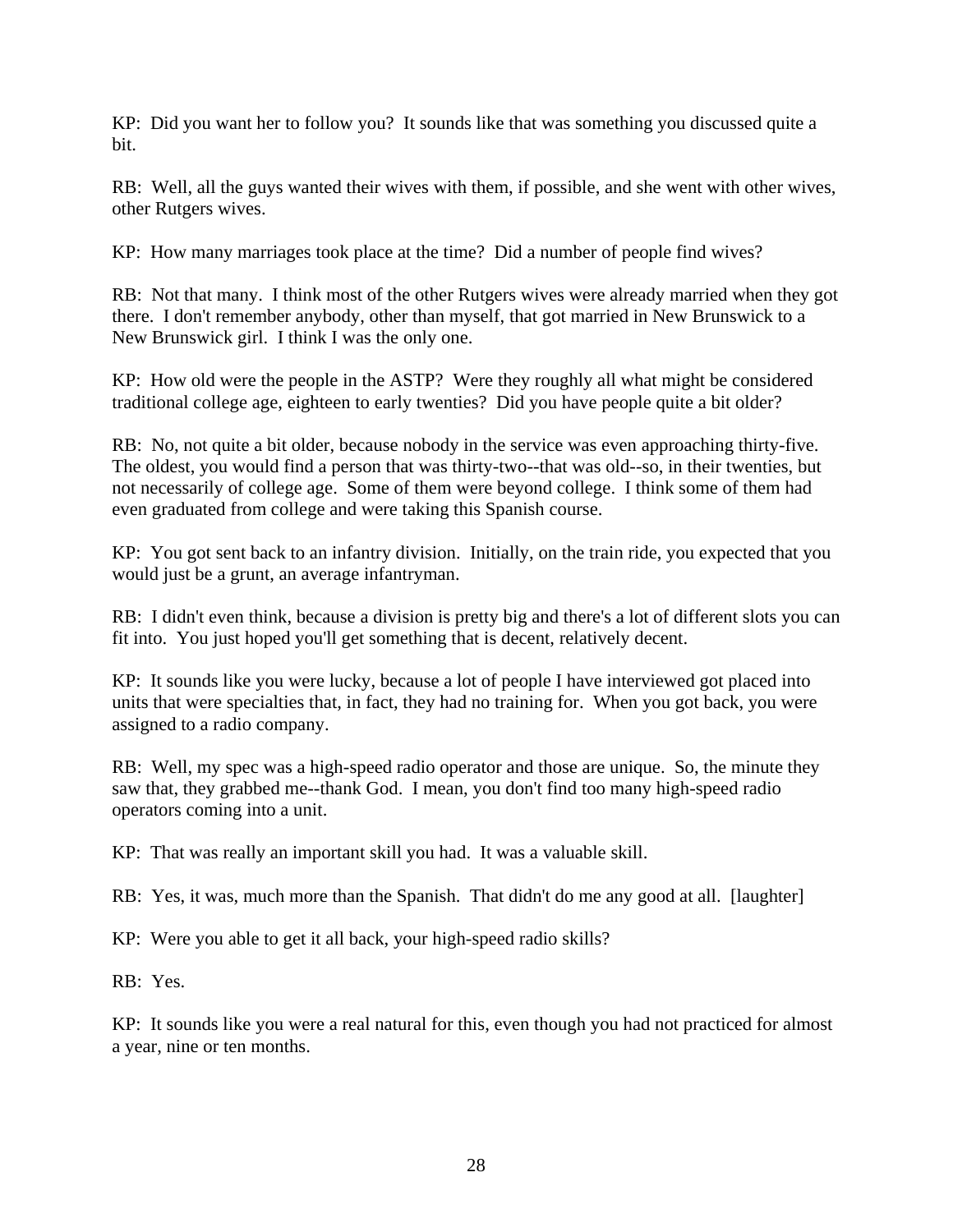KP: Did you want her to follow you? It sounds like that was something you discussed quite a bit.

RB: Well, all the guys wanted their wives with them, if possible, and she went with other wives, other Rutgers wives.

KP: How many marriages took place at the time? Did a number of people find wives?

RB: Not that many. I think most of the other Rutgers wives were already married when they got there. I don't remember anybody, other than myself, that got married in New Brunswick to a New Brunswick girl. I think I was the only one.

KP: How old were the people in the ASTP? Were they roughly all what might be considered traditional college age, eighteen to early twenties? Did you have people quite a bit older?

RB: No, not quite a bit older, because nobody in the service was even approaching thirty-five. The oldest, you would find a person that was thirty-two--that was old--so, in their twenties, but not necessarily of college age. Some of them were beyond college. I think some of them had even graduated from college and were taking this Spanish course.

KP: You got sent back to an infantry division. Initially, on the train ride, you expected that you would just be a grunt, an average infantryman.

RB: I didn't even think, because a division is pretty big and there's a lot of different slots you can fit into. You just hoped you'll get something that is decent, relatively decent.

KP: It sounds like you were lucky, because a lot of people I have interviewed got placed into units that were specialties that, in fact, they had no training for. When you got back, you were assigned to a radio company.

RB: Well, my spec was a high-speed radio operator and those are unique. So, the minute they saw that, they grabbed me--thank God. I mean, you don't find too many high-speed radio operators coming into a unit.

KP: That was really an important skill you had. It was a valuable skill.

RB: Yes, it was, much more than the Spanish. That didn't do me any good at all. [laughter]

KP: Were you able to get it all back, your high-speed radio skills?

RB: Yes.

KP: It sounds like you were a real natural for this, even though you had not practiced for almost a year, nine or ten months.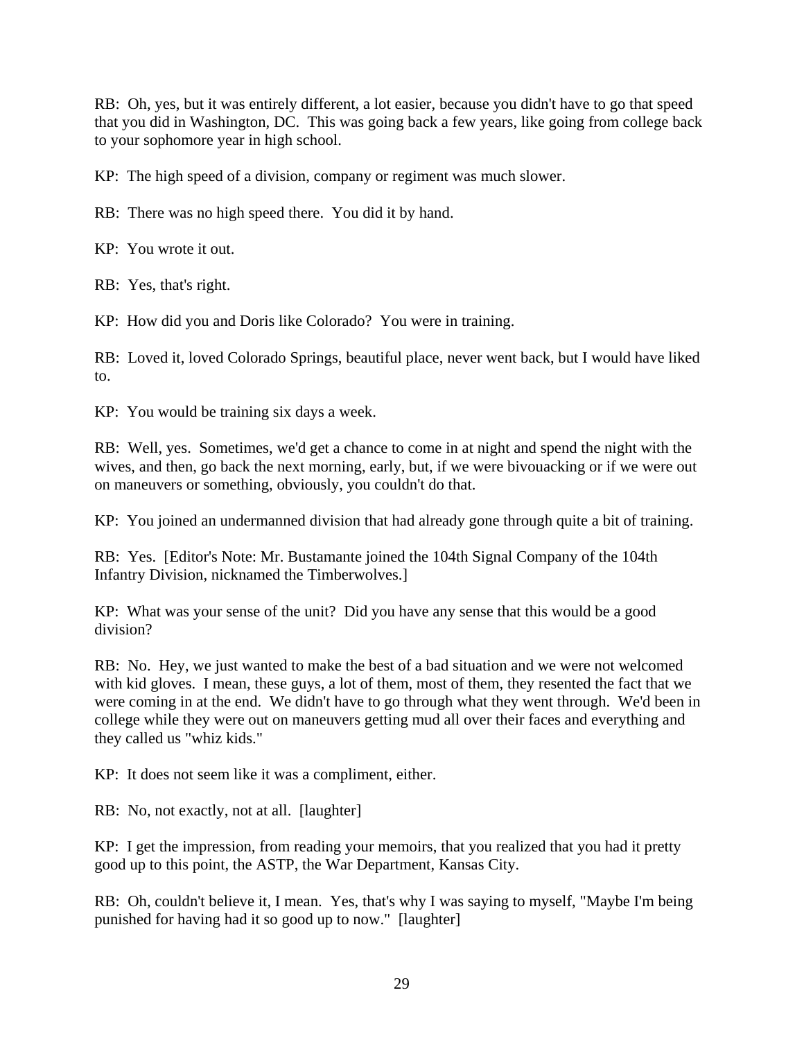RB: Oh, yes, but it was entirely different, a lot easier, because you didn't have to go that speed that you did in Washington, DC. This was going back a few years, like going from college back to your sophomore year in high school.

KP: The high speed of a division, company or regiment was much slower.

RB: There was no high speed there. You did it by hand.

KP: You wrote it out.

RB: Yes, that's right.

KP: How did you and Doris like Colorado? You were in training.

RB: Loved it, loved Colorado Springs, beautiful place, never went back, but I would have liked to.

KP: You would be training six days a week.

RB: Well, yes. Sometimes, we'd get a chance to come in at night and spend the night with the wives, and then, go back the next morning, early, but, if we were bivouacking or if we were out on maneuvers or something, obviously, you couldn't do that.

KP: You joined an undermanned division that had already gone through quite a bit of training.

RB: Yes. [Editor's Note: Mr. Bustamante joined the 104th Signal Company of the 104th Infantry Division, nicknamed the Timberwolves.]

KP: What was your sense of the unit? Did you have any sense that this would be a good division?

RB: No. Hey, we just wanted to make the best of a bad situation and we were not welcomed with kid gloves. I mean, these guys, a lot of them, most of them, they resented the fact that we were coming in at the end. We didn't have to go through what they went through. We'd been in college while they were out on maneuvers getting mud all over their faces and everything and they called us "whiz kids."

KP: It does not seem like it was a compliment, either.

RB: No, not exactly, not at all. [laughter]

KP: I get the impression, from reading your memoirs, that you realized that you had it pretty good up to this point, the ASTP, the War Department, Kansas City.

RB: Oh, couldn't believe it, I mean. Yes, that's why I was saying to myself, "Maybe I'm being punished for having had it so good up to now." [laughter]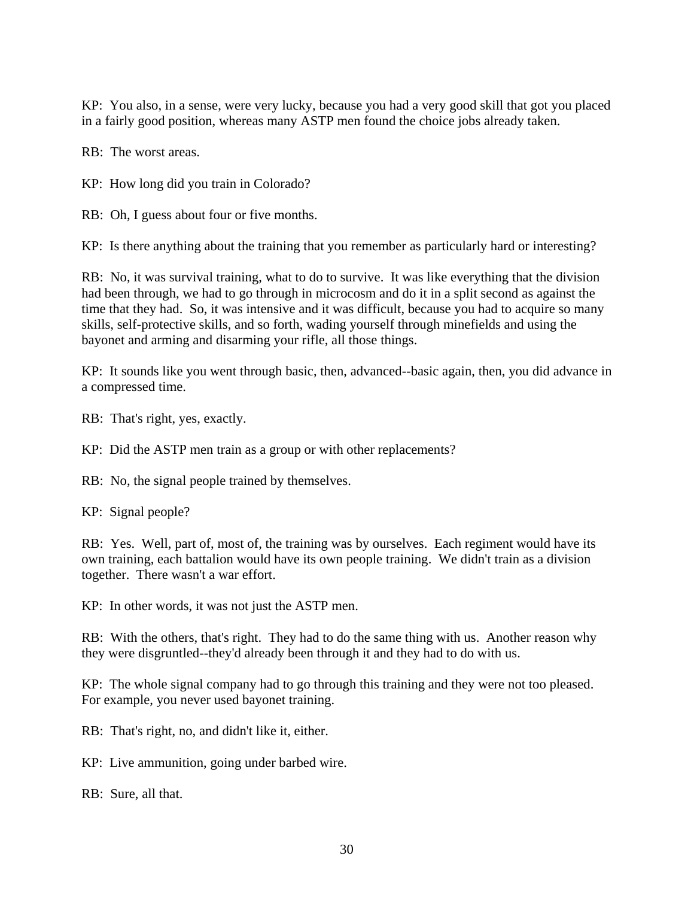KP: You also, in a sense, were very lucky, because you had a very good skill that got you placed in a fairly good position, whereas many ASTP men found the choice jobs already taken.

RB: The worst areas.

KP: How long did you train in Colorado?

RB: Oh, I guess about four or five months.

KP: Is there anything about the training that you remember as particularly hard or interesting?

RB: No, it was survival training, what to do to survive. It was like everything that the division had been through, we had to go through in microcosm and do it in a split second as against the time that they had. So, it was intensive and it was difficult, because you had to acquire so many skills, self-protective skills, and so forth, wading yourself through minefields and using the bayonet and arming and disarming your rifle, all those things.

KP: It sounds like you went through basic, then, advanced--basic again, then, you did advance in a compressed time.

RB: That's right, yes, exactly.

KP: Did the ASTP men train as a group or with other replacements?

RB: No, the signal people trained by themselves.

KP: Signal people?

RB: Yes. Well, part of, most of, the training was by ourselves. Each regiment would have its own training, each battalion would have its own people training. We didn't train as a division together. There wasn't a war effort.

KP: In other words, it was not just the ASTP men.

RB: With the others, that's right. They had to do the same thing with us. Another reason why they were disgruntled--they'd already been through it and they had to do with us.

KP: The whole signal company had to go through this training and they were not too pleased. For example, you never used bayonet training.

RB: That's right, no, and didn't like it, either.

KP: Live ammunition, going under barbed wire.

RB: Sure, all that.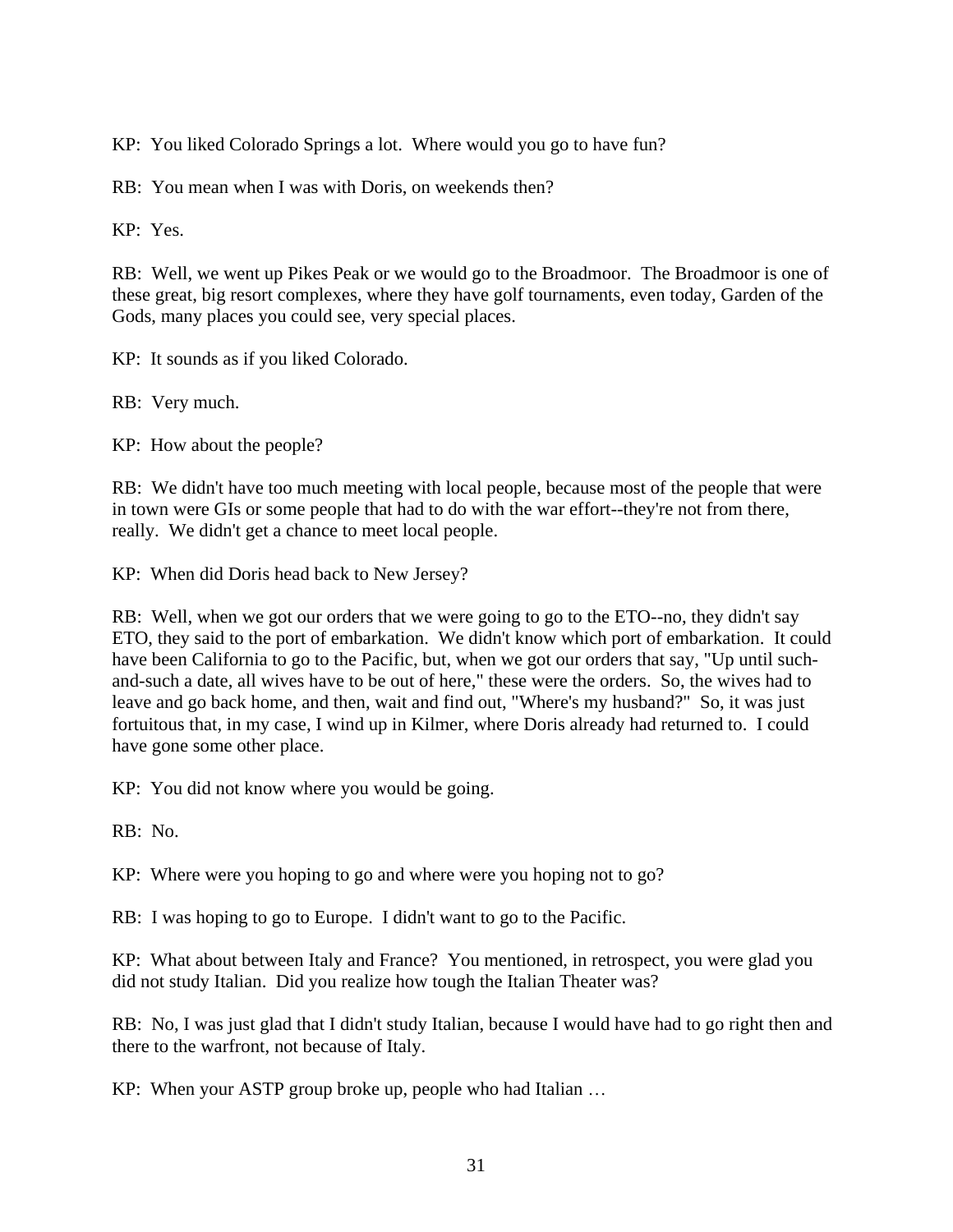KP: You liked Colorado Springs a lot. Where would you go to have fun?

RB: You mean when I was with Doris, on weekends then?

KP: Yes.

RB: Well, we went up Pikes Peak or we would go to the Broadmoor. The Broadmoor is one of these great, big resort complexes, where they have golf tournaments, even today, Garden of the Gods, many places you could see, very special places.

KP: It sounds as if you liked Colorado.

RB: Very much.

KP: How about the people?

RB: We didn't have too much meeting with local people, because most of the people that were in town were GIs or some people that had to do with the war effort--they're not from there, really. We didn't get a chance to meet local people.

KP: When did Doris head back to New Jersey?

RB: Well, when we got our orders that we were going to go to the ETO--no, they didn't say ETO, they said to the port of embarkation. We didn't know which port of embarkation. It could have been California to go to the Pacific, but, when we got our orders that say, "Up until such-and-such a date, all wives have to be out of here," these were the orders. So, the wives had to leave and go back home, and then, wait and find out, "Where's my husband?" So, it was just fortuitous that, in my case, I wind up in Kilmer, where Doris already had returned to. I could have gone some other place.

KP: You did not know where you would be going.

RB: No.

KP: Where were you hoping to go and where were you hoping not to go?

RB: I was hoping to go to Europe. I didn't want to go to the Pacific.

KP: What about between Italy and France? You mentioned, in retrospect, you were glad you did not study Italian. Did you realize how tough the Italian Theater was?

RB: No, I was just glad that I didn't study Italian, because I would have had to go right then and there to the warfront, not because of Italy.

KP: When your ASTP group broke up, people who had Italian …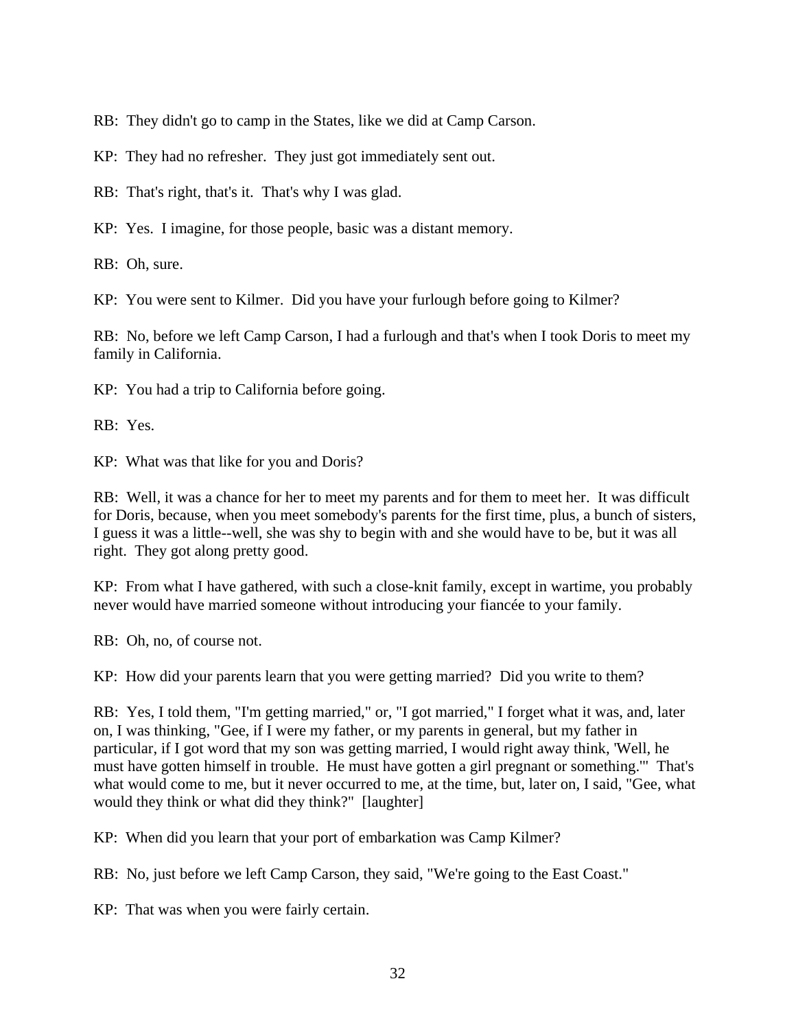RB: They didn't go to camp in the States, like we did at Camp Carson.

KP: They had no refresher. They just got immediately sent out.

RB: That's right, that's it. That's why I was glad.

KP: Yes. I imagine, for those people, basic was a distant memory.

RB: Oh, sure.

KP: You were sent to Kilmer. Did you have your furlough before going to Kilmer?

RB: No, before we left Camp Carson, I had a furlough and that's when I took Doris to meet my family in California.

KP: You had a trip to California before going.

RB: Yes.

KP: What was that like for you and Doris?

RB: Well, it was a chance for her to meet my parents and for them to meet her. It was difficult for Doris, because, when you meet somebody's parents for the first time, plus, a bunch of sisters, I guess it was a little--well, she was shy to begin with and she would have to be, but it was all right. They got along pretty good.

KP: From what I have gathered, with such a close-knit family, except in wartime, you probably never would have married someone without introducing your fiancée to your family.

RB: Oh, no, of course not.

KP: How did your parents learn that you were getting married? Did you write to them?

RB: Yes, I told them, "I'm getting married," or, "I got married," I forget what it was, and, later on, I was thinking, "Gee, if I were my father, or my parents in general, but my father in particular, if I got word that my son was getting married, I would right away think, 'Well, he must have gotten himself in trouble. He must have gotten a girl pregnant or something.'" That's what would come to me, but it never occurred to me, at the time, but, later on, I said, "Gee, what would they think or what did they think?" [laughter]

KP: When did you learn that your port of embarkation was Camp Kilmer?

RB: No, just before we left Camp Carson, they said, "We're going to the East Coast."

KP: That was when you were fairly certain.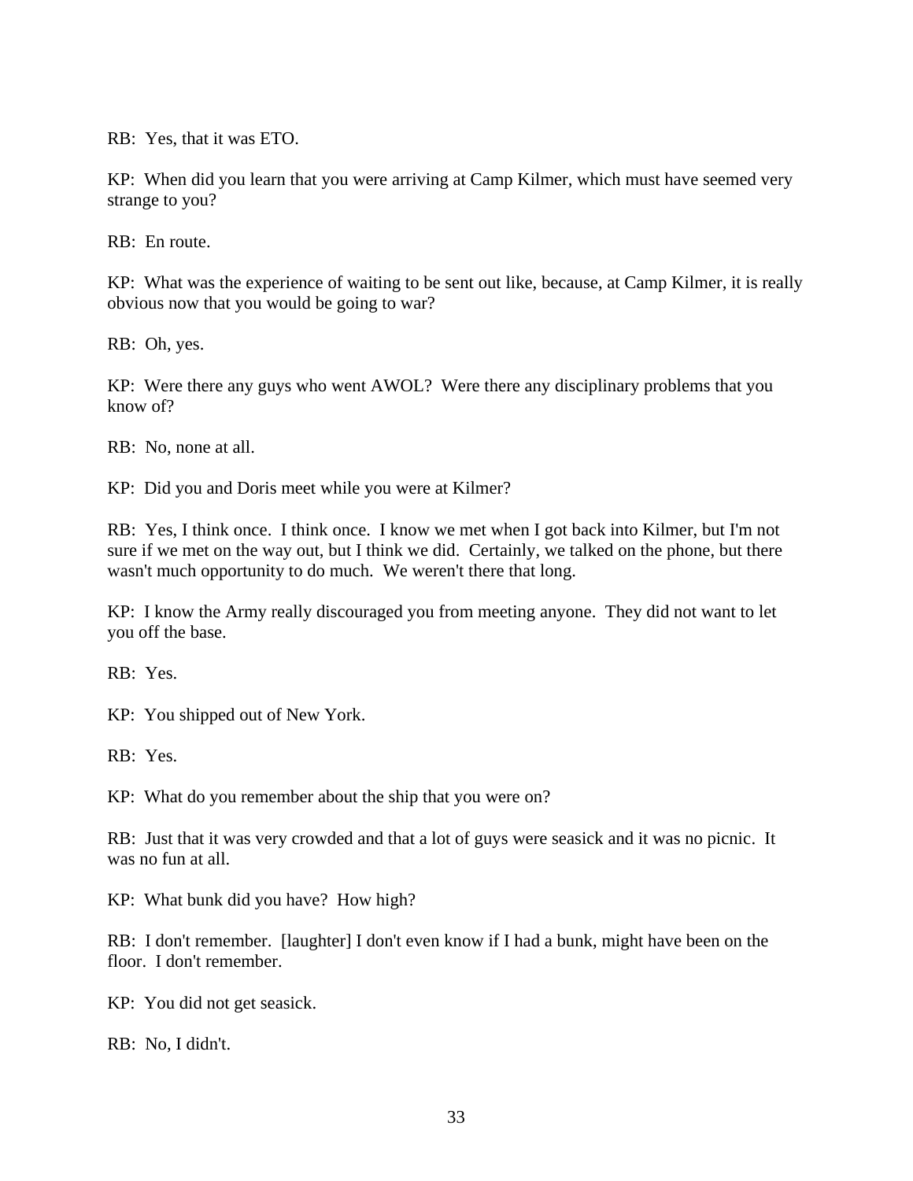RB: Yes, that it was ETO.

KP: When did you learn that you were arriving at Camp Kilmer, which must have seemed very strange to you?

RB: En route.

KP: What was the experience of waiting to be sent out like, because, at Camp Kilmer, it is really obvious now that you would be going to war?

RB: Oh, yes.

KP: Were there any guys who went AWOL? Were there any disciplinary problems that you know of?

RB: No, none at all.

KP: Did you and Doris meet while you were at Kilmer?

RB: Yes, I think once. I think once. I know we met when I got back into Kilmer, but I'm not sure if we met on the way out, but I think we did. Certainly, we talked on the phone, but there wasn't much opportunity to do much. We weren't there that long.

KP: I know the Army really discouraged you from meeting anyone. They did not want to let you off the base.

RB: Yes.

KP: You shipped out of New York.

RB: Yes.

KP: What do you remember about the ship that you were on?

RB: Just that it was very crowded and that a lot of guys were seasick and it was no picnic. It was no fun at all.

KP: What bunk did you have? How high?

RB: I don't remember. [laughter] I don't even know if I had a bunk, might have been on the floor. I don't remember.

KP: You did not get seasick.

RB: No, I didn't.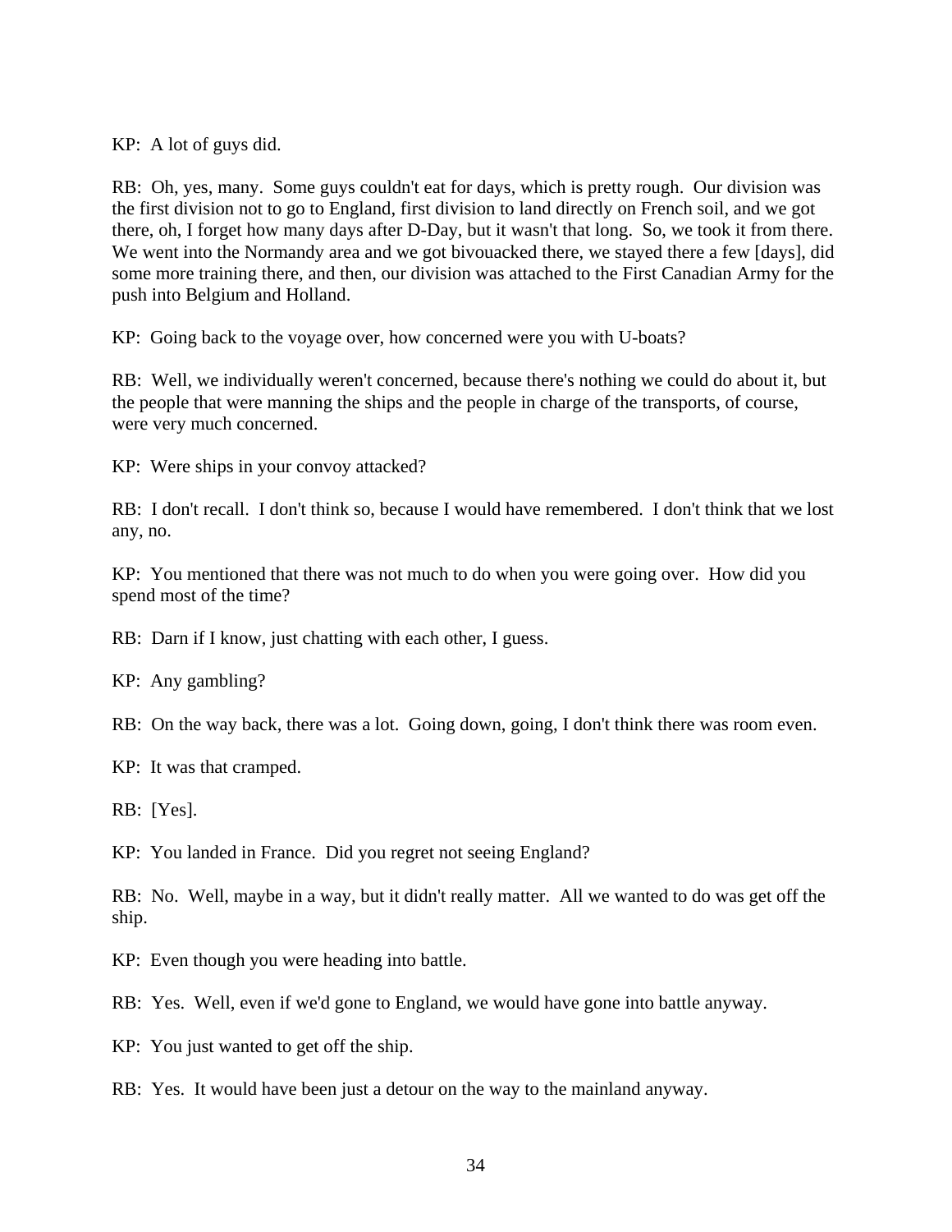KP: A lot of guys did.

RB: Oh, yes, many. Some guys couldn't eat for days, which is pretty rough. Our division was the first division not to go to England, first division to land directly on French soil, and we got there, oh, I forget how many days after D-Day, but it wasn't that long. So, we took it from there. We went into the Normandy area and we got bivouacked there, we stayed there a few [days], did some more training there, and then, our division was attached to the First Canadian Army for the push into Belgium and Holland.

KP: Going back to the voyage over, how concerned were you with U-boats?

RB: Well, we individually weren't concerned, because there's nothing we could do about it, but the people that were manning the ships and the people in charge of the transports, of course, were very much concerned.

KP: Were ships in your convoy attacked?

RB: I don't recall. I don't think so, because I would have remembered. I don't think that we lost any, no.

KP: You mentioned that there was not much to do when you were going over. How did you spend most of the time?

RB: Darn if I know, just chatting with each other, I guess.

KP: Any gambling?

RB: On the way back, there was a lot. Going down, going, I don't think there was room even.

KP: It was that cramped.

RB: [Yes].

KP: You landed in France. Did you regret not seeing England?

RB: No. Well, maybe in a way, but it didn't really matter. All we wanted to do was get off the ship.

KP: Even though you were heading into battle.

RB: Yes. Well, even if we'd gone to England, we would have gone into battle anyway.

KP: You just wanted to get off the ship.

RB: Yes. It would have been just a detour on the way to the mainland anyway.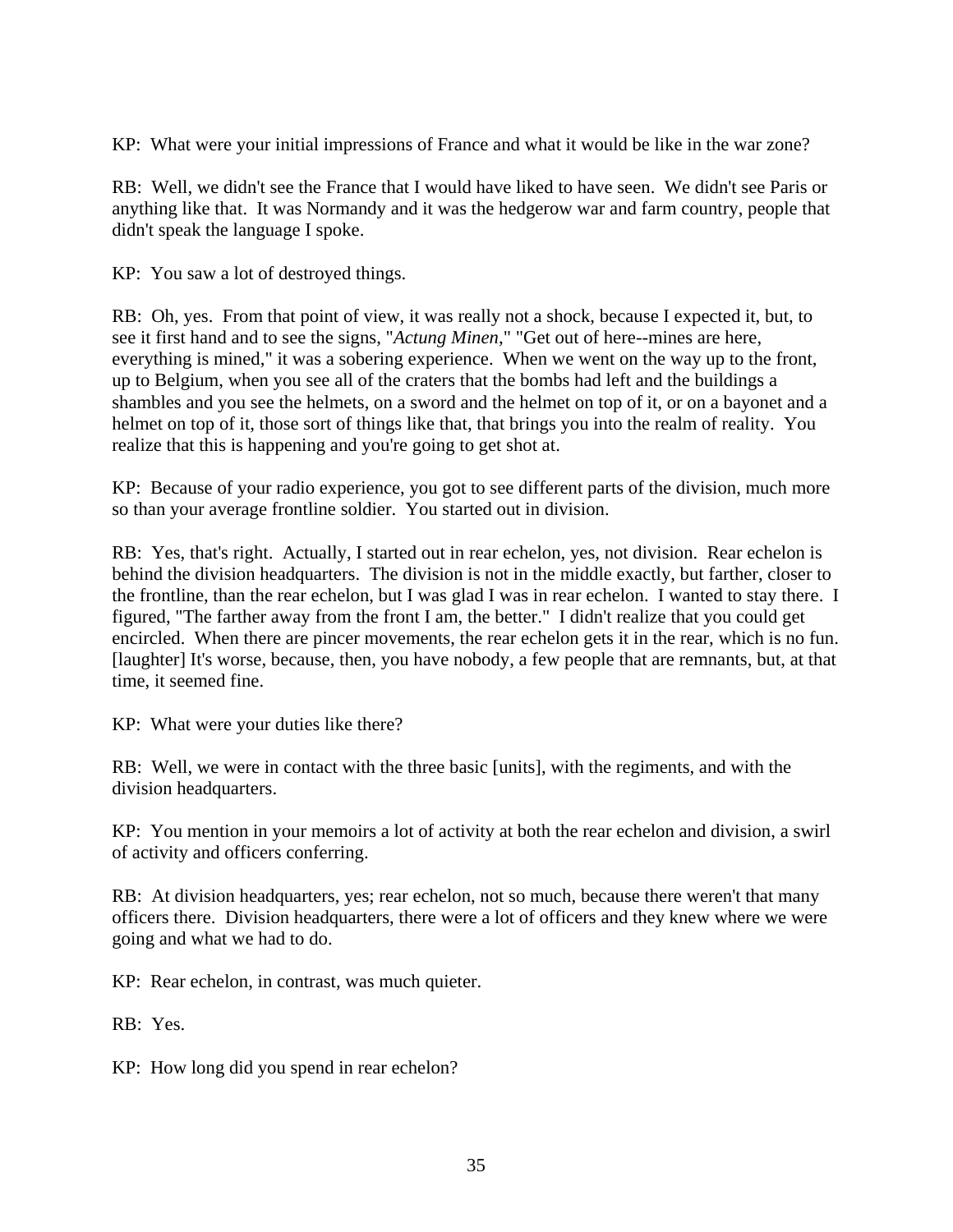KP: What were your initial impressions of France and what it would be like in the war zone?

RB: Well, we didn't see the France that I would have liked to have seen. We didn't see Paris or anything like that. It was Normandy and it was the hedgerow war and farm country, people that didn't speak the language I spoke.

KP: You saw a lot of destroyed things.

RB: Oh, yes. From that point of view, it was really not a shock, because I expected it, but, to see it first hand and to see the signs, "*Actung Minen*," "Get out of here--mines are here, everything is mined," it was a sobering experience. When we went on the way up to the front, up to Belgium, when you see all of the craters that the bombs had left and the buildings a shambles and you see the helmets, on a sword and the helmet on top of it, or on a bayonet and a helmet on top of it, those sort of things like that, that brings you into the realm of reality. You realize that this is happening and you're going to get shot at.

KP: Because of your radio experience, you got to see different parts of the division, much more so than your average frontline soldier. You started out in division.

RB: Yes, that's right. Actually, I started out in rear echelon, yes, not division. Rear echelon is behind the division headquarters. The division is not in the middle exactly, but farther, closer to the frontline, than the rear echelon, but I was glad I was in rear echelon. I wanted to stay there. I figured, "The farther away from the front I am, the better." I didn't realize that you could get encircled. When there are pincer movements, the rear echelon gets it in the rear, which is no fun. [laughter] It's worse, because, then, you have nobody, a few people that are remnants, but, at that time, it seemed fine.

KP: What were your duties like there?

RB: Well, we were in contact with the three basic [units], with the regiments, and with the division headquarters.

KP: You mention in your memoirs a lot of activity at both the rear echelon and division, a swirl of activity and officers conferring.

RB: At division headquarters, yes; rear echelon, not so much, because there weren't that many officers there. Division headquarters, there were a lot of officers and they knew where we were going and what we had to do.

KP: Rear echelon, in contrast, was much quieter.

RB: Yes.

KP: How long did you spend in rear echelon?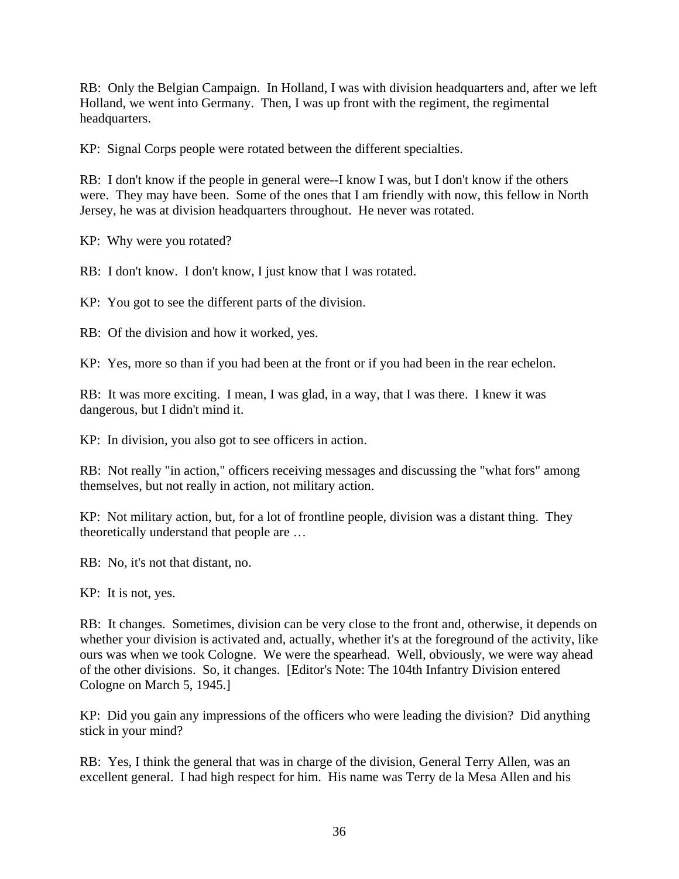RB: Only the Belgian Campaign. In Holland, I was with division headquarters and, after we left Holland, we went into Germany. Then, I was up front with the regiment, the regimental headquarters.

KP: Signal Corps people were rotated between the different specialties.

RB: I don't know if the people in general were--I know I was, but I don't know if the others were. They may have been. Some of the ones that I am friendly with now, this fellow in North Jersey, he was at division headquarters throughout. He never was rotated.

KP: Why were you rotated?

RB: I don't know. I don't know, I just know that I was rotated.

KP: You got to see the different parts of the division.

RB: Of the division and how it worked, yes.

KP: Yes, more so than if you had been at the front or if you had been in the rear echelon.

RB: It was more exciting. I mean, I was glad, in a way, that I was there. I knew it was dangerous, but I didn't mind it.

KP: In division, you also got to see officers in action.

RB: Not really "in action," officers receiving messages and discussing the "what fors" among themselves, but not really in action, not military action.

KP: Not military action, but, for a lot of frontline people, division was a distant thing. They theoretically understand that people are …

RB: No, it's not that distant, no.

KP: It is not, yes.

RB: It changes. Sometimes, division can be very close to the front and, otherwise, it depends on whether your division is activated and, actually, whether it's at the foreground of the activity, like ours was when we took Cologne. We were the spearhead. Well, obviously, we were way ahead of the other divisions. So, it changes. [Editor's Note: The 104th Infantry Division entered Cologne on March 5, 1945.]

KP: Did you gain any impressions of the officers who were leading the division? Did anything stick in your mind?

RB: Yes, I think the general that was in charge of the division, General Terry Allen, was an excellent general. I had high respect for him. His name was Terry de la Mesa Allen and his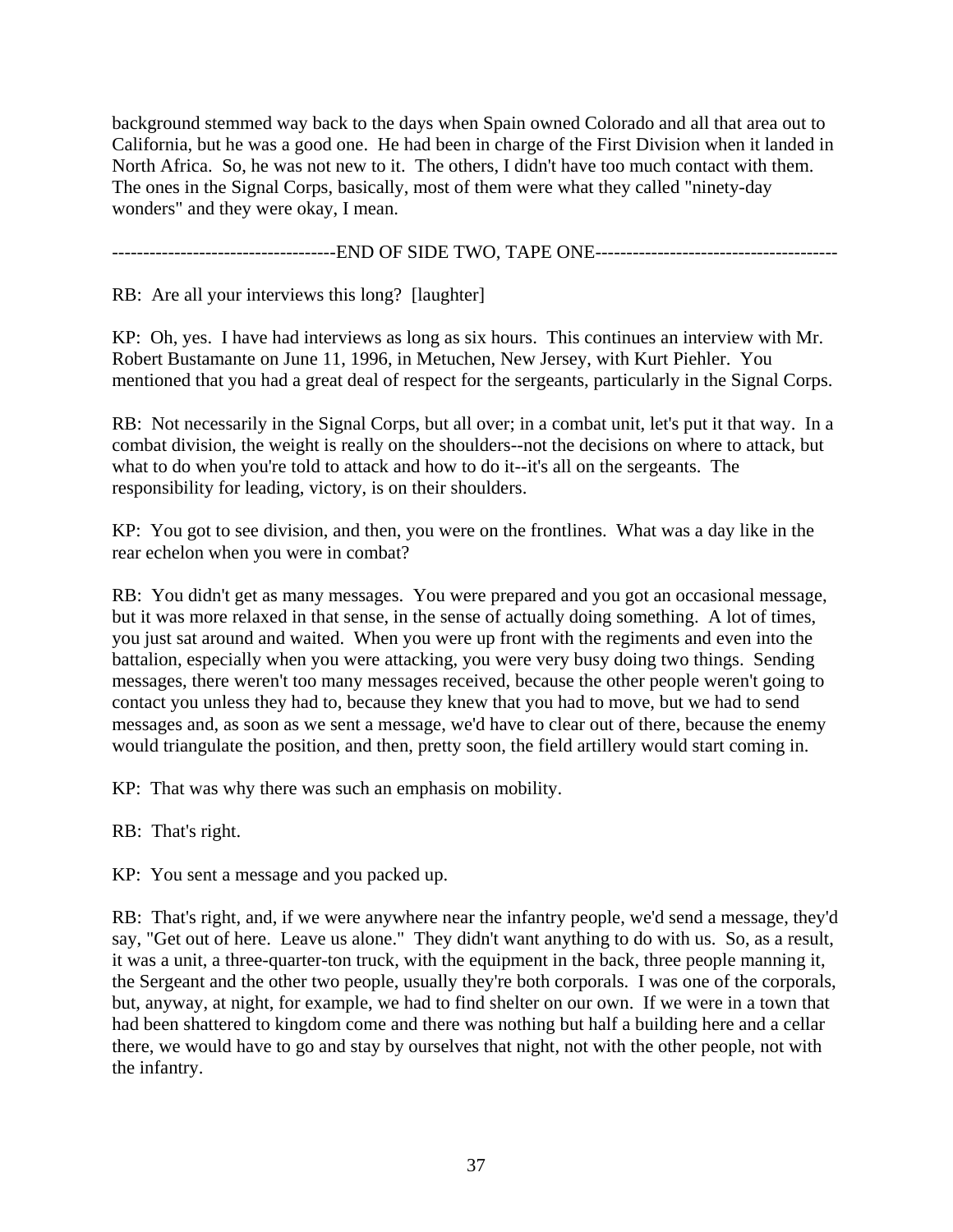background stemmed way back to the days when Spain owned Colorado and all that area out to California, but he was a good one. He had been in charge of the First Division when it landed in North Africa. So, he was not new to it. The others, I didn't have too much contact with them. The ones in the Signal Corps, basically, most of them were what they called "ninety-day wonders" and they were okay, I mean.

------------------------------------END OF SIDE TWO, TAPE ONE---------------------------------------

RB: Are all your interviews this long? [laughter]

KP: Oh, yes. I have had interviews as long as six hours. This continues an interview with Mr. Robert Bustamante on June 11, 1996, in Metuchen, New Jersey, with Kurt Piehler. You mentioned that you had a great deal of respect for the sergeants, particularly in the Signal Corps.

RB: Not necessarily in the Signal Corps, but all over; in a combat unit, let's put it that way. In a combat division, the weight is really on the shoulders--not the decisions on where to attack, but what to do when you're told to attack and how to do it--it's all on the sergeants. The responsibility for leading, victory, is on their shoulders.

KP: You got to see division, and then, you were on the frontlines. What was a day like in the rear echelon when you were in combat?

RB: You didn't get as many messages. You were prepared and you got an occasional message, but it was more relaxed in that sense, in the sense of actually doing something. A lot of times, you just sat around and waited. When you were up front with the regiments and even into the battalion, especially when you were attacking, you were very busy doing two things. Sending messages, there weren't too many messages received, because the other people weren't going to contact you unless they had to, because they knew that you had to move, but we had to send messages and, as soon as we sent a message, we'd have to clear out of there, because the enemy would triangulate the position, and then, pretty soon, the field artillery would start coming in.

KP: That was why there was such an emphasis on mobility.

RB: That's right.

KP: You sent a message and you packed up.

RB: That's right, and, if we were anywhere near the infantry people, we'd send a message, they'd say, "Get out of here. Leave us alone." They didn't want anything to do with us. So, as a result, it was a unit, a three-quarter-ton truck, with the equipment in the back, three people manning it, the Sergeant and the other two people, usually they're both corporals. I was one of the corporals, but, anyway, at night, for example, we had to find shelter on our own. If we were in a town that had been shattered to kingdom come and there was nothing but half a building here and a cellar there, we would have to go and stay by ourselves that night, not with the other people, not with the infantry.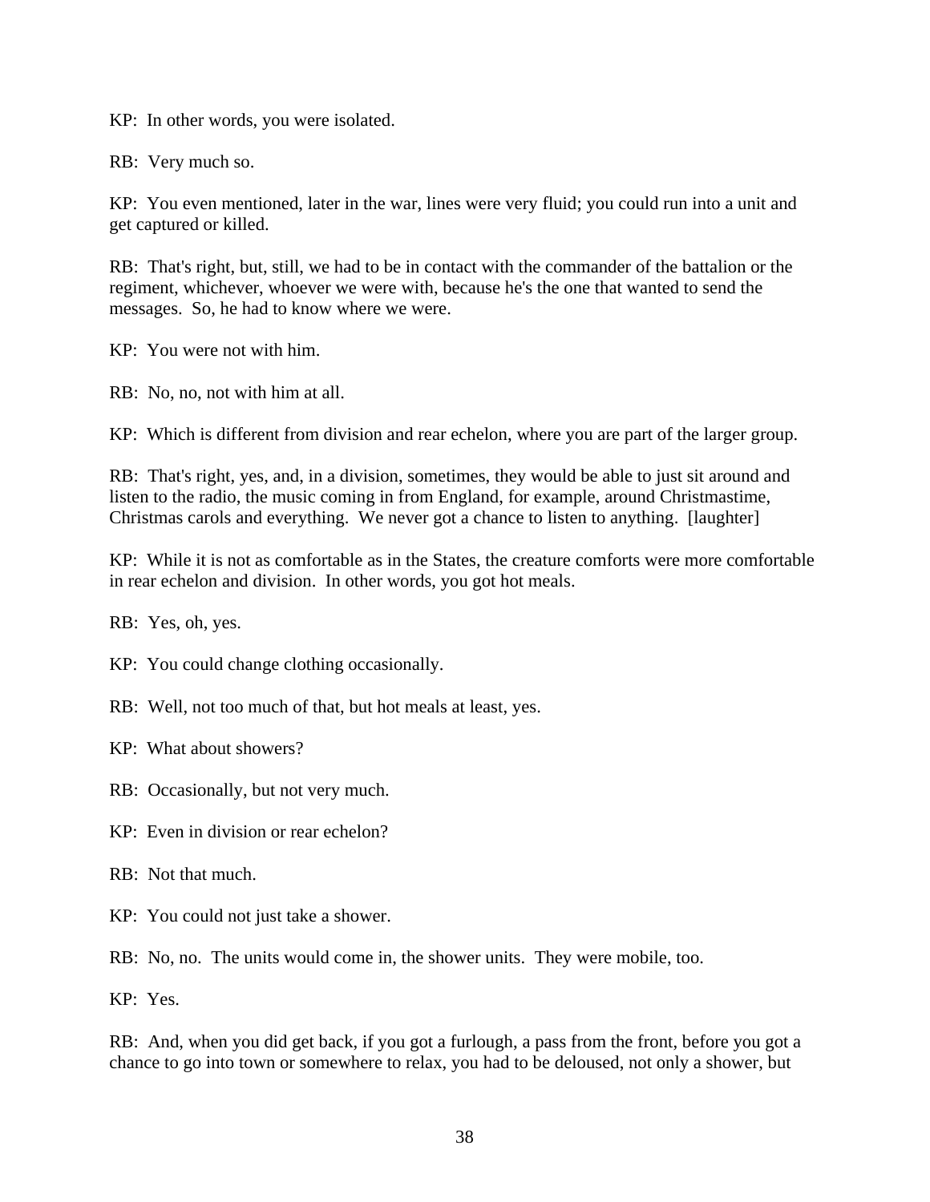KP: In other words, you were isolated.

RB: Very much so.

KP: You even mentioned, later in the war, lines were very fluid; you could run into a unit and get captured or killed.

RB: That's right, but, still, we had to be in contact with the commander of the battalion or the regiment, whichever, whoever we were with, because he's the one that wanted to send the messages. So, he had to know where we were.

KP: You were not with him.

RB: No, no, not with him at all.

KP: Which is different from division and rear echelon, where you are part of the larger group.

RB: That's right, yes, and, in a division, sometimes, they would be able to just sit around and listen to the radio, the music coming in from England, for example, around Christmastime, Christmas carols and everything. We never got a chance to listen to anything. [laughter]

KP: While it is not as comfortable as in the States, the creature comforts were more comfortable in rear echelon and division. In other words, you got hot meals.

RB: Yes, oh, yes.

KP: You could change clothing occasionally.

RB: Well, not too much of that, but hot meals at least, yes.

KP: What about showers?

RB: Occasionally, but not very much.

KP: Even in division or rear echelon?

RB: Not that much.

KP: You could not just take a shower.

RB: No, no. The units would come in, the shower units. They were mobile, too.

KP: Yes.

RB: And, when you did get back, if you got a furlough, a pass from the front, before you got a chance to go into town or somewhere to relax, you had to be deloused, not only a shower, but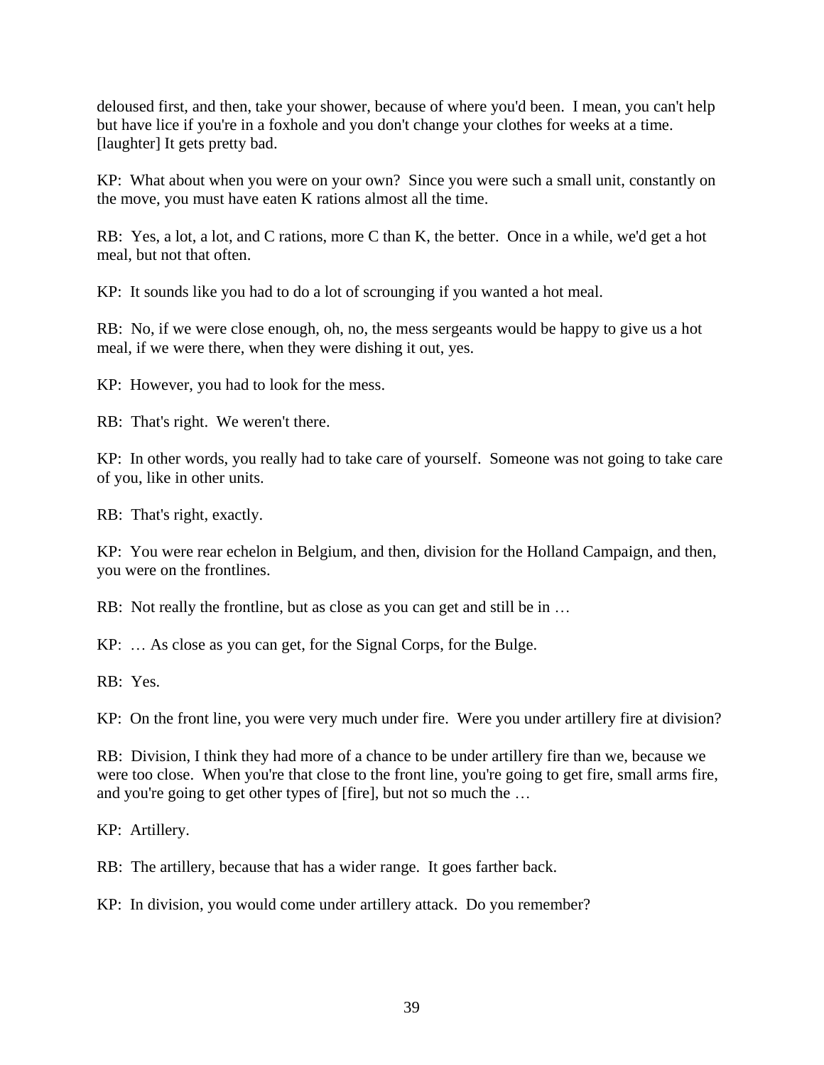deloused first, and then, take your shower, because of where you'd been. I mean, you can't help but have lice if you're in a foxhole and you don't change your clothes for weeks at a time. [laughter] It gets pretty bad.

KP: What about when you were on your own? Since you were such a small unit, constantly on the move, you must have eaten K rations almost all the time.

RB: Yes, a lot, a lot, and C rations, more C than K, the better. Once in a while, we'd get a hot meal, but not that often.

KP: It sounds like you had to do a lot of scrounging if you wanted a hot meal.

RB: No, if we were close enough, oh, no, the mess sergeants would be happy to give us a hot meal, if we were there, when they were dishing it out, yes.

KP: However, you had to look for the mess.

RB: That's right. We weren't there.

KP: In other words, you really had to take care of yourself. Someone was not going to take care of you, like in other units.

RB: That's right, exactly.

KP: You were rear echelon in Belgium, and then, division for the Holland Campaign, and then, you were on the frontlines.

RB: Not really the frontline, but as close as you can get and still be in …

KP: … As close as you can get, for the Signal Corps, for the Bulge.

RB: Yes.

KP: On the front line, you were very much under fire. Were you under artillery fire at division?

RB: Division, I think they had more of a chance to be under artillery fire than we, because we were too close. When you're that close to the front line, you're going to get fire, small arms fire, and you're going to get other types of [fire], but not so much the …

KP: Artillery.

RB: The artillery, because that has a wider range. It goes farther back.

KP: In division, you would come under artillery attack. Do you remember?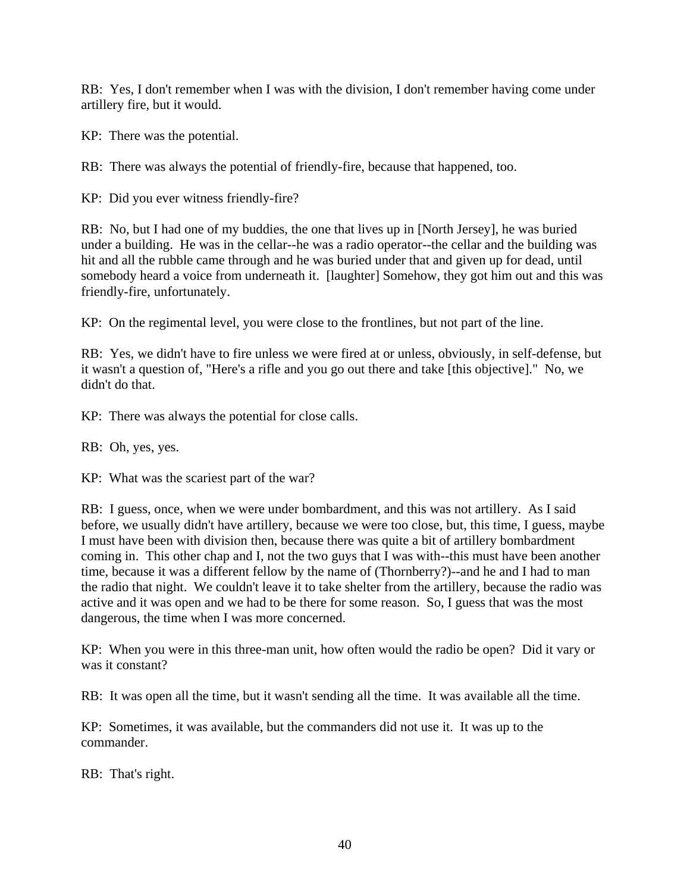RB: Yes, I don't remember when I was with the division, I don't remember having come under artillery fire, but it would.

KP: There was the potential.

RB: There was always the potential of friendly-fire, because that happened, too.

KP: Did you ever witness friendly-fire?

RB: No, but I had one of my buddies, the one that lives up in [North Jersey], he was buried under a building. He was in the cellar--he was a radio operator--the cellar and the building was hit and all the rubble came through and he was buried under that and given up for dead, until somebody heard a voice from underneath it. [laughter] Somehow, they got him out and this was friendly-fire, unfortunately.

KP: On the regimental level, you were close to the frontlines, but not part of the line.

RB: Yes, we didn't have to fire unless we were fired at or unless, obviously, in self-defense, but it wasn't a question of, "Here's a rifle and you go out there and take [this objective]." No, we didn't do that.

KP: There was always the potential for close calls.

RB: Oh, yes, yes.

KP: What was the scariest part of the war?

RB: I guess, once, when we were under bombardment, and this was not artillery. As I said before, we usually didn't have artillery, because we were too close, but, this time, I guess, maybe I must have been with division then, because there was quite a bit of artillery bombardment coming in. This other chap and I, not the two guys that I was with--this must have been another time, because it was a different fellow by the name of (Thornberry?)--and he and I had to man the radio that night. We couldn't leave it to take shelter from the artillery, because the radio was active and it was open and we had to be there for some reason. So, I guess that was the most dangerous, the time when I was more concerned.

KP: When you were in this three-man unit, how often would the radio be open? Did it vary or was it constant?

RB: It was open all the time, but it wasn't sending all the time. It was available all the time.

KP: Sometimes, it was available, but the commanders did not use it. It was up to the commander.

RB: That's right.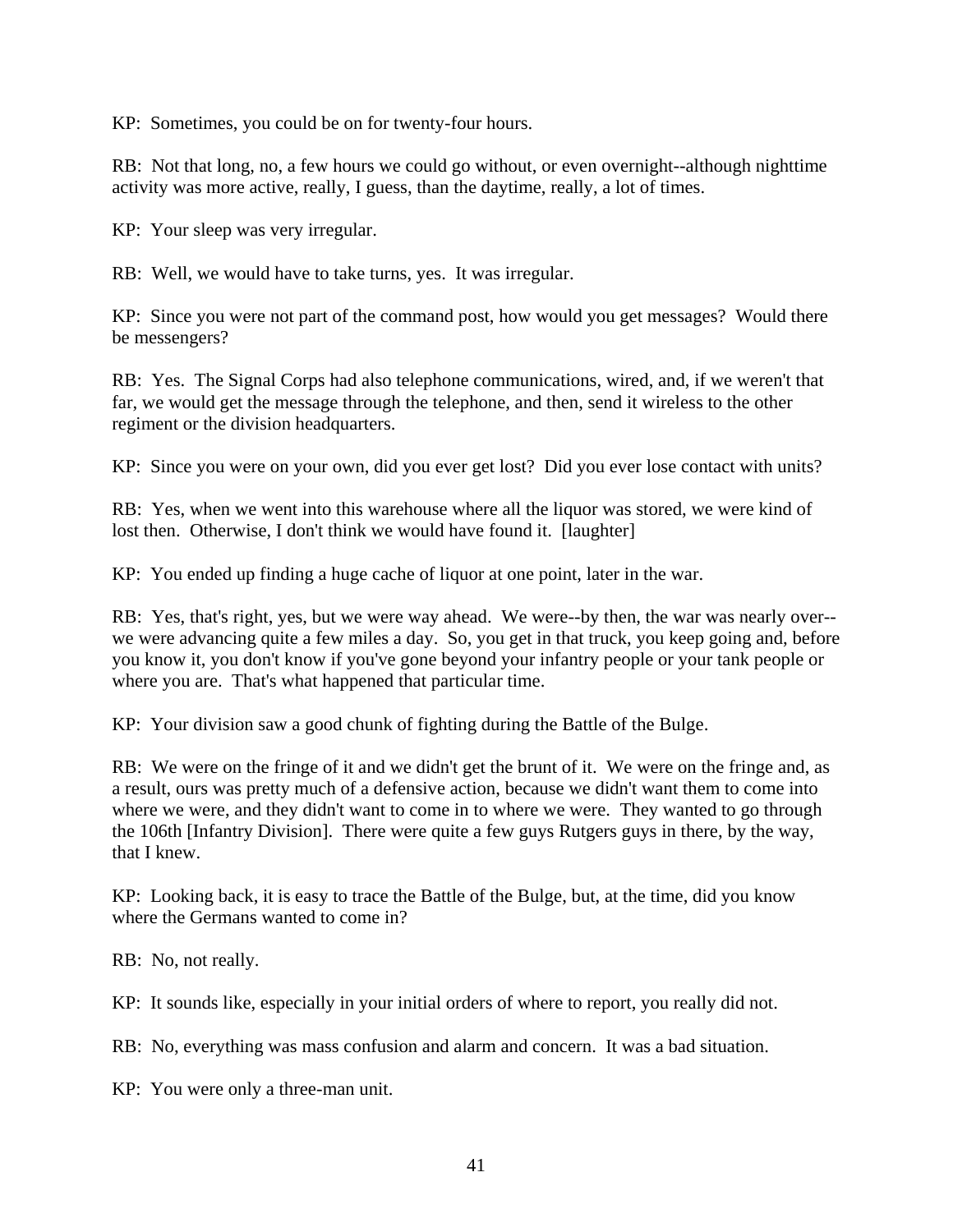KP: Sometimes, you could be on for twenty-four hours.

RB: Not that long, no, a few hours we could go without, or even overnight--although nighttime activity was more active, really, I guess, than the daytime, really, a lot of times.

KP: Your sleep was very irregular.

RB: Well, we would have to take turns, yes. It was irregular.

KP: Since you were not part of the command post, how would you get messages? Would there be messengers?

RB: Yes. The Signal Corps had also telephone communications, wired, and, if we weren't that far, we would get the message through the telephone, and then, send it wireless to the other regiment or the division headquarters.

KP: Since you were on your own, did you ever get lost? Did you ever lose contact with units?

RB: Yes, when we went into this warehouse where all the liquor was stored, we were kind of lost then. Otherwise, I don't think we would have found it. [laughter]

KP: You ended up finding a huge cache of liquor at one point, later in the war.

RB: Yes, that's right, yes, but we were way ahead. We were--by then, the war was nearly over--we were advancing quite a few miles a day. So, you get in that truck, you keep going and, before you know it, you don't know if you've gone beyond your infantry people or your tank people or where you are. That's what happened that particular time.

KP: Your division saw a good chunk of fighting during the Battle of the Bulge.

RB: We were on the fringe of it and we didn't get the brunt of it. We were on the fringe and, as a result, ours was pretty much of a defensive action, because we didn't want them to come into where we were, and they didn't want to come in to where we were. They wanted to go through the 106th [Infantry Division]. There were quite a few guys Rutgers guys in there, by the way, that I knew.

KP: Looking back, it is easy to trace the Battle of the Bulge, but, at the time, did you know where the Germans wanted to come in?

RB: No, not really.

KP: It sounds like, especially in your initial orders of where to report, you really did not.

RB: No, everything was mass confusion and alarm and concern. It was a bad situation.

KP: You were only a three-man unit.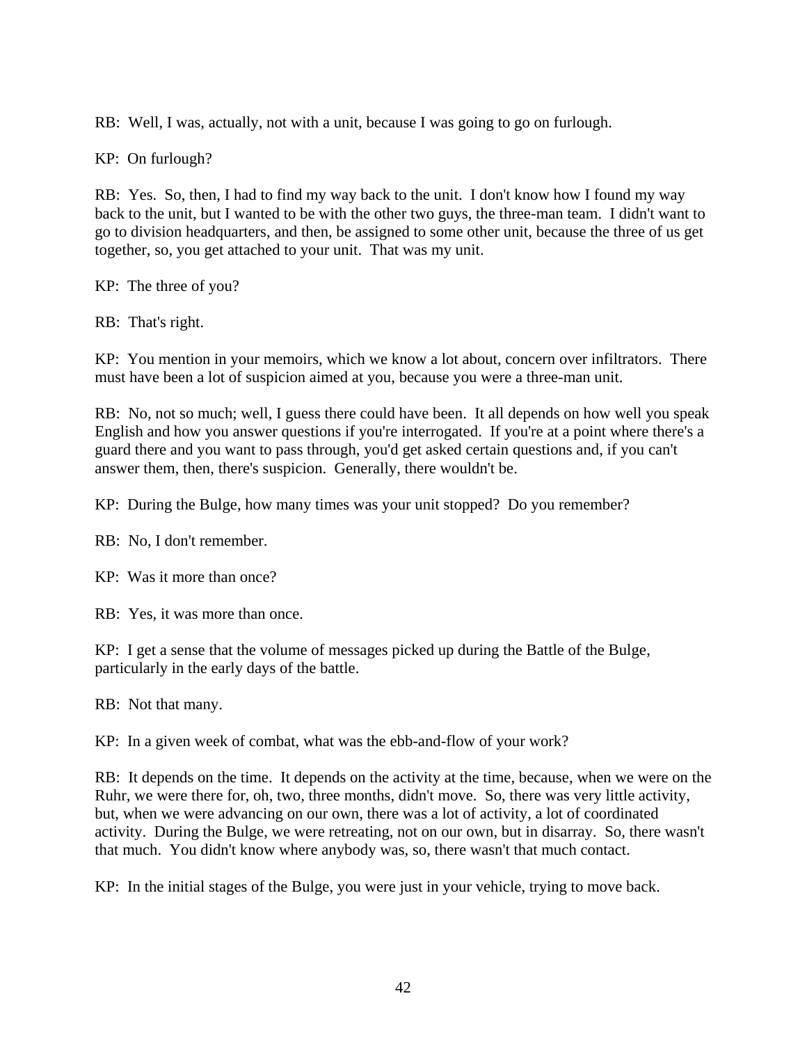RB: Well, I was, actually, not with a unit, because I was going to go on furlough.

KP: On furlough?

RB: Yes. So, then, I had to find my way back to the unit. I don't know how I found my way back to the unit, but I wanted to be with the other two guys, the three-man team. I didn't want to go to division headquarters, and then, be assigned to some other unit, because the three of us get together, so, you get attached to your unit. That was my unit.

KP: The three of you?

RB: That's right.

KP: You mention in your memoirs, which we know a lot about, concern over infiltrators. There must have been a lot of suspicion aimed at you, because you were a three-man unit.

RB: No, not so much; well, I guess there could have been. It all depends on how well you speak English and how you answer questions if you're interrogated. If you're at a point where there's a guard there and you want to pass through, you'd get asked certain questions and, if you can't answer them, then, there's suspicion. Generally, there wouldn't be.

KP: During the Bulge, how many times was your unit stopped? Do you remember?

RB: No, I don't remember.

KP: Was it more than once?

RB: Yes, it was more than once.

KP: I get a sense that the volume of messages picked up during the Battle of the Bulge, particularly in the early days of the battle.

RB: Not that many.

KP: In a given week of combat, what was the ebb-and-flow of your work?

RB: It depends on the time. It depends on the activity at the time, because, when we were on the Ruhr, we were there for, oh, two, three months, didn't move. So, there was very little activity, but, when we were advancing on our own, there was a lot of activity, a lot of coordinated activity. During the Bulge, we were retreating, not on our own, but in disarray. So, there wasn't that much. You didn't know where anybody was, so, there wasn't that much contact.

KP: In the initial stages of the Bulge, you were just in your vehicle, trying to move back.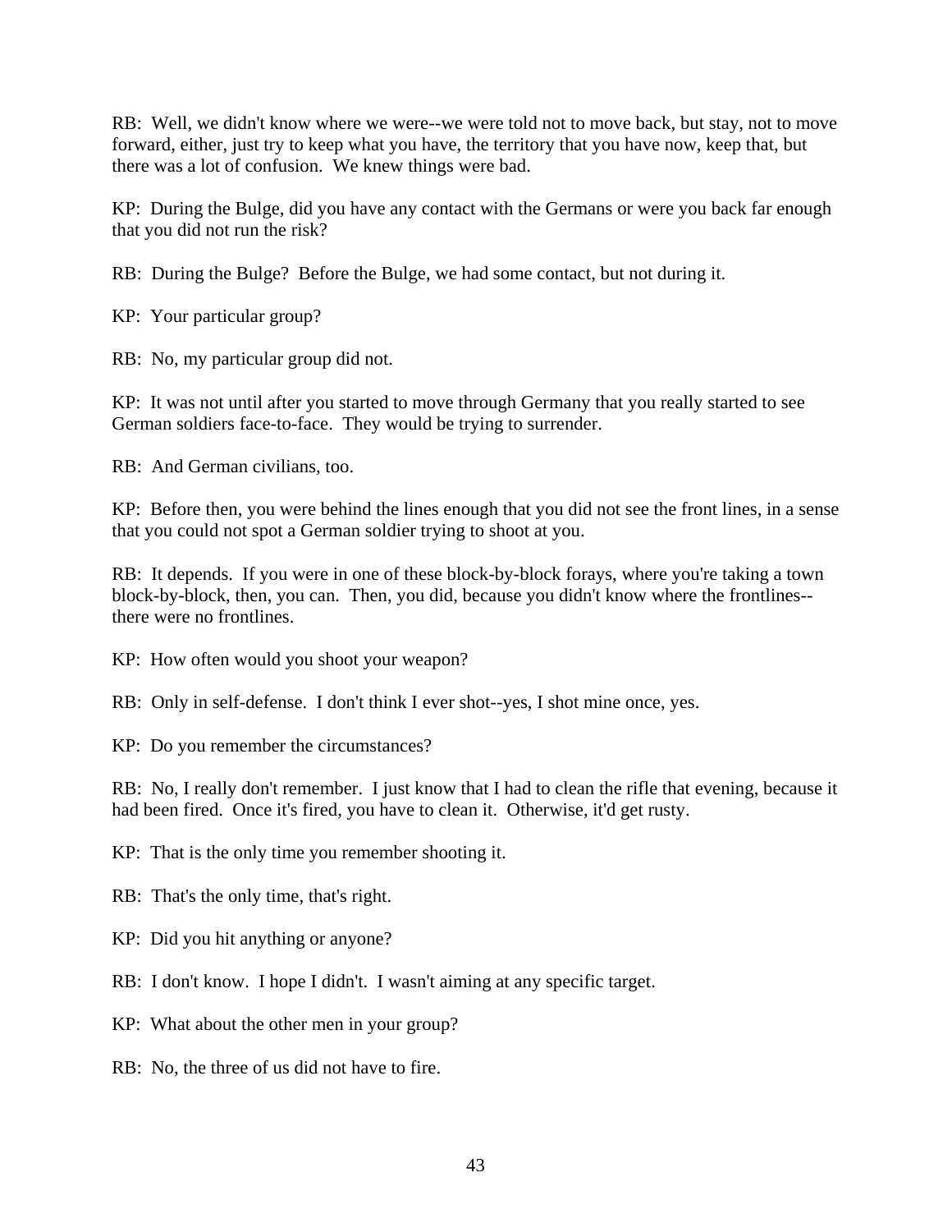RB: Well, we didn't know where we were--we were told not to move back, but stay, not to move forward, either, just try to keep what you have, the territory that you have now, keep that, but there was a lot of confusion. We knew things were bad.

KP: During the Bulge, did you have any contact with the Germans or were you back far enough that you did not run the risk?

RB: During the Bulge? Before the Bulge, we had some contact, but not during it.

KP: Your particular group?

RB: No, my particular group did not.

KP: It was not until after you started to move through Germany that you really started to see German soldiers face-to-face. They would be trying to surrender.

RB: And German civilians, too.

KP: Before then, you were behind the lines enough that you did not see the front lines, in a sense that you could not spot a German soldier trying to shoot at you.

RB: It depends. If you were in one of these block-by-block forays, where you're taking a town block-by-block, then, you can. Then, you did, because you didn't know where the frontlines--there were no frontlines.

KP: How often would you shoot your weapon?

RB: Only in self-defense. I don't think I ever shot--yes, I shot mine once, yes.

KP: Do you remember the circumstances?

RB: No, I really don't remember. I just know that I had to clean the rifle that evening, because it had been fired. Once it's fired, you have to clean it. Otherwise, it'd get rusty.

KP: That is the only time you remember shooting it.

RB: That's the only time, that's right.

KP: Did you hit anything or anyone?

RB: I don't know. I hope I didn't. I wasn't aiming at any specific target.

KP: What about the other men in your group?

RB: No, the three of us did not have to fire.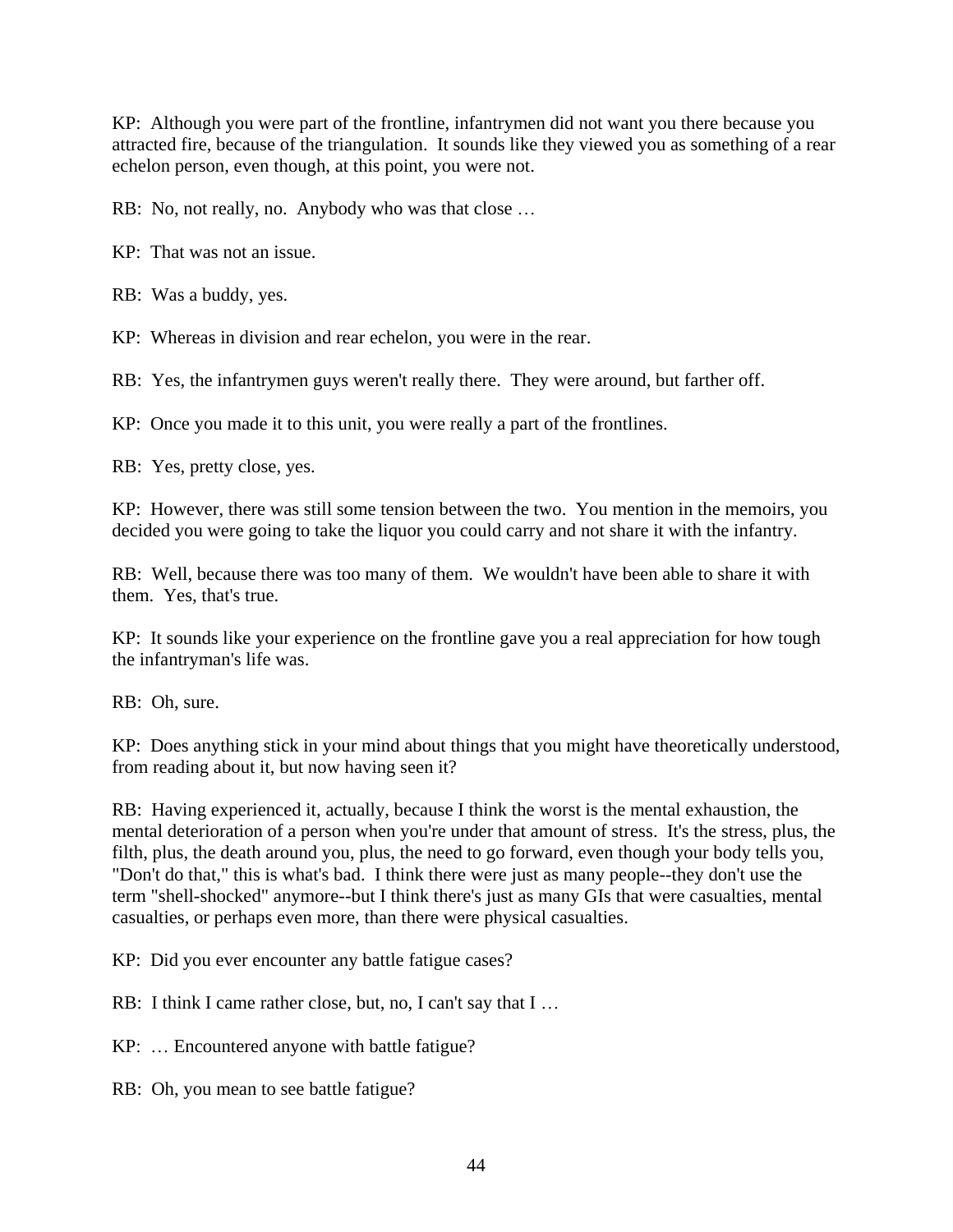KP: Although you were part of the frontline, infantrymen did not want you there because you attracted fire, because of the triangulation. It sounds like they viewed you as something of a rear echelon person, even though, at this point, you were not.

RB: No, not really, no. Anybody who was that close …

KP: That was not an issue.

RB: Was a buddy, yes.

KP: Whereas in division and rear echelon, you were in the rear.

RB: Yes, the infantrymen guys weren't really there. They were around, but farther off.

KP: Once you made it to this unit, you were really a part of the frontlines.

RB: Yes, pretty close, yes.

KP: However, there was still some tension between the two. You mention in the memoirs, you decided you were going to take the liquor you could carry and not share it with the infantry.

RB: Well, because there was too many of them. We wouldn't have been able to share it with them. Yes, that's true.

KP: It sounds like your experience on the frontline gave you a real appreciation for how tough the infantryman's life was.

RB: Oh, sure.

KP: Does anything stick in your mind about things that you might have theoretically understood, from reading about it, but now having seen it?

RB: Having experienced it, actually, because I think the worst is the mental exhaustion, the mental deterioration of a person when you're under that amount of stress. It's the stress, plus, the filth, plus, the death around you, plus, the need to go forward, even though your body tells you, "Don't do that," this is what's bad. I think there were just as many people--they don't use the term "shell-shocked" anymore--but I think there's just as many GIs that were casualties, mental casualties, or perhaps even more, than there were physical casualties.

KP: Did you ever encounter any battle fatigue cases?

RB: I think I came rather close, but, no, I can't say that I …

KP: … Encountered anyone with battle fatigue?

RB: Oh, you mean to see battle fatigue?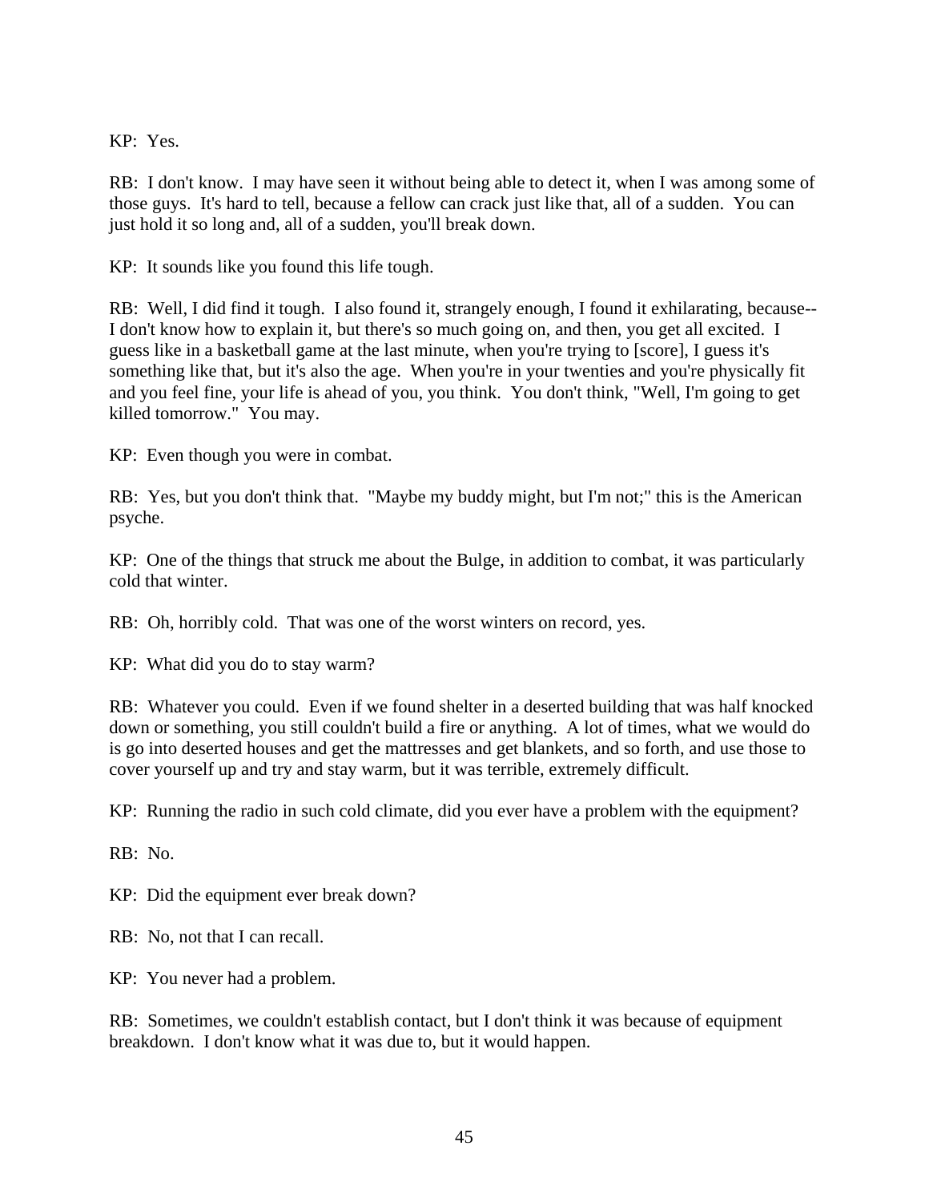KP: Yes.

RB: I don't know. I may have seen it without being able to detect it, when I was among some of those guys. It's hard to tell, because a fellow can crack just like that, all of a sudden. You can just hold it so long and, all of a sudden, you'll break down.

KP: It sounds like you found this life tough.

RB: Well, I did find it tough. I also found it, strangely enough, I found it exhilarating, because--I don't know how to explain it, but there's so much going on, and then, you get all excited. I guess like in a basketball game at the last minute, when you're trying to [score], I guess it's something like that, but it's also the age. When you're in your twenties and you're physically fit and you feel fine, your life is ahead of you, you think. You don't think, "Well, I'm going to get killed tomorrow." You may.

KP: Even though you were in combat.

RB: Yes, but you don't think that. "Maybe my buddy might, but I'm not;" this is the American psyche.

KP: One of the things that struck me about the Bulge, in addition to combat, it was particularly cold that winter.

RB: Oh, horribly cold. That was one of the worst winters on record, yes.

KP: What did you do to stay warm?

RB: Whatever you could. Even if we found shelter in a deserted building that was half knocked down or something, you still couldn't build a fire or anything. A lot of times, what we would do is go into deserted houses and get the mattresses and get blankets, and so forth, and use those to cover yourself up and try and stay warm, but it was terrible, extremely difficult.

KP: Running the radio in such cold climate, did you ever have a problem with the equipment?

RB: No.

KP: Did the equipment ever break down?

RB: No, not that I can recall.

KP: You never had a problem.

RB: Sometimes, we couldn't establish contact, but I don't think it was because of equipment breakdown. I don't know what it was due to, but it would happen.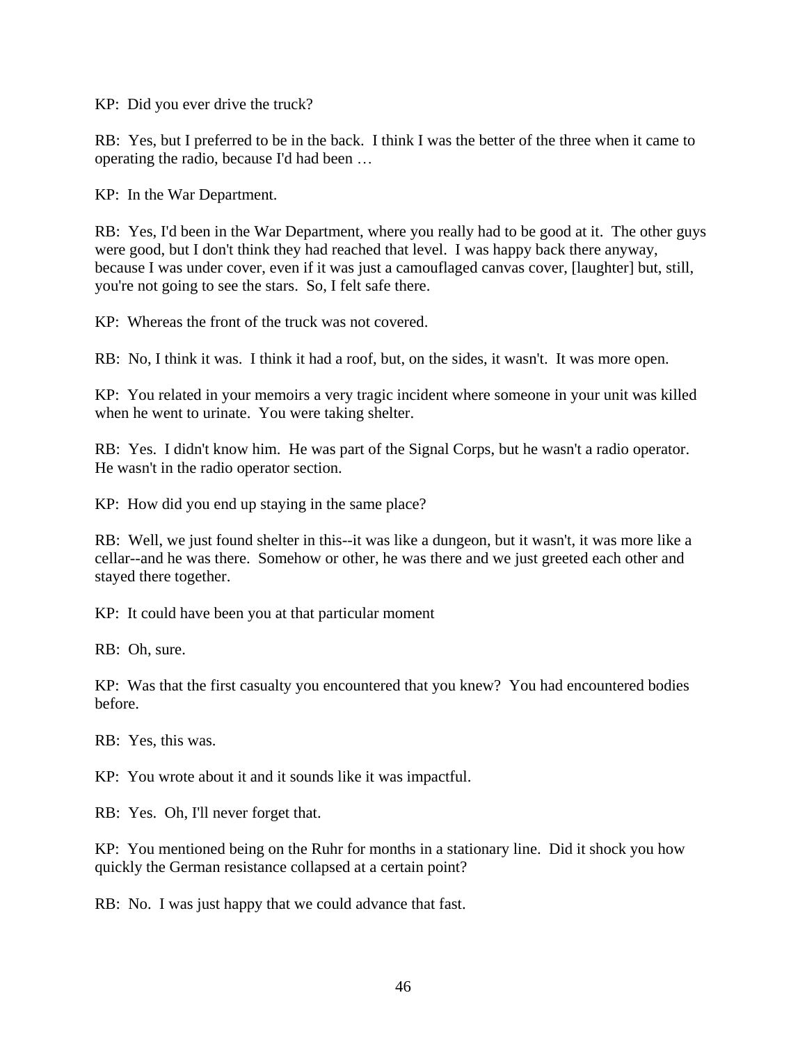KP: Did you ever drive the truck?

RB: Yes, but I preferred to be in the back. I think I was the better of the three when it came to operating the radio, because I'd had been …

KP: In the War Department.

RB: Yes, I'd been in the War Department, where you really had to be good at it. The other guys were good, but I don't think they had reached that level. I was happy back there anyway, because I was under cover, even if it was just a camouflaged canvas cover, [laughter] but, still, you're not going to see the stars. So, I felt safe there.

KP: Whereas the front of the truck was not covered.

RB: No, I think it was. I think it had a roof, but, on the sides, it wasn't. It was more open.

KP: You related in your memoirs a very tragic incident where someone in your unit was killed when he went to urinate. You were taking shelter.

RB: Yes. I didn't know him. He was part of the Signal Corps, but he wasn't a radio operator. He wasn't in the radio operator section.

KP: How did you end up staying in the same place?

RB: Well, we just found shelter in this--it was like a dungeon, but it wasn't, it was more like a cellar--and he was there. Somehow or other, he was there and we just greeted each other and stayed there together.

KP: It could have been you at that particular moment

RB: Oh, sure.

KP: Was that the first casualty you encountered that you knew? You had encountered bodies before.

RB: Yes, this was.

KP: You wrote about it and it sounds like it was impactful.

RB: Yes. Oh, I'll never forget that.

KP: You mentioned being on the Ruhr for months in a stationary line. Did it shock you how quickly the German resistance collapsed at a certain point?

RB: No. I was just happy that we could advance that fast.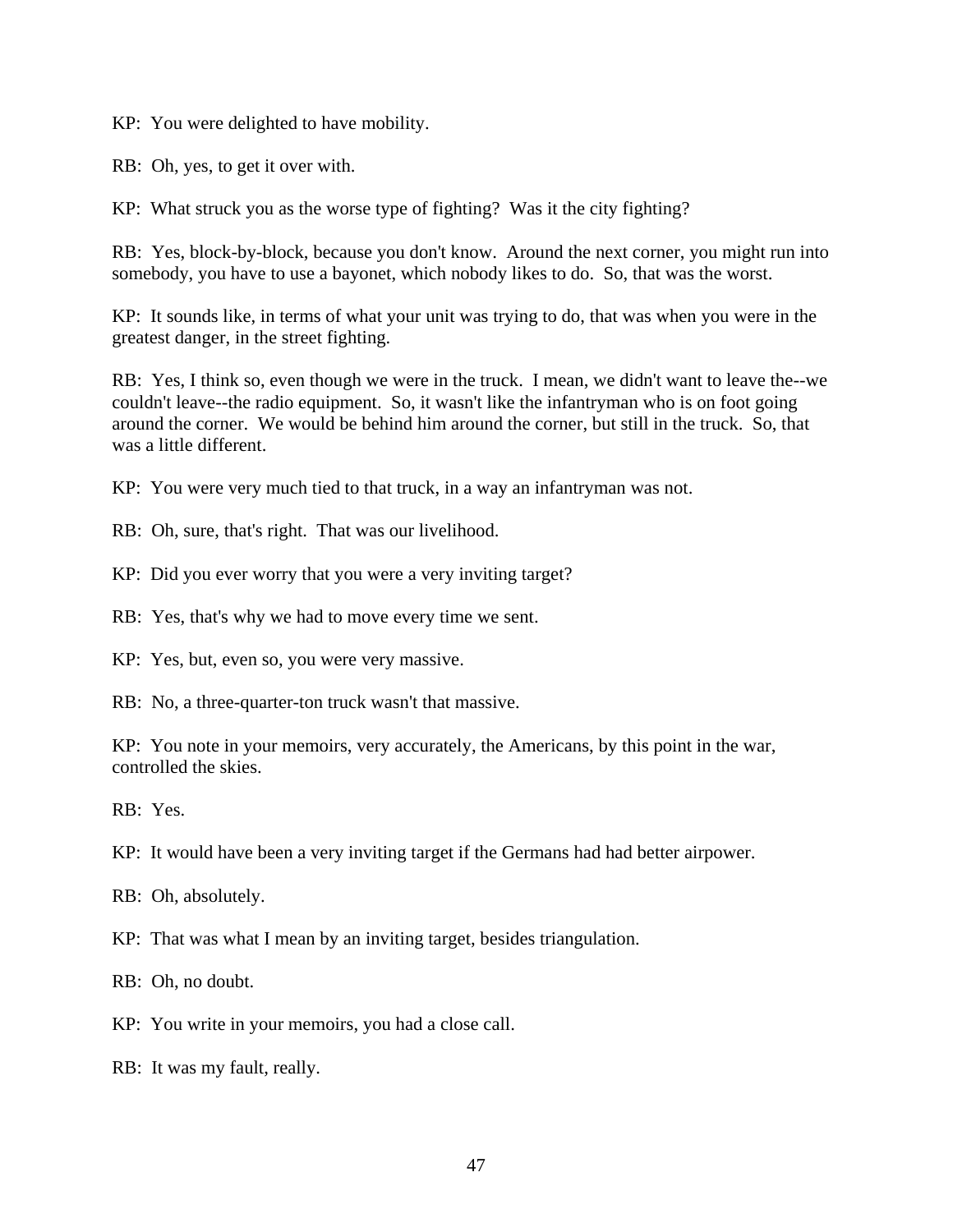KP: You were delighted to have mobility.

RB: Oh, yes, to get it over with.

KP: What struck you as the worse type of fighting? Was it the city fighting?

RB: Yes, block-by-block, because you don't know. Around the next corner, you might run into somebody, you have to use a bayonet, which nobody likes to do. So, that was the worst.

KP: It sounds like, in terms of what your unit was trying to do, that was when you were in the greatest danger, in the street fighting.

RB: Yes, I think so, even though we were in the truck. I mean, we didn't want to leave the--we couldn't leave--the radio equipment. So, it wasn't like the infantryman who is on foot going around the corner. We would be behind him around the corner, but still in the truck. So, that was a little different.

KP: You were very much tied to that truck, in a way an infantryman was not.

RB: Oh, sure, that's right. That was our livelihood.

KP: Did you ever worry that you were a very inviting target?

RB: Yes, that's why we had to move every time we sent.

KP: Yes, but, even so, you were very massive.

RB: No, a three-quarter-ton truck wasn't that massive.

KP: You note in your memoirs, very accurately, the Americans, by this point in the war, controlled the skies.

RB: Yes.

KP: It would have been a very inviting target if the Germans had had better airpower.

RB: Oh, absolutely.

KP: That was what I mean by an inviting target, besides triangulation.

RB: Oh, no doubt.

KP: You write in your memoirs, you had a close call.

RB: It was my fault, really.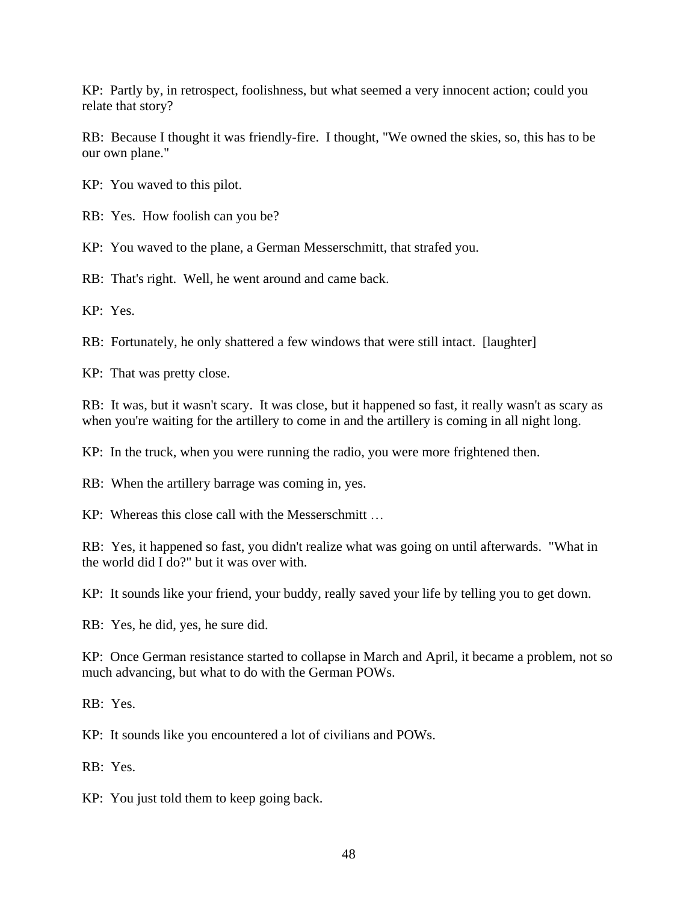KP: Partly by, in retrospect, foolishness, but what seemed a very innocent action; could you relate that story?

RB: Because I thought it was friendly-fire. I thought, "We owned the skies, so, this has to be our own plane."

KP: You waved to this pilot.

RB: Yes. How foolish can you be?

KP: You waved to the plane, a German Messerschmitt, that strafed you.

RB: That's right. Well, he went around and came back.

KP: Yes.

RB: Fortunately, he only shattered a few windows that were still intact. [laughter]

KP: That was pretty close.

RB: It was, but it wasn't scary. It was close, but it happened so fast, it really wasn't as scary as when you're waiting for the artillery to come in and the artillery is coming in all night long.

KP: In the truck, when you were running the radio, you were more frightened then.

RB: When the artillery barrage was coming in, yes.

KP: Whereas this close call with the Messerschmitt …

RB: Yes, it happened so fast, you didn't realize what was going on until afterwards. "What in the world did I do?" but it was over with.

KP: It sounds like your friend, your buddy, really saved your life by telling you to get down.

RB: Yes, he did, yes, he sure did.

KP: Once German resistance started to collapse in March and April, it became a problem, not so much advancing, but what to do with the German POWs.

RB: Yes.

KP: It sounds like you encountered a lot of civilians and POWs.

RB: Yes.

KP: You just told them to keep going back.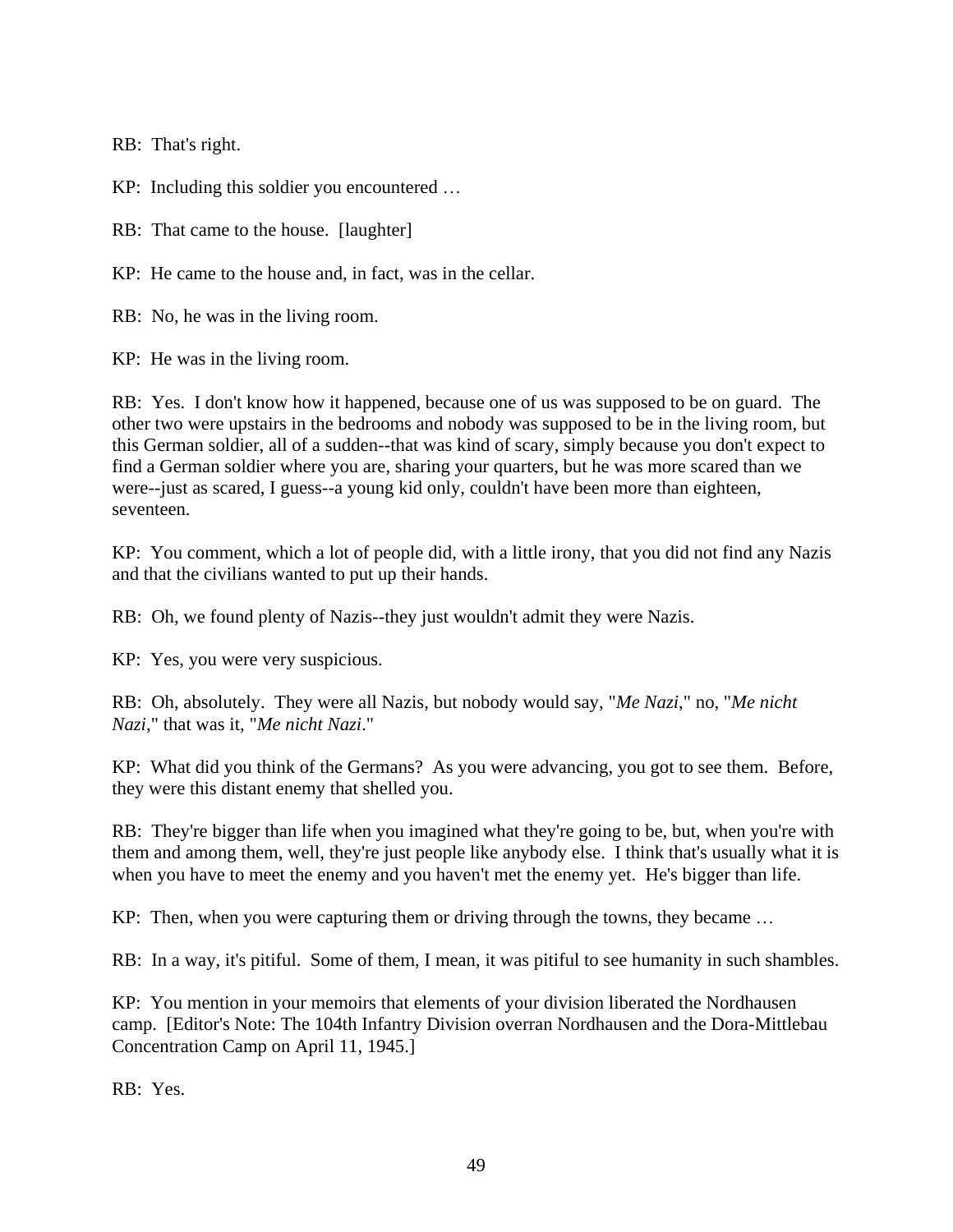RB: That's right.

KP: Including this soldier you encountered …

RB: That came to the house. [laughter]

KP: He came to the house and, in fact, was in the cellar.

RB: No, he was in the living room.

KP: He was in the living room.

RB: Yes. I don't know how it happened, because one of us was supposed to be on guard. The other two were upstairs in the bedrooms and nobody was supposed to be in the living room, but this German soldier, all of a sudden--that was kind of scary, simply because you don't expect to find a German soldier where you are, sharing your quarters, but he was more scared than we were--just as scared, I guess--a young kid only, couldn't have been more than eighteen, seventeen.

KP: You comment, which a lot of people did, with a little irony, that you did not find any Nazis and that the civilians wanted to put up their hands.

RB: Oh, we found plenty of Nazis--they just wouldn't admit they were Nazis.

KP: Yes, you were very suspicious.

RB: Oh, absolutely. They were all Nazis, but nobody would say, "*Me Nazi*," no, "*Me nicht Nazi*," that was it, "*Me nicht Nazi*."

KP: What did you think of the Germans? As you were advancing, you got to see them. Before, they were this distant enemy that shelled you.

RB: They're bigger than life when you imagined what they're going to be, but, when you're with them and among them, well, they're just people like anybody else. I think that's usually what it is when you have to meet the enemy and you haven't met the enemy yet. He's bigger than life.

KP: Then, when you were capturing them or driving through the towns, they became …

RB: In a way, it's pitiful. Some of them, I mean, it was pitiful to see humanity in such shambles.

KP: You mention in your memoirs that elements of your division liberated the Nordhausen camp. [Editor's Note: The 104th Infantry Division overran Nordhausen and the Dora-Mittlebau Concentration Camp on April 11, 1945.]

RB: Yes.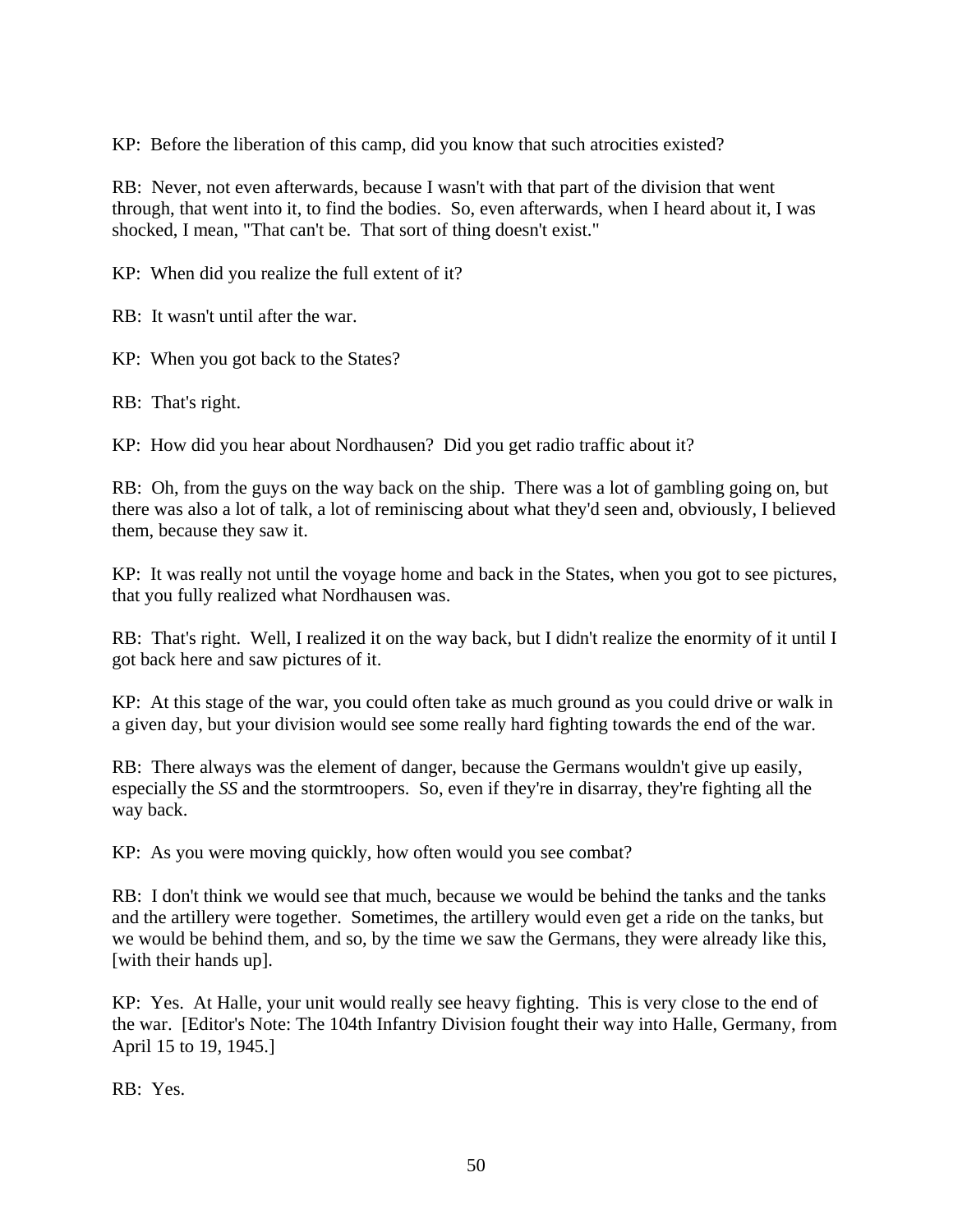KP: Before the liberation of this camp, did you know that such atrocities existed?

RB: Never, not even afterwards, because I wasn't with that part of the division that went through, that went into it, to find the bodies. So, even afterwards, when I heard about it, I was shocked, I mean, "That can't be. That sort of thing doesn't exist."

KP: When did you realize the full extent of it?

RB: It wasn't until after the war.

KP: When you got back to the States?

RB: That's right.

KP: How did you hear about Nordhausen? Did you get radio traffic about it?

RB: Oh, from the guys on the way back on the ship. There was a lot of gambling going on, but there was also a lot of talk, a lot of reminiscing about what they'd seen and, obviously, I believed them, because they saw it.

KP: It was really not until the voyage home and back in the States, when you got to see pictures, that you fully realized what Nordhausen was.

RB: That's right. Well, I realized it on the way back, but I didn't realize the enormity of it until I got back here and saw pictures of it.

KP: At this stage of the war, you could often take as much ground as you could drive or walk in a given day, but your division would see some really hard fighting towards the end of the war.

RB: There always was the element of danger, because the Germans wouldn't give up easily, especially the *SS* and the stormtroopers. So, even if they're in disarray, they're fighting all the way back.

KP: As you were moving quickly, how often would you see combat?

RB: I don't think we would see that much, because we would be behind the tanks and the tanks and the artillery were together. Sometimes, the artillery would even get a ride on the tanks, but we would be behind them, and so, by the time we saw the Germans, they were already like this, [with their hands up].

KP: Yes. At Halle, your unit would really see heavy fighting. This is very close to the end of the war. [Editor's Note: The 104th Infantry Division fought their way into Halle, Germany, from April 15 to 19, 1945.]

RB: Yes.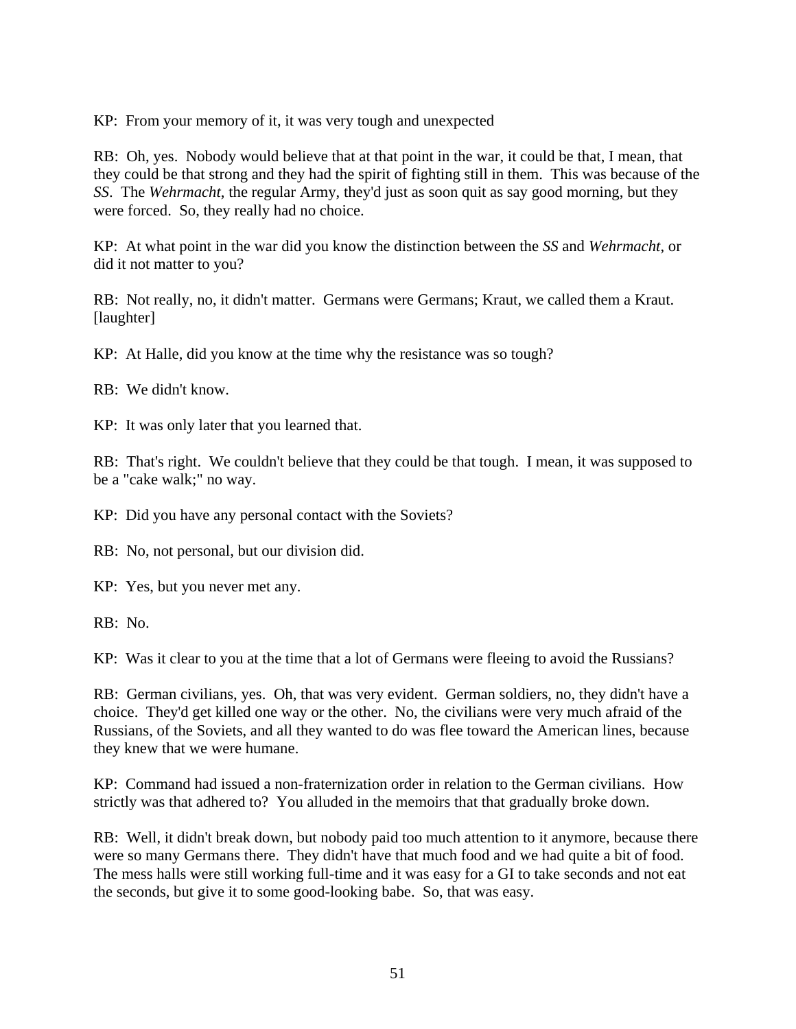KP: From your memory of it, it was very tough and unexpected

RB: Oh, yes. Nobody would believe that at that point in the war, it could be that, I mean, that they could be that strong and they had the spirit of fighting still in them. This was because of the *SS*. The *Wehrmacht*, the regular Army, they'd just as soon quit as say good morning, but they were forced. So, they really had no choice.

KP: At what point in the war did you know the distinction between the *SS* and *Wehrmacht*, or did it not matter to you?

RB: Not really, no, it didn't matter. Germans were Germans; Kraut, we called them a Kraut. [laughter]

KP: At Halle, did you know at the time why the resistance was so tough?

RB: We didn't know.

KP: It was only later that you learned that.

RB: That's right. We couldn't believe that they could be that tough. I mean, it was supposed to be a "cake walk;" no way.

KP: Did you have any personal contact with the Soviets?

RB: No, not personal, but our division did.

KP: Yes, but you never met any.

RB: No.

KP: Was it clear to you at the time that a lot of Germans were fleeing to avoid the Russians?

RB: German civilians, yes. Oh, that was very evident. German soldiers, no, they didn't have a choice. They'd get killed one way or the other. No, the civilians were very much afraid of the Russians, of the Soviets, and all they wanted to do was flee toward the American lines, because they knew that we were humane.

KP: Command had issued a non-fraternization order in relation to the German civilians. How strictly was that adhered to? You alluded in the memoirs that that gradually broke down.

RB: Well, it didn't break down, but nobody paid too much attention to it anymore, because there were so many Germans there. They didn't have that much food and we had quite a bit of food. The mess halls were still working full-time and it was easy for a GI to take seconds and not eat the seconds, but give it to some good-looking babe. So, that was easy.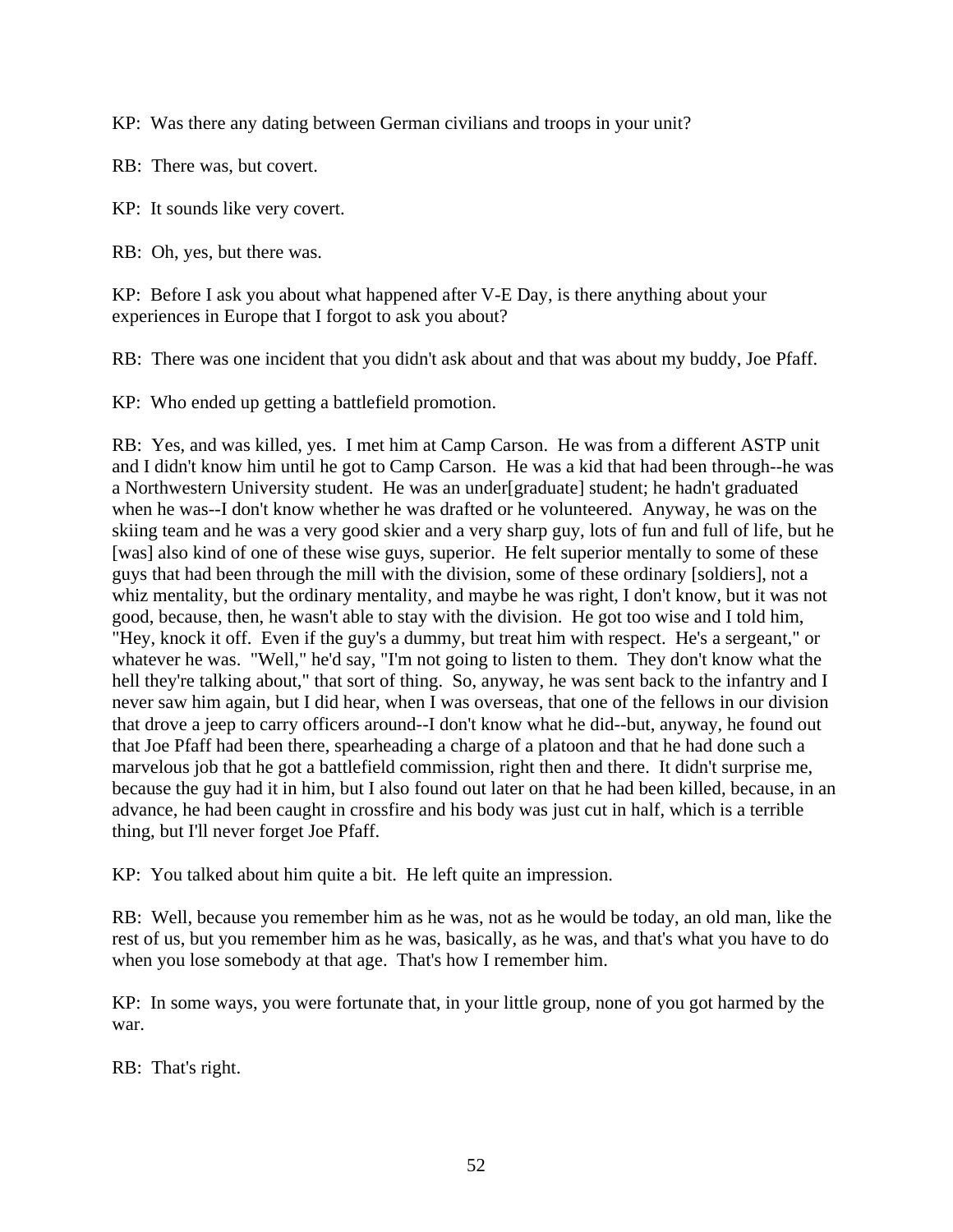KP: Was there any dating between German civilians and troops in your unit?

RB: There was, but covert.

KP: It sounds like very covert.

RB: Oh, yes, but there was.

KP: Before I ask you about what happened after V-E Day, is there anything about your experiences in Europe that I forgot to ask you about?

RB: There was one incident that you didn't ask about and that was about my buddy, Joe Pfaff.

KP: Who ended up getting a battlefield promotion.

RB: Yes, and was killed, yes. I met him at Camp Carson. He was from a different ASTP unit and I didn't know him until he got to Camp Carson. He was a kid that had been through--he was a Northwestern University student. He was an under[graduate] student; he hadn't graduated when he was--I don't know whether he was drafted or he volunteered. Anyway, he was on the skiing team and he was a very good skier and a very sharp guy, lots of fun and full of life, but he [was] also kind of one of these wise guys, superior. He felt superior mentally to some of these guys that had been through the mill with the division, some of these ordinary [soldiers], not a whiz mentality, but the ordinary mentality, and maybe he was right, I don't know, but it was not good, because, then, he wasn't able to stay with the division. He got too wise and I told him, "Hey, knock it off. Even if the guy's a dummy, but treat him with respect. He's a sergeant," or whatever he was. "Well," he'd say, "I'm not going to listen to them. They don't know what the hell they're talking about," that sort of thing. So, anyway, he was sent back to the infantry and I never saw him again, but I did hear, when I was overseas, that one of the fellows in our division that drove a jeep to carry officers around--I don't know what he did--but, anyway, he found out that Joe Pfaff had been there, spearheading a charge of a platoon and that he had done such a marvelous job that he got a battlefield commission, right then and there. It didn't surprise me, because the guy had it in him, but I also found out later on that he had been killed, because, in an advance, he had been caught in crossfire and his body was just cut in half, which is a terrible thing, but I'll never forget Joe Pfaff.

KP: You talked about him quite a bit. He left quite an impression.

RB: Well, because you remember him as he was, not as he would be today, an old man, like the rest of us, but you remember him as he was, basically, as he was, and that's what you have to do when you lose somebody at that age. That's how I remember him.

KP: In some ways, you were fortunate that, in your little group, none of you got harmed by the war.

RB: That's right.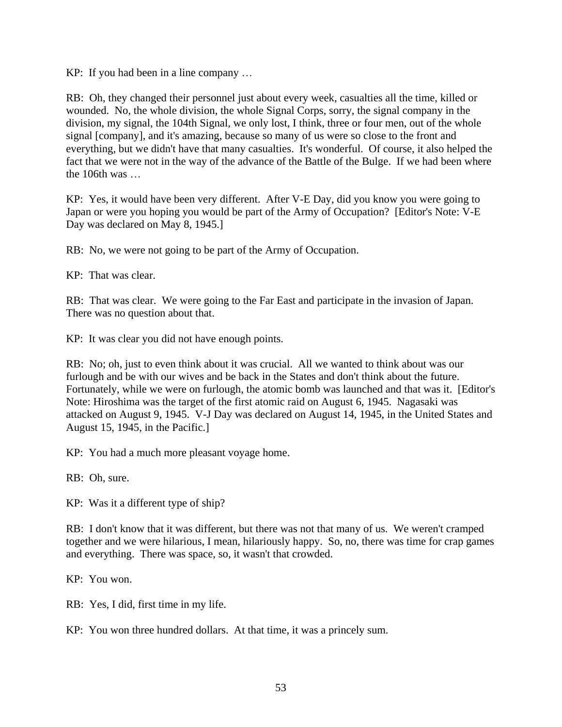KP: If you had been in a line company …

RB: Oh, they changed their personnel just about every week, casualties all the time, killed or wounded. No, the whole division, the whole Signal Corps, sorry, the signal company in the division, my signal, the 104th Signal, we only lost, I think, three or four men, out of the whole signal [company], and it's amazing, because so many of us were so close to the front and everything, but we didn't have that many casualties. It's wonderful. Of course, it also helped the fact that we were not in the way of the advance of the Battle of the Bulge. If we had been where the 106th was …

KP: Yes, it would have been very different. After V-E Day, did you know you were going to Japan or were you hoping you would be part of the Army of Occupation? [Editor's Note: V-E Day was declared on May 8, 1945.]

RB: No, we were not going to be part of the Army of Occupation.

KP: That was clear.

RB: That was clear. We were going to the Far East and participate in the invasion of Japan. There was no question about that.

KP: It was clear you did not have enough points.

RB: No; oh, just to even think about it was crucial. All we wanted to think about was our furlough and be with our wives and be back in the States and don't think about the future. Fortunately, while we were on furlough, the atomic bomb was launched and that was it. [Editor's Note: Hiroshima was the target of the first atomic raid on August 6, 1945. Nagasaki was attacked on August 9, 1945. V-J Day was declared on August 14, 1945, in the United States and August 15, 1945, in the Pacific.]

KP: You had a much more pleasant voyage home.

RB: Oh, sure.

KP: Was it a different type of ship?

RB: I don't know that it was different, but there was not that many of us. We weren't cramped together and we were hilarious, I mean, hilariously happy. So, no, there was time for crap games and everything. There was space, so, it wasn't that crowded.

KP: You won.

RB: Yes, I did, first time in my life.

KP: You won three hundred dollars. At that time, it was a princely sum.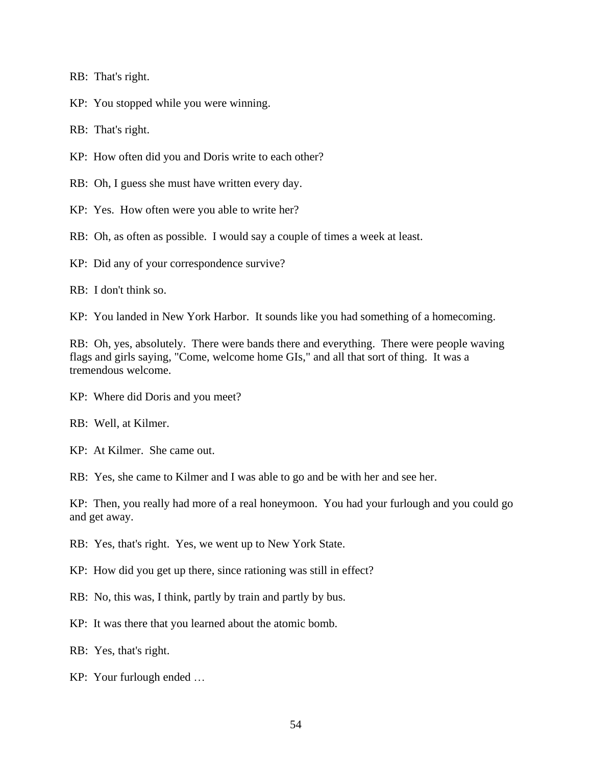RB: That's right.

KP: You stopped while you were winning.

RB: That's right.

KP: How often did you and Doris write to each other?

RB: Oh, I guess she must have written every day.

KP: Yes. How often were you able to write her?

RB: Oh, as often as possible. I would say a couple of times a week at least.

KP: Did any of your correspondence survive?

RB: I don't think so.

KP: You landed in New York Harbor. It sounds like you had something of a homecoming.

RB: Oh, yes, absolutely. There were bands there and everything. There were people waving flags and girls saying, "Come, welcome home GIs," and all that sort of thing. It was a tremendous welcome.

KP: Where did Doris and you meet?

RB: Well, at Kilmer.

KP: At Kilmer. She came out.

RB: Yes, she came to Kilmer and I was able to go and be with her and see her.

KP: Then, you really had more of a real honeymoon. You had your furlough and you could go and get away.

RB: Yes, that's right. Yes, we went up to New York State.

KP: How did you get up there, since rationing was still in effect?

RB: No, this was, I think, partly by train and partly by bus.

KP: It was there that you learned about the atomic bomb.

RB: Yes, that's right.

KP: Your furlough ended …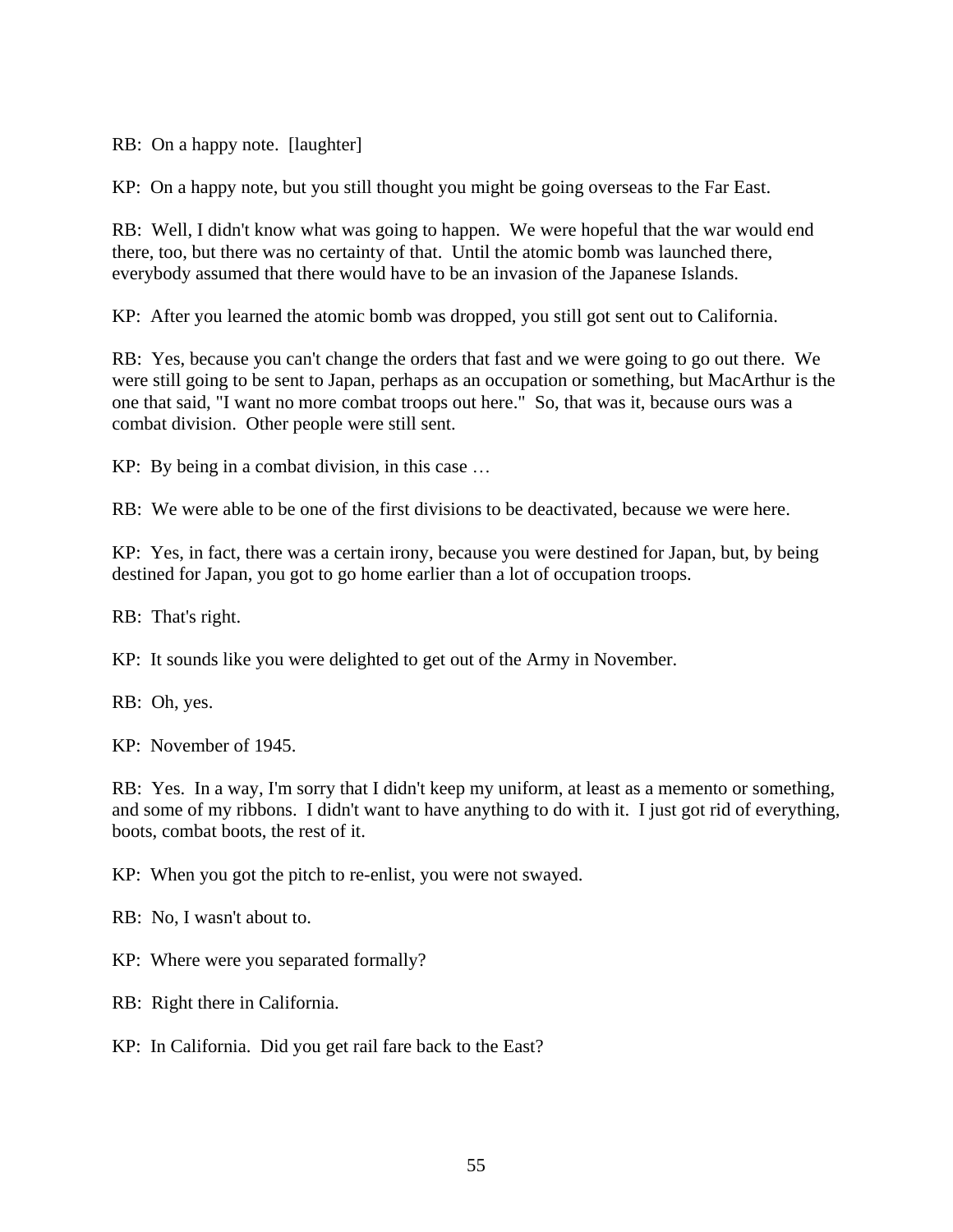RB: On a happy note. [laughter]

KP: On a happy note, but you still thought you might be going overseas to the Far East.

RB: Well, I didn't know what was going to happen. We were hopeful that the war would end there, too, but there was no certainty of that. Until the atomic bomb was launched there, everybody assumed that there would have to be an invasion of the Japanese Islands.

KP: After you learned the atomic bomb was dropped, you still got sent out to California.

RB: Yes, because you can't change the orders that fast and we were going to go out there. We were still going to be sent to Japan, perhaps as an occupation or something, but MacArthur is the one that said, "I want no more combat troops out here." So, that was it, because ours was a combat division. Other people were still sent.

KP: By being in a combat division, in this case …

RB: We were able to be one of the first divisions to be deactivated, because we were here.

KP: Yes, in fact, there was a certain irony, because you were destined for Japan, but, by being destined for Japan, you got to go home earlier than a lot of occupation troops.

RB: That's right.

KP: It sounds like you were delighted to get out of the Army in November.

RB: Oh, yes.

KP: November of 1945.

RB: Yes. In a way, I'm sorry that I didn't keep my uniform, at least as a memento or something, and some of my ribbons. I didn't want to have anything to do with it. I just got rid of everything, boots, combat boots, the rest of it.

KP: When you got the pitch to re-enlist, you were not swayed.

RB: No, I wasn't about to.

KP: Where were you separated formally?

RB: Right there in California.

KP: In California. Did you get rail fare back to the East?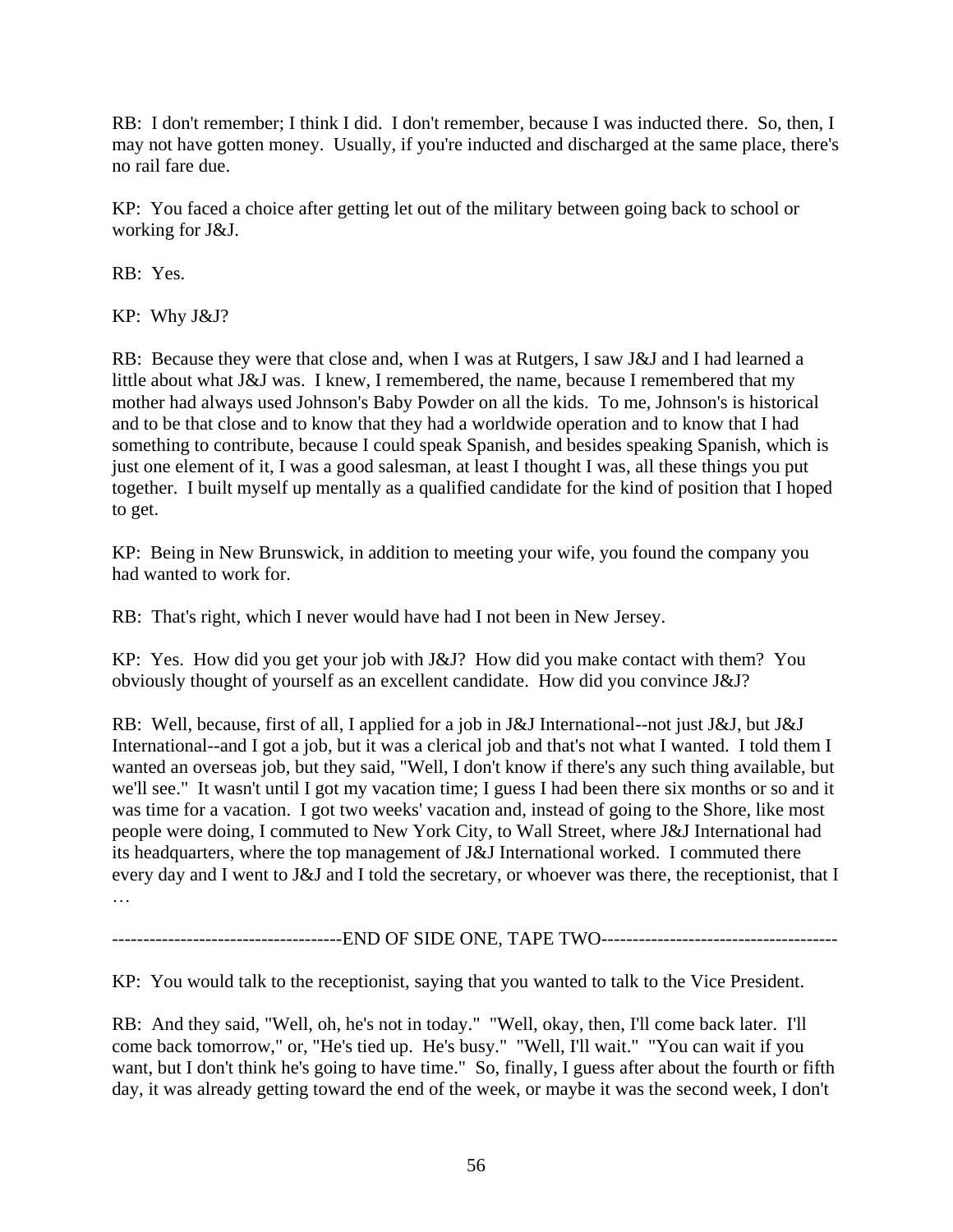RB: I don't remember; I think I did. I don't remember, because I was inducted there. So, then, I may not have gotten money. Usually, if you're inducted and discharged at the same place, there's no rail fare due.

KP: You faced a choice after getting let out of the military between going back to school or working for J&J.

RB: Yes.

KP: Why J&J?

RB: Because they were that close and, when I was at Rutgers, I saw J&J and I had learned a little about what J&J was. I knew, I remembered, the name, because I remembered that my mother had always used Johnson's Baby Powder on all the kids. To me, Johnson's is historical and to be that close and to know that they had a worldwide operation and to know that I had something to contribute, because I could speak Spanish, and besides speaking Spanish, which is just one element of it, I was a good salesman, at least I thought I was, all these things you put together. I built myself up mentally as a qualified candidate for the kind of position that I hoped to get.

KP: Being in New Brunswick, in addition to meeting your wife, you found the company you had wanted to work for.

RB: That's right, which I never would have had I not been in New Jersey.

KP: Yes. How did you get your job with J&J? How did you make contact with them? You obviously thought of yourself as an excellent candidate. How did you convince J&J?

RB: Well, because, first of all, I applied for a job in J&J International--not just J&J, but J&J International--and I got a job, but it was a clerical job and that's not what I wanted. I told them I wanted an overseas job, but they said, "Well, I don't know if there's any such thing available, but we'll see." It wasn't until I got my vacation time; I guess I had been there six months or so and it was time for a vacation. I got two weeks' vacation and, instead of going to the Shore, like most people were doing, I commuted to New York City, to Wall Street, where J&J International had its headquarters, where the top management of J&J International worked. I commuted there every day and I went to J&J and I told the secretary, or whoever was there, the receptionist, that I …

-------------------------------------END OF SIDE ONE, TAPE TWO--------------------------------------

KP: You would talk to the receptionist, saying that you wanted to talk to the Vice President.

RB: And they said, "Well, oh, he's not in today." "Well, okay, then, I'll come back later. I'll come back tomorrow," or, "He's tied up. He's busy." "Well, I'll wait." "You can wait if you want, but I don't think he's going to have time." So, finally, I guess after about the fourth or fifth day, it was already getting toward the end of the week, or maybe it was the second week, I don't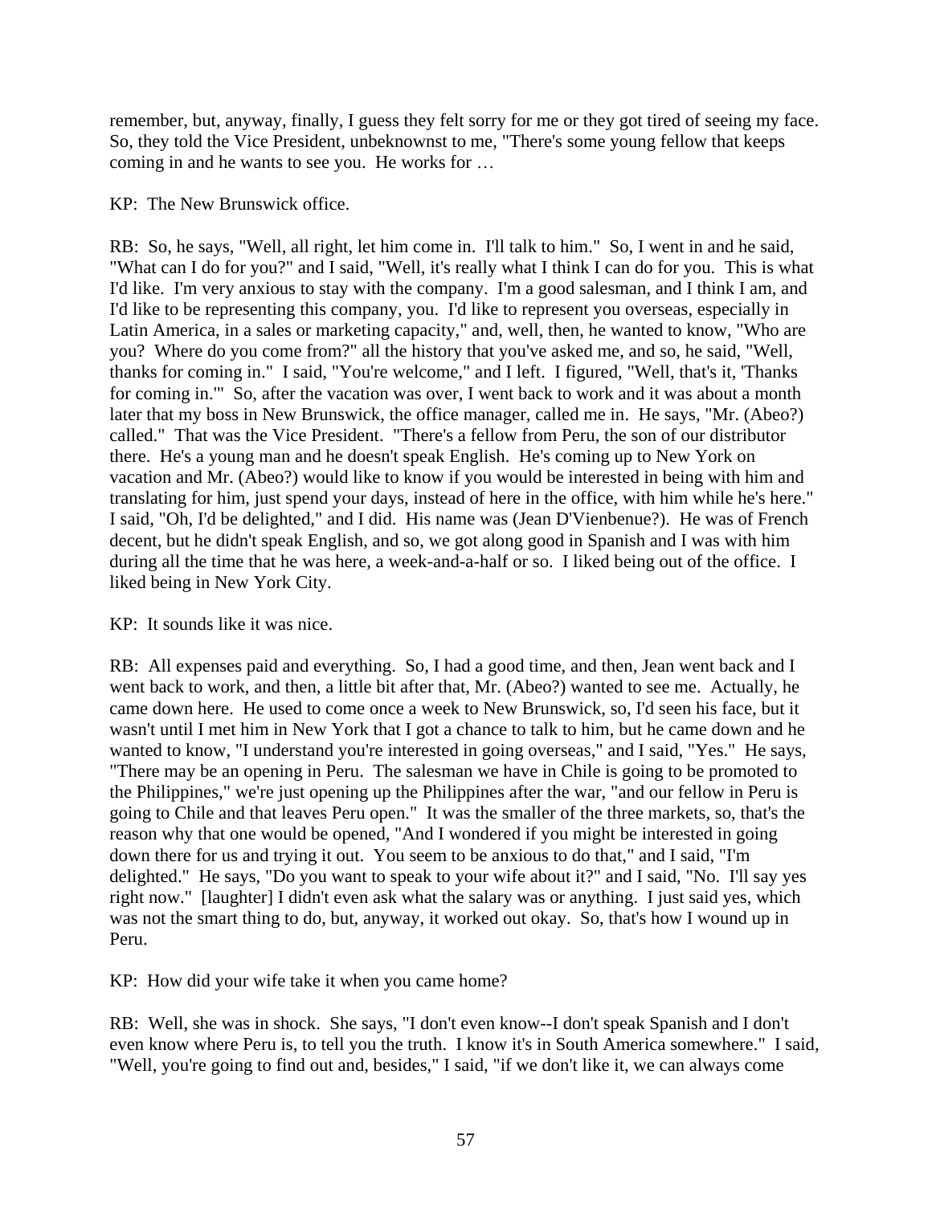remember, but, anyway, finally, I guess they felt sorry for me or they got tired of seeing my face. So, they told the Vice President, unbeknownst to me, "There's some young fellow that keeps coming in and he wants to see you. He works for …

KP: The New Brunswick office.

RB: So, he says, "Well, all right, let him come in. I'll talk to him." So, I went in and he said, "What can I do for you?" and I said, "Well, it's really what I think I can do for you. This is what I'd like. I'm very anxious to stay with the company. I'm a good salesman, and I think I am, and I'd like to be representing this company, you. I'd like to represent you overseas, especially in Latin America, in a sales or marketing capacity," and, well, then, he wanted to know, "Who are you? Where do you come from?" all the history that you've asked me, and so, he said, "Well, thanks for coming in." I said, "You're welcome," and I left. I figured, "Well, that's it, 'Thanks for coming in.'" So, after the vacation was over, I went back to work and it was about a month later that my boss in New Brunswick, the office manager, called me in. He says, "Mr. (Abeo?) called." That was the Vice President. "There's a fellow from Peru, the son of our distributor there. He's a young man and he doesn't speak English. He's coming up to New York on vacation and Mr. (Abeo?) would like to know if you would be interested in being with him and translating for him, just spend your days, instead of here in the office, with him while he's here." I said, "Oh, I'd be delighted," and I did. His name was (Jean D'Vienbenue?). He was of French decent, but he didn't speak English, and so, we got along good in Spanish and I was with him during all the time that he was here, a week-and-a-half or so. I liked being out of the office. I liked being in New York City.

KP: It sounds like it was nice.

RB: All expenses paid and everything. So, I had a good time, and then, Jean went back and I went back to work, and then, a little bit after that, Mr. (Abeo?) wanted to see me. Actually, he came down here. He used to come once a week to New Brunswick, so, I'd seen his face, but it wasn't until I met him in New York that I got a chance to talk to him, but he came down and he wanted to know, "I understand you're interested in going overseas," and I said, "Yes." He says, "There may be an opening in Peru. The salesman we have in Chile is going to be promoted to the Philippines," we're just opening up the Philippines after the war, "and our fellow in Peru is going to Chile and that leaves Peru open." It was the smaller of the three markets, so, that's the reason why that one would be opened, "And I wondered if you might be interested in going down there for us and trying it out. You seem to be anxious to do that," and I said, "I'm delighted." He says, "Do you want to speak to your wife about it?" and I said, "No. I'll say yes right now." [laughter] I didn't even ask what the salary was or anything. I just said yes, which was not the smart thing to do, but, anyway, it worked out okay. So, that's how I wound up in Peru.

KP: How did your wife take it when you came home?

RB: Well, she was in shock. She says, "I don't even know--I don't speak Spanish and I don't even know where Peru is, to tell you the truth. I know it's in South America somewhere." I said, "Well, you're going to find out and, besides," I said, "if we don't like it, we can always come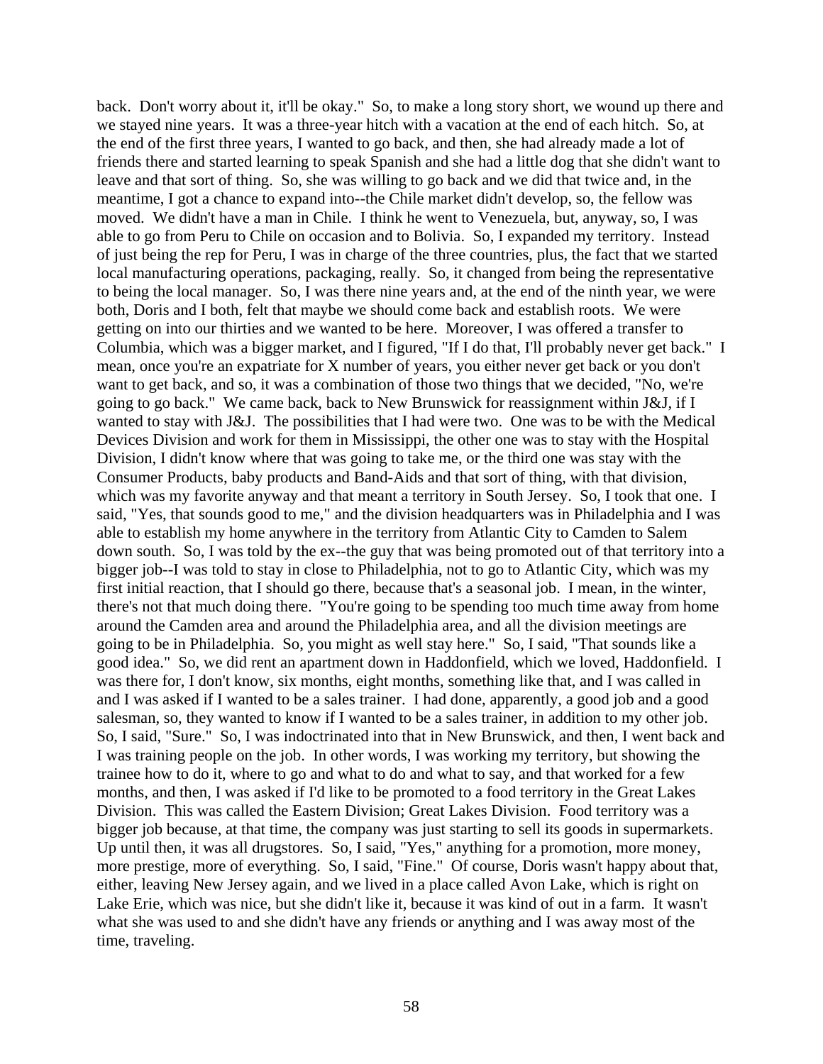back. Don't worry about it, it'll be okay." So, to make a long story short, we wound up there and we stayed nine years. It was a three-year hitch with a vacation at the end of each hitch. So, at the end of the first three years, I wanted to go back, and then, she had already made a lot of friends there and started learning to speak Spanish and she had a little dog that she didn't want to leave and that sort of thing. So, she was willing to go back and we did that twice and, in the meantime, I got a chance to expand into--the Chile market didn't develop, so, the fellow was moved. We didn't have a man in Chile. I think he went to Venezuela, but, anyway, so, I was able to go from Peru to Chile on occasion and to Bolivia. So, I expanded my territory. Instead of just being the rep for Peru, I was in charge of the three countries, plus, the fact that we started local manufacturing operations, packaging, really. So, it changed from being the representative to being the local manager. So, I was there nine years and, at the end of the ninth year, we were both, Doris and I both, felt that maybe we should come back and establish roots. We were getting on into our thirties and we wanted to be here. Moreover, I was offered a transfer to Columbia, which was a bigger market, and I figured, "If I do that, I'll probably never get back." I mean, once you're an expatriate for X number of years, you either never get back or you don't want to get back, and so, it was a combination of those two things that we decided, "No, we're going to go back." We came back, back to New Brunswick for reassignment within J&J, if I wanted to stay with J&J. The possibilities that I had were two. One was to be with the Medical Devices Division and work for them in Mississippi, the other one was to stay with the Hospital Division, I didn't know where that was going to take me, or the third one was stay with the Consumer Products, baby products and Band-Aids and that sort of thing, with that division, which was my favorite anyway and that meant a territory in South Jersey. So, I took that one. I said, "Yes, that sounds good to me," and the division headquarters was in Philadelphia and I was able to establish my home anywhere in the territory from Atlantic City to Camden to Salem down south. So, I was told by the ex--the guy that was being promoted out of that territory into a bigger job--I was told to stay in close to Philadelphia, not to go to Atlantic City, which was my first initial reaction, that I should go there, because that's a seasonal job. I mean, in the winter, there's not that much doing there. "You're going to be spending too much time away from home around the Camden area and around the Philadelphia area, and all the division meetings are going to be in Philadelphia. So, you might as well stay here." So, I said, "That sounds like a good idea." So, we did rent an apartment down in Haddonfield, which we loved, Haddonfield. I was there for, I don't know, six months, eight months, something like that, and I was called in and I was asked if I wanted to be a sales trainer. I had done, apparently, a good job and a good salesman, so, they wanted to know if I wanted to be a sales trainer, in addition to my other job. So, I said, "Sure." So, I was indoctrinated into that in New Brunswick, and then, I went back and I was training people on the job. In other words, I was working my territory, but showing the trainee how to do it, where to go and what to do and what to say, and that worked for a few months, and then, I was asked if I'd like to be promoted to a food territory in the Great Lakes Division. This was called the Eastern Division; Great Lakes Division. Food territory was a bigger job because, at that time, the company was just starting to sell its goods in supermarkets. Up until then, it was all drugstores. So, I said, "Yes," anything for a promotion, more money, more prestige, more of everything. So, I said, "Fine." Of course, Doris wasn't happy about that, either, leaving New Jersey again, and we lived in a place called Avon Lake, which is right on Lake Erie, which was nice, but she didn't like it, because it was kind of out in a farm. It wasn't what she was used to and she didn't have any friends or anything and I was away most of the time, traveling.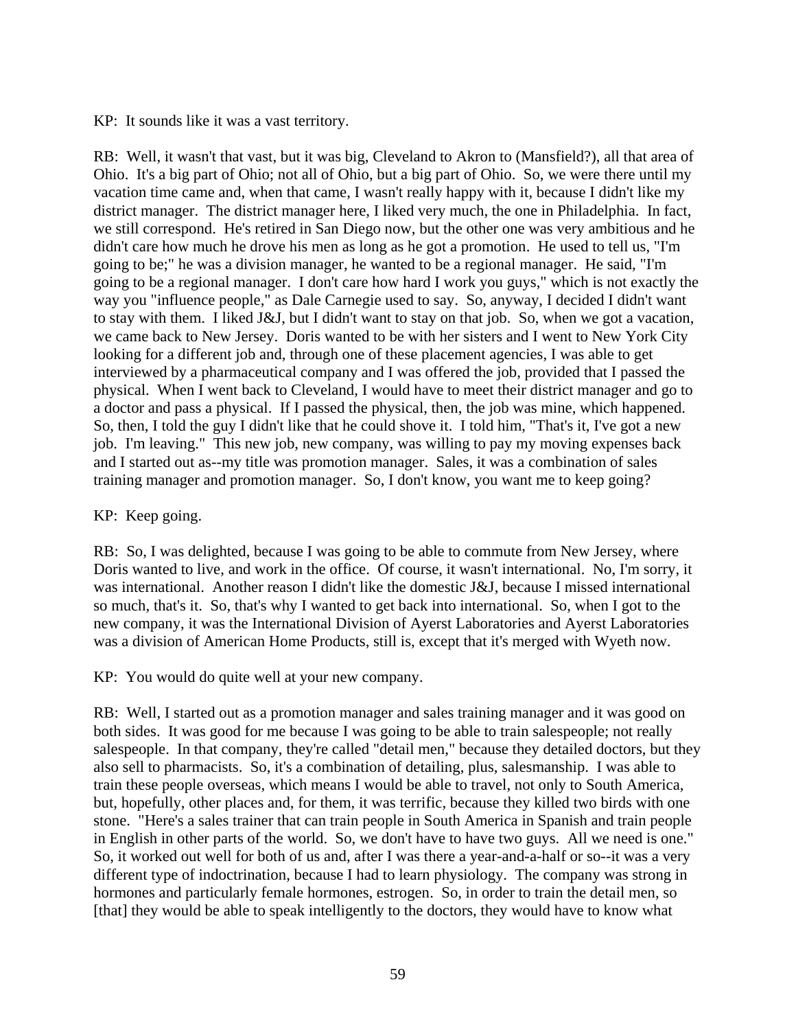KP: It sounds like it was a vast territory.

RB: Well, it wasn't that vast, but it was big, Cleveland to Akron to (Mansfield?), all that area of Ohio. It's a big part of Ohio; not all of Ohio, but a big part of Ohio. So, we were there until my vacation time came and, when that came, I wasn't really happy with it, because I didn't like my district manager. The district manager here, I liked very much, the one in Philadelphia. In fact, we still correspond. He's retired in San Diego now, but the other one was very ambitious and he didn't care how much he drove his men as long as he got a promotion. He used to tell us, "I'm going to be;" he was a division manager, he wanted to be a regional manager. He said, "I'm going to be a regional manager. I don't care how hard I work you guys," which is not exactly the way you "influence people," as Dale Carnegie used to say. So, anyway, I decided I didn't want to stay with them. I liked J&J, but I didn't want to stay on that job. So, when we got a vacation, we came back to New Jersey. Doris wanted to be with her sisters and I went to New York City looking for a different job and, through one of these placement agencies, I was able to get interviewed by a pharmaceutical company and I was offered the job, provided that I passed the physical. When I went back to Cleveland, I would have to meet their district manager and go to a doctor and pass a physical. If I passed the physical, then, the job was mine, which happened. So, then, I told the guy I didn't like that he could shove it. I told him, "That's it, I've got a new job. I'm leaving." This new job, new company, was willing to pay my moving expenses back and I started out as--my title was promotion manager. Sales, it was a combination of sales training manager and promotion manager. So, I don't know, you want me to keep going?

KP: Keep going.

RB: So, I was delighted, because I was going to be able to commute from New Jersey, where Doris wanted to live, and work in the office. Of course, it wasn't international. No, I'm sorry, it was international. Another reason I didn't like the domestic J&J, because I missed international so much, that's it. So, that's why I wanted to get back into international. So, when I got to the new company, it was the International Division of Ayerst Laboratories and Ayerst Laboratories was a division of American Home Products, still is, except that it's merged with Wyeth now.

KP: You would do quite well at your new company.

RB: Well, I started out as a promotion manager and sales training manager and it was good on both sides. It was good for me because I was going to be able to train salespeople; not really salespeople. In that company, they're called "detail men," because they detailed doctors, but they also sell to pharmacists. So, it's a combination of detailing, plus, salesmanship. I was able to train these people overseas, which means I would be able to travel, not only to South America, but, hopefully, other places and, for them, it was terrific, because they killed two birds with one stone. "Here's a sales trainer that can train people in South America in Spanish and train people in English in other parts of the world. So, we don't have to have two guys. All we need is one." So, it worked out well for both of us and, after I was there a year-and-a-half or so--it was a very different type of indoctrination, because I had to learn physiology. The company was strong in hormones and particularly female hormones, estrogen. So, in order to train the detail men, so [that] they would be able to speak intelligently to the doctors, they would have to know what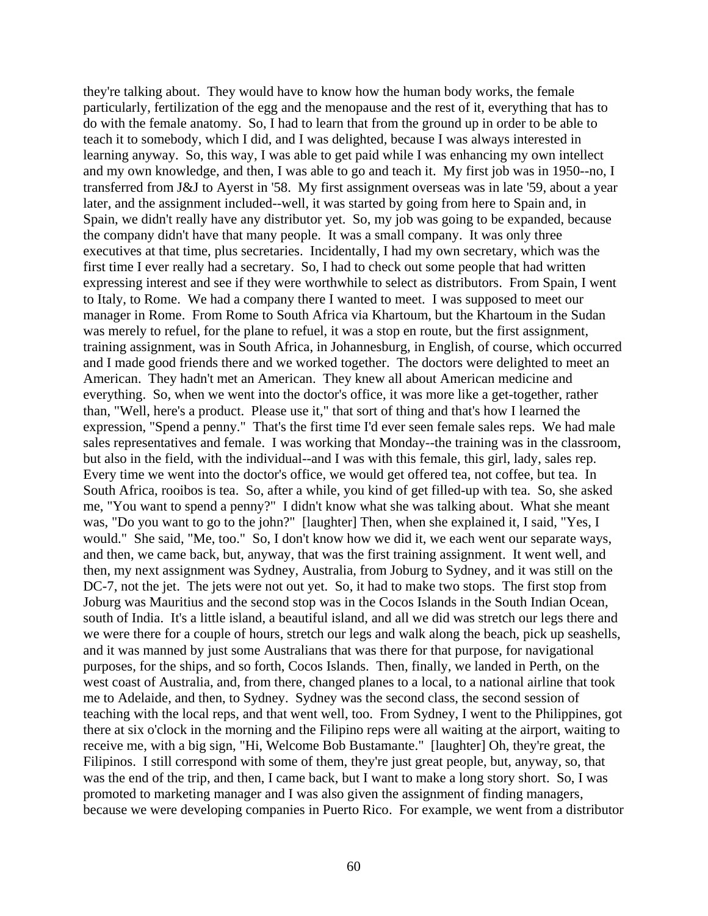they're talking about. They would have to know how the human body works, the female particularly, fertilization of the egg and the menopause and the rest of it, everything that has to do with the female anatomy. So, I had to learn that from the ground up in order to be able to teach it to somebody, which I did, and I was delighted, because I was always interested in learning anyway. So, this way, I was able to get paid while I was enhancing my own intellect and my own knowledge, and then, I was able to go and teach it. My first job was in 1950--no, I transferred from J&J to Ayerst in '58. My first assignment overseas was in late '59, about a year later, and the assignment included--well, it was started by going from here to Spain and, in Spain, we didn't really have any distributor yet. So, my job was going to be expanded, because the company didn't have that many people. It was a small company. It was only three executives at that time, plus secretaries. Incidentally, I had my own secretary, which was the first time I ever really had a secretary. So, I had to check out some people that had written expressing interest and see if they were worthwhile to select as distributors. From Spain, I went to Italy, to Rome. We had a company there I wanted to meet. I was supposed to meet our manager in Rome. From Rome to South Africa via Khartoum, but the Khartoum in the Sudan was merely to refuel, for the plane to refuel, it was a stop en route, but the first assignment, training assignment, was in South Africa, in Johannesburg, in English, of course, which occurred and I made good friends there and we worked together. The doctors were delighted to meet an American. They hadn't met an American. They knew all about American medicine and everything. So, when we went into the doctor's office, it was more like a get-together, rather than, "Well, here's a product. Please use it," that sort of thing and that's how I learned the expression, "Spend a penny." That's the first time I'd ever seen female sales reps. We had male sales representatives and female. I was working that Monday--the training was in the classroom, but also in the field, with the individual--and I was with this female, this girl, lady, sales rep. Every time we went into the doctor's office, we would get offered tea, not coffee, but tea. In South Africa, rooibos is tea. So, after a while, you kind of get filled-up with tea. So, she asked me, "You want to spend a penny?" I didn't know what she was talking about. What she meant was, "Do you want to go to the john?" [laughter] Then, when she explained it, I said, "Yes, I would." She said, "Me, too." So, I don't know how we did it, we each went our separate ways, and then, we came back, but, anyway, that was the first training assignment. It went well, and then, my next assignment was Sydney, Australia, from Joburg to Sydney, and it was still on the DC-7, not the jet. The jets were not out yet. So, it had to make two stops. The first stop from Joburg was Mauritius and the second stop was in the Cocos Islands in the South Indian Ocean, south of India. It's a little island, a beautiful island, and all we did was stretch our legs there and we were there for a couple of hours, stretch our legs and walk along the beach, pick up seashells, and it was manned by just some Australians that was there for that purpose, for navigational purposes, for the ships, and so forth, Cocos Islands. Then, finally, we landed in Perth, on the west coast of Australia, and, from there, changed planes to a local, to a national airline that took me to Adelaide, and then, to Sydney. Sydney was the second class, the second session of teaching with the local reps, and that went well, too. From Sydney, I went to the Philippines, got there at six o'clock in the morning and the Filipino reps were all waiting at the airport, waiting to receive me, with a big sign, "Hi, Welcome Bob Bustamante." [laughter] Oh, they're great, the Filipinos. I still correspond with some of them, they're just great people, but, anyway, so, that was the end of the trip, and then, I came back, but I want to make a long story short. So, I was promoted to marketing manager and I was also given the assignment of finding managers, because we were developing companies in Puerto Rico. For example, we went from a distributor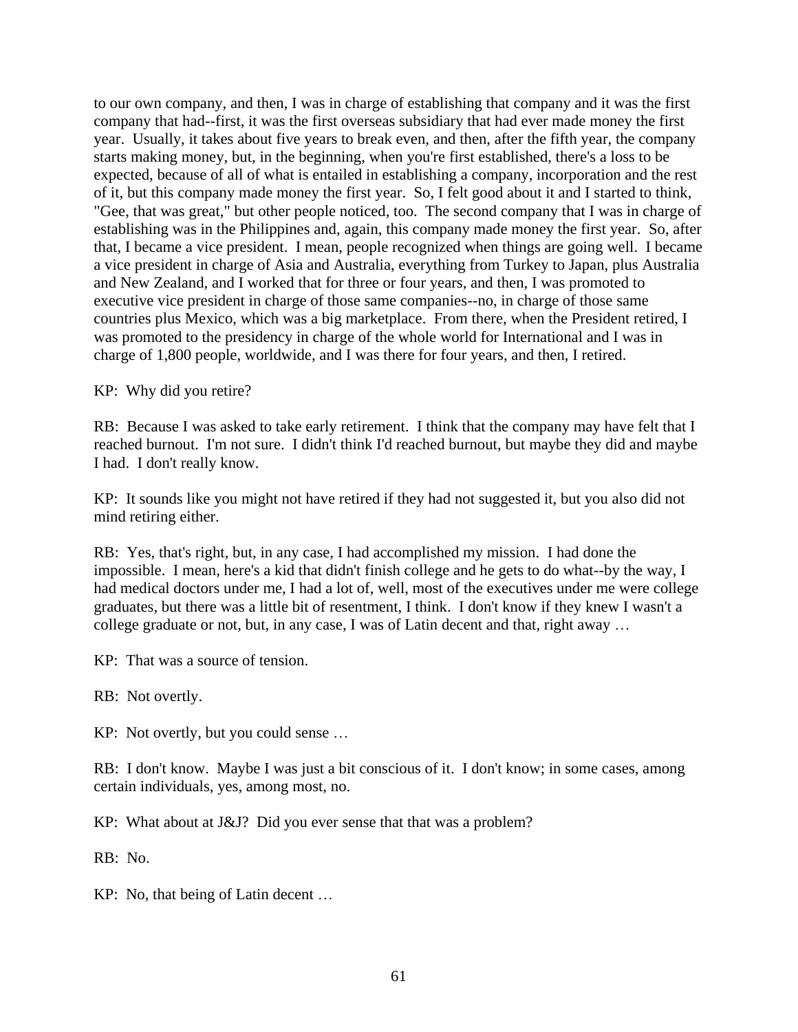to our own company, and then, I was in charge of establishing that company and it was the first company that had--first, it was the first overseas subsidiary that had ever made money the first year. Usually, it takes about five years to break even, and then, after the fifth year, the company starts making money, but, in the beginning, when you're first established, there's a loss to be expected, because of all of what is entailed in establishing a company, incorporation and the rest of it, but this company made money the first year. So, I felt good about it and I started to think, "Gee, that was great," but other people noticed, too. The second company that I was in charge of establishing was in the Philippines and, again, this company made money the first year. So, after that, I became a vice president. I mean, people recognized when things are going well. I became a vice president in charge of Asia and Australia, everything from Turkey to Japan, plus Australia and New Zealand, and I worked that for three or four years, and then, I was promoted to executive vice president in charge of those same companies--no, in charge of those same countries plus Mexico, which was a big marketplace. From there, when the President retired, I was promoted to the presidency in charge of the whole world for International and I was in charge of 1,800 people, worldwide, and I was there for four years, and then, I retired.

KP: Why did you retire?

RB: Because I was asked to take early retirement. I think that the company may have felt that I reached burnout. I'm not sure. I didn't think I'd reached burnout, but maybe they did and maybe I had. I don't really know.

KP: It sounds like you might not have retired if they had not suggested it, but you also did not mind retiring either.

RB: Yes, that's right, but, in any case, I had accomplished my mission. I had done the impossible. I mean, here's a kid that didn't finish college and he gets to do what--by the way, I had medical doctors under me, I had a lot of, well, most of the executives under me were college graduates, but there was a little bit of resentment, I think. I don't know if they knew I wasn't a college graduate or not, but, in any case, I was of Latin decent and that, right away …

KP: That was a source of tension.

RB: Not overtly.

KP: Not overtly, but you could sense …

RB: I don't know. Maybe I was just a bit conscious of it. I don't know; in some cases, among certain individuals, yes, among most, no.

KP: What about at J&J? Did you ever sense that that was a problem?

RB: No.

KP: No, that being of Latin decent …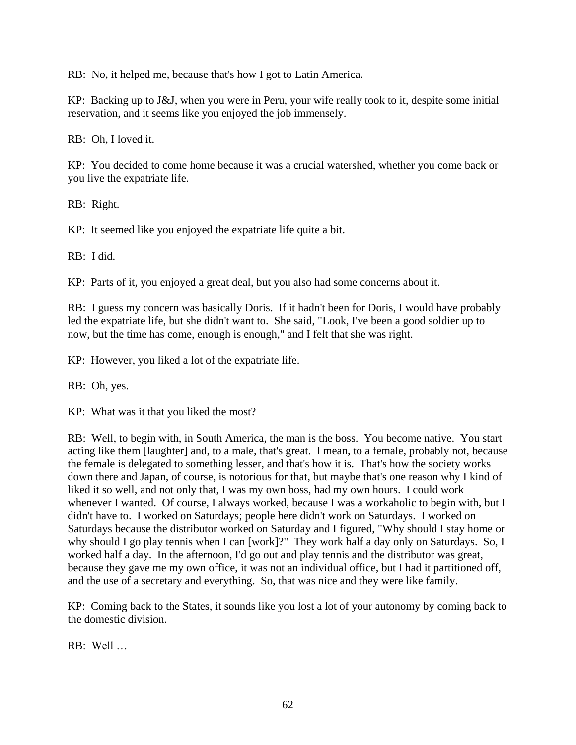RB: No, it helped me, because that's how I got to Latin America.

KP: Backing up to J&J, when you were in Peru, your wife really took to it, despite some initial reservation, and it seems like you enjoyed the job immensely.

RB: Oh, I loved it.

KP: You decided to come home because it was a crucial watershed, whether you come back or you live the expatriate life.

RB: Right.

KP: It seemed like you enjoyed the expatriate life quite a bit.

RB: I did.

KP: Parts of it, you enjoyed a great deal, but you also had some concerns about it.

RB: I guess my concern was basically Doris. If it hadn't been for Doris, I would have probably led the expatriate life, but she didn't want to. She said, "Look, I've been a good soldier up to now, but the time has come, enough is enough," and I felt that she was right.

KP: However, you liked a lot of the expatriate life.

RB: Oh, yes.

KP: What was it that you liked the most?

RB: Well, to begin with, in South America, the man is the boss. You become native. You start acting like them [laughter] and, to a male, that's great. I mean, to a female, probably not, because the female is delegated to something lesser, and that's how it is. That's how the society works down there and Japan, of course, is notorious for that, but maybe that's one reason why I kind of liked it so well, and not only that, I was my own boss, had my own hours. I could work whenever I wanted. Of course, I always worked, because I was a workaholic to begin with, but I didn't have to. I worked on Saturdays; people here didn't work on Saturdays. I worked on Saturdays because the distributor worked on Saturday and I figured, "Why should I stay home or why should I go play tennis when I can [work]?" They work half a day only on Saturdays. So, I worked half a day. In the afternoon, I'd go out and play tennis and the distributor was great, because they gave me my own office, it was not an individual office, but I had it partitioned off, and the use of a secretary and everything. So, that was nice and they were like family.

KP: Coming back to the States, it sounds like you lost a lot of your autonomy by coming back to the domestic division.

RB: Well …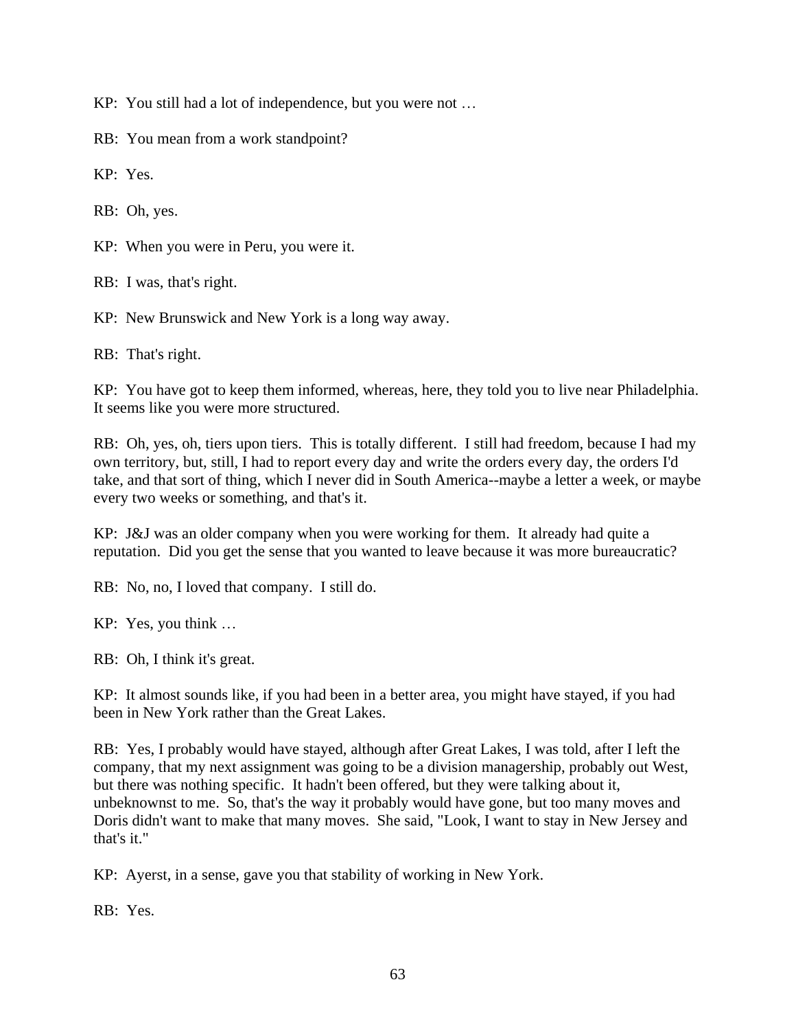KP: You still had a lot of independence, but you were not …

RB: You mean from a work standpoint?

KP: Yes.

RB: Oh, yes.

KP: When you were in Peru, you were it.

RB: I was, that's right.

KP: New Brunswick and New York is a long way away.

RB: That's right.

KP: You have got to keep them informed, whereas, here, they told you to live near Philadelphia. It seems like you were more structured.

RB: Oh, yes, oh, tiers upon tiers. This is totally different. I still had freedom, because I had my own territory, but, still, I had to report every day and write the orders every day, the orders I'd take, and that sort of thing, which I never did in South America--maybe a letter a week, or maybe every two weeks or something, and that's it.

KP: J&J was an older company when you were working for them. It already had quite a reputation. Did you get the sense that you wanted to leave because it was more bureaucratic?

RB: No, no, I loved that company. I still do.

KP: Yes, you think …

RB: Oh, I think it's great.

KP: It almost sounds like, if you had been in a better area, you might have stayed, if you had been in New York rather than the Great Lakes.

RB: Yes, I probably would have stayed, although after Great Lakes, I was told, after I left the company, that my next assignment was going to be a division managership, probably out West, but there was nothing specific. It hadn't been offered, but they were talking about it, unbeknownst to me. So, that's the way it probably would have gone, but too many moves and Doris didn't want to make that many moves. She said, "Look, I want to stay in New Jersey and that's it."

KP: Ayerst, in a sense, gave you that stability of working in New York.

RB: Yes.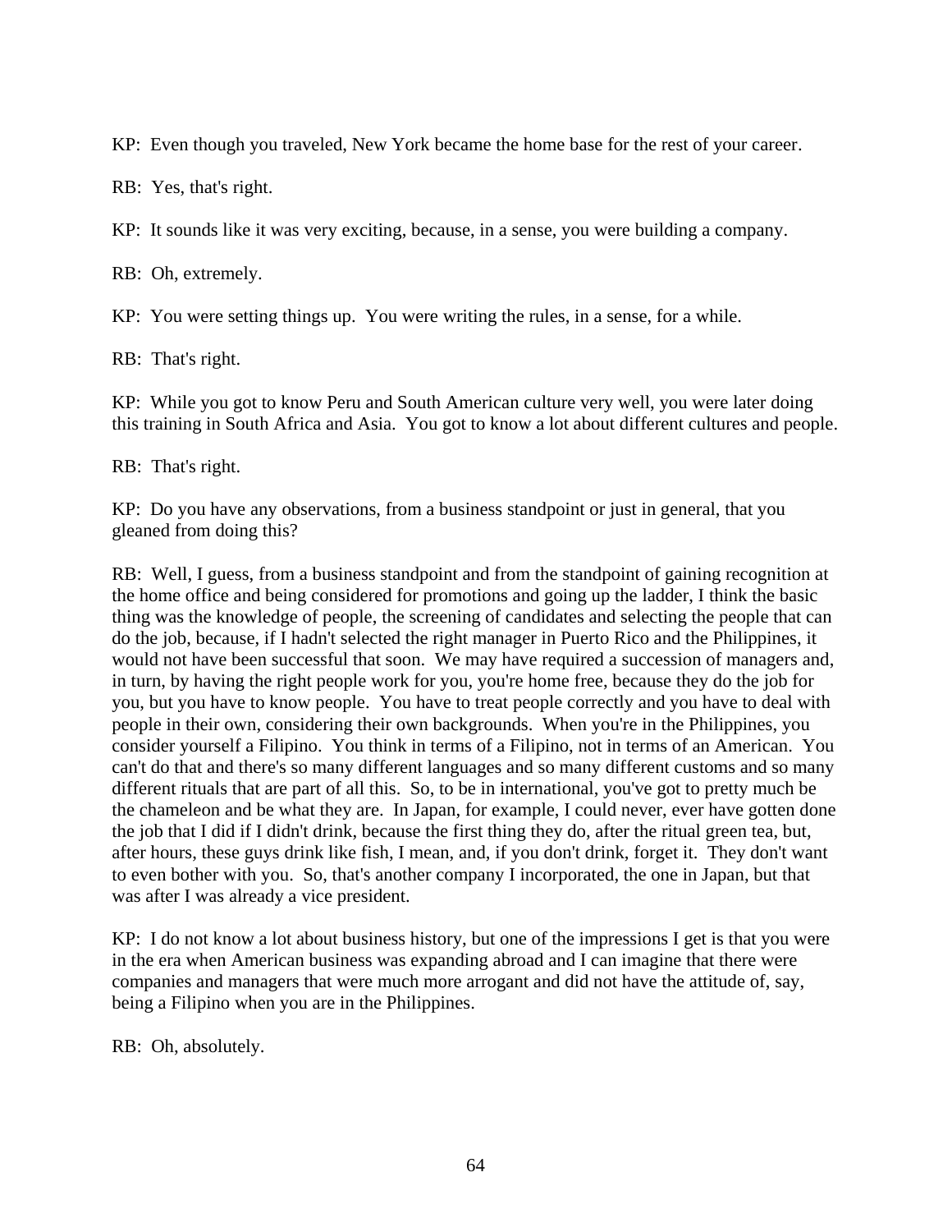KP: Even though you traveled, New York became the home base for the rest of your career.

RB: Yes, that's right.

KP: It sounds like it was very exciting, because, in a sense, you were building a company.

RB: Oh, extremely.

KP: You were setting things up. You were writing the rules, in a sense, for a while.

RB: That's right.

KP: While you got to know Peru and South American culture very well, you were later doing this training in South Africa and Asia. You got to know a lot about different cultures and people.

RB: That's right.

KP: Do you have any observations, from a business standpoint or just in general, that you gleaned from doing this?

RB: Well, I guess, from a business standpoint and from the standpoint of gaining recognition at the home office and being considered for promotions and going up the ladder, I think the basic thing was the knowledge of people, the screening of candidates and selecting the people that can do the job, because, if I hadn't selected the right manager in Puerto Rico and the Philippines, it would not have been successful that soon. We may have required a succession of managers and, in turn, by having the right people work for you, you're home free, because they do the job for you, but you have to know people. You have to treat people correctly and you have to deal with people in their own, considering their own backgrounds. When you're in the Philippines, you consider yourself a Filipino. You think in terms of a Filipino, not in terms of an American. You can't do that and there's so many different languages and so many different customs and so many different rituals that are part of all this. So, to be in international, you've got to pretty much be the chameleon and be what they are. In Japan, for example, I could never, ever have gotten done the job that I did if I didn't drink, because the first thing they do, after the ritual green tea, but, after hours, these guys drink like fish, I mean, and, if you don't drink, forget it. They don't want to even bother with you. So, that's another company I incorporated, the one in Japan, but that was after I was already a vice president.

KP: I do not know a lot about business history, but one of the impressions I get is that you were in the era when American business was expanding abroad and I can imagine that there were companies and managers that were much more arrogant and did not have the attitude of, say, being a Filipino when you are in the Philippines.

RB: Oh, absolutely.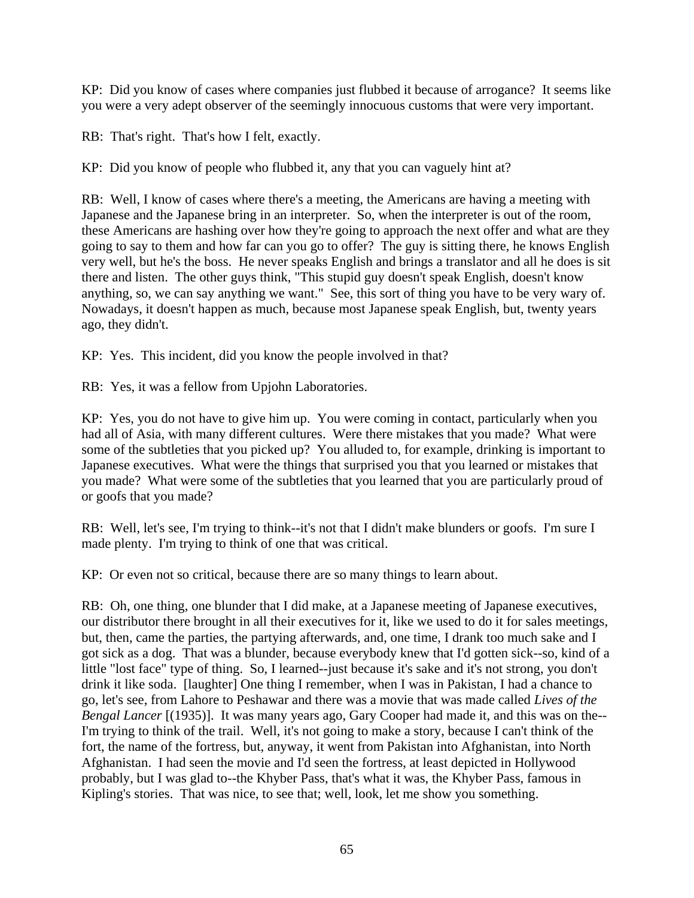KP: Did you know of cases where companies just flubbed it because of arrogance? It seems like you were a very adept observer of the seemingly innocuous customs that were very important.

RB: That's right. That's how I felt, exactly.

KP: Did you know of people who flubbed it, any that you can vaguely hint at?

RB: Well, I know of cases where there's a meeting, the Americans are having a meeting with Japanese and the Japanese bring in an interpreter. So, when the interpreter is out of the room, these Americans are hashing over how they're going to approach the next offer and what are they going to say to them and how far can you go to offer? The guy is sitting there, he knows English very well, but he's the boss. He never speaks English and brings a translator and all he does is sit there and listen. The other guys think, "This stupid guy doesn't speak English, doesn't know anything, so, we can say anything we want." See, this sort of thing you have to be very wary of. Nowadays, it doesn't happen as much, because most Japanese speak English, but, twenty years ago, they didn't.

KP: Yes. This incident, did you know the people involved in that?

RB: Yes, it was a fellow from Upjohn Laboratories.

KP: Yes, you do not have to give him up. You were coming in contact, particularly when you had all of Asia, with many different cultures. Were there mistakes that you made? What were some of the subtleties that you picked up? You alluded to, for example, drinking is important to Japanese executives. What were the things that surprised you that you learned or mistakes that you made? What were some of the subtleties that you learned that you are particularly proud of or goofs that you made?

RB: Well, let's see, I'm trying to think--it's not that I didn't make blunders or goofs. I'm sure I made plenty. I'm trying to think of one that was critical.

KP: Or even not so critical, because there are so many things to learn about.

RB: Oh, one thing, one blunder that I did make, at a Japanese meeting of Japanese executives, our distributor there brought in all their executives for it, like we used to do it for sales meetings, but, then, came the parties, the partying afterwards, and, one time, I drank too much sake and I got sick as a dog. That was a blunder, because everybody knew that I'd gotten sick--so, kind of a little "lost face" type of thing. So, I learned--just because it's sake and it's not strong, you don't drink it like soda. [laughter] One thing I remember, when I was in Pakistan, I had a chance to go, let's see, from Lahore to Peshawar and there was a movie that was made called *Lives of the Bengal Lancer* [(1935)]. It was many years ago, Gary Cooper had made it, and this was on the--I'm trying to think of the trail. Well, it's not going to make a story, because I can't think of the fort, the name of the fortress, but, anyway, it went from Pakistan into Afghanistan, into North Afghanistan. I had seen the movie and I'd seen the fortress, at least depicted in Hollywood probably, but I was glad to--the Khyber Pass, that's what it was, the Khyber Pass, famous in Kipling's stories. That was nice, to see that; well, look, let me show you something.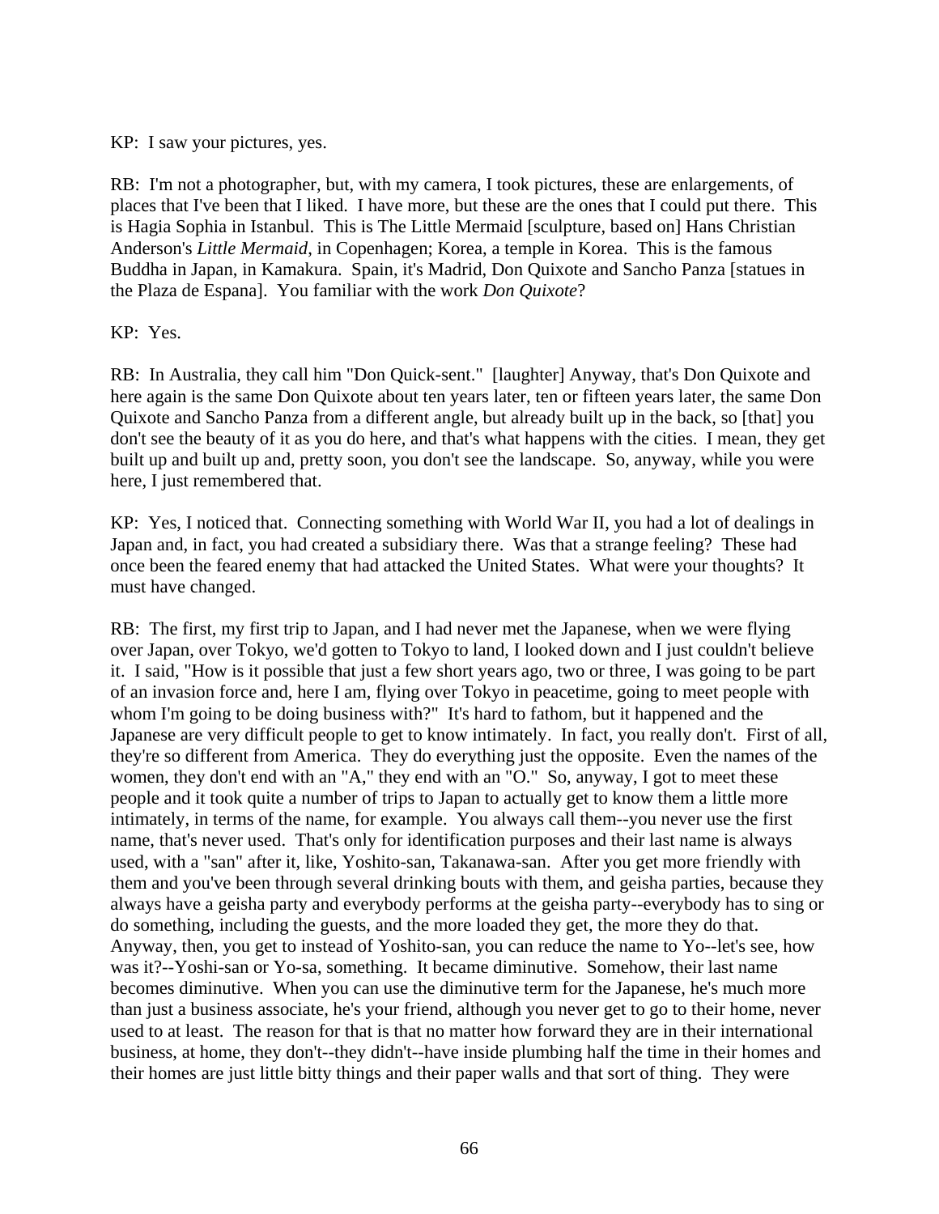KP: I saw your pictures, yes.

RB: I'm not a photographer, but, with my camera, I took pictures, these are enlargements, of places that I've been that I liked. I have more, but these are the ones that I could put there. This is Hagia Sophia in Istanbul. This is The Little Mermaid [sculpture, based on] Hans Christian Anderson's *Little Mermaid*, in Copenhagen; Korea, a temple in Korea. This is the famous Buddha in Japan, in Kamakura. Spain, it's Madrid, Don Quixote and Sancho Panza [statues in the Plaza de Espana]. You familiar with the work *Don Quixote*?

KP: Yes.

RB: In Australia, they call him "Don Quick-sent." [laughter] Anyway, that's Don Quixote and here again is the same Don Quixote about ten years later, ten or fifteen years later, the same Don Quixote and Sancho Panza from a different angle, but already built up in the back, so [that] you don't see the beauty of it as you do here, and that's what happens with the cities. I mean, they get built up and built up and, pretty soon, you don't see the landscape. So, anyway, while you were here, I just remembered that.

KP: Yes, I noticed that. Connecting something with World War II, you had a lot of dealings in Japan and, in fact, you had created a subsidiary there. Was that a strange feeling? These had once been the feared enemy that had attacked the United States. What were your thoughts? It must have changed.

RB: The first, my first trip to Japan, and I had never met the Japanese, when we were flying over Japan, over Tokyo, we'd gotten to Tokyo to land, I looked down and I just couldn't believe it. I said, "How is it possible that just a few short years ago, two or three, I was going to be part of an invasion force and, here I am, flying over Tokyo in peacetime, going to meet people with whom I'm going to be doing business with?" It's hard to fathom, but it happened and the Japanese are very difficult people to get to know intimately. In fact, you really don't. First of all, they're so different from America. They do everything just the opposite. Even the names of the women, they don't end with an "A," they end with an "O." So, anyway, I got to meet these people and it took quite a number of trips to Japan to actually get to know them a little more intimately, in terms of the name, for example. You always call them--you never use the first name, that's never used. That's only for identification purposes and their last name is always used, with a "san" after it, like, Yoshito-san, Takanawa-san. After you get more friendly with them and you've been through several drinking bouts with them, and geisha parties, because they always have a geisha party and everybody performs at the geisha party--everybody has to sing or do something, including the guests, and the more loaded they get, the more they do that. Anyway, then, you get to instead of Yoshito-san, you can reduce the name to Yo--let's see, how was it?--Yoshi-san or Yo-sa, something. It became diminutive. Somehow, their last name becomes diminutive. When you can use the diminutive term for the Japanese, he's much more than just a business associate, he's your friend, although you never get to go to their home, never used to at least. The reason for that is that no matter how forward they are in their international business, at home, they don't--they didn't--have inside plumbing half the time in their homes and their homes are just little bitty things and their paper walls and that sort of thing. They were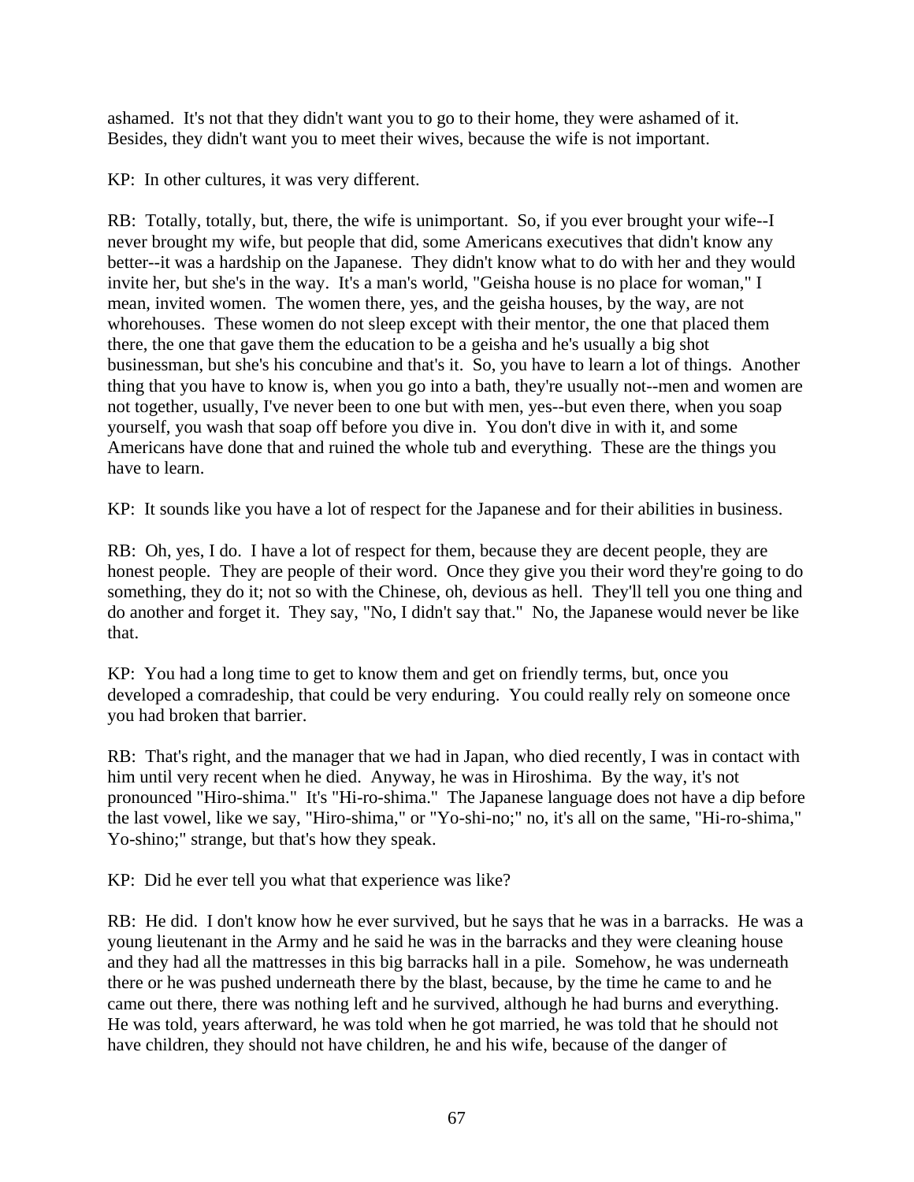ashamed. It's not that they didn't want you to go to their home, they were ashamed of it. Besides, they didn't want you to meet their wives, because the wife is not important.

KP: In other cultures, it was very different.

RB: Totally, totally, but, there, the wife is unimportant. So, if you ever brought your wife--I never brought my wife, but people that did, some Americans executives that didn't know any better--it was a hardship on the Japanese. They didn't know what to do with her and they would invite her, but she's in the way. It's a man's world, "Geisha house is no place for woman," I mean, invited women. The women there, yes, and the geisha houses, by the way, are not whorehouses. These women do not sleep except with their mentor, the one that placed them there, the one that gave them the education to be a geisha and he's usually a big shot businessman, but she's his concubine and that's it. So, you have to learn a lot of things. Another thing that you have to know is, when you go into a bath, they're usually not--men and women are not together, usually, I've never been to one but with men, yes--but even there, when you soap yourself, you wash that soap off before you dive in. You don't dive in with it, and some Americans have done that and ruined the whole tub and everything. These are the things you have to learn.

KP: It sounds like you have a lot of respect for the Japanese and for their abilities in business.

RB: Oh, yes, I do. I have a lot of respect for them, because they are decent people, they are honest people. They are people of their word. Once they give you their word they're going to do something, they do it; not so with the Chinese, oh, devious as hell. They'll tell you one thing and do another and forget it. They say, "No, I didn't say that." No, the Japanese would never be like that.

KP: You had a long time to get to know them and get on friendly terms, but, once you developed a comradeship, that could be very enduring. You could really rely on someone once you had broken that barrier.

RB: That's right, and the manager that we had in Japan, who died recently, I was in contact with him until very recent when he died. Anyway, he was in Hiroshima. By the way, it's not pronounced "Hiro-shima." It's "Hi-ro-shima." The Japanese language does not have a dip before the last vowel, like we say, "Hiro-shima," or "Yo-shi-no;" no, it's all on the same, "Hi-ro-shima," Yo-shino;" strange, but that's how they speak.

KP: Did he ever tell you what that experience was like?

RB: He did. I don't know how he ever survived, but he says that he was in a barracks. He was a young lieutenant in the Army and he said he was in the barracks and they were cleaning house and they had all the mattresses in this big barracks hall in a pile. Somehow, he was underneath there or he was pushed underneath there by the blast, because, by the time he came to and he came out there, there was nothing left and he survived, although he had burns and everything. He was told, years afterward, he was told when he got married, he was told that he should not have children, they should not have children, he and his wife, because of the danger of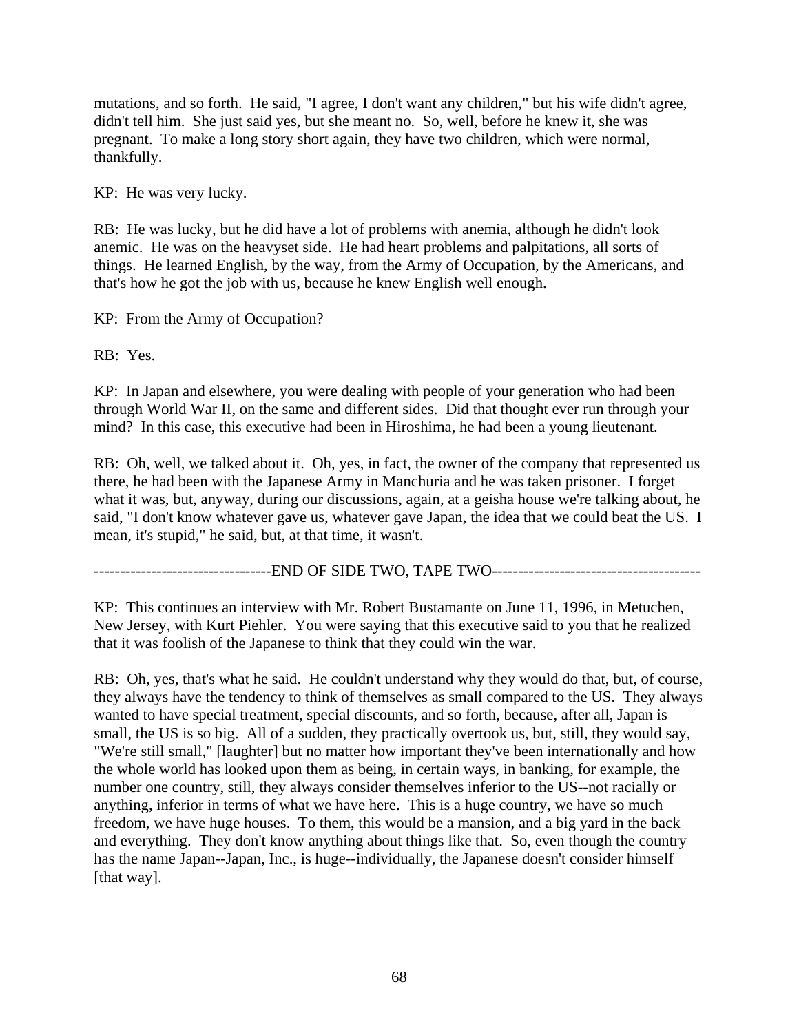mutations, and so forth. He said, "I agree, I don't want any children," but his wife didn't agree, didn't tell him. She just said yes, but she meant no. So, well, before he knew it, she was pregnant. To make a long story short again, they have two children, which were normal, thankfully.

KP: He was very lucky.

RB: He was lucky, but he did have a lot of problems with anemia, although he didn't look anemic. He was on the heavyset side. He had heart problems and palpitations, all sorts of things. He learned English, by the way, from the Army of Occupation, by the Americans, and that's how he got the job with us, because he knew English well enough.

KP: From the Army of Occupation?

RB: Yes.

KP: In Japan and elsewhere, you were dealing with people of your generation who had been through World War II, on the same and different sides. Did that thought ever run through your mind? In this case, this executive had been in Hiroshima, he had been a young lieutenant.

RB: Oh, well, we talked about it. Oh, yes, in fact, the owner of the company that represented us there, he had been with the Japanese Army in Manchuria and he was taken prisoner. I forget what it was, but, anyway, during our discussions, again, at a geisha house we're talking about, he said, "I don't know whatever gave us, whatever gave Japan, the idea that we could beat the US. I mean, it's stupid," he said, but, at that time, it wasn't.

---------------------------------END OF SIDE TWO, TAPE TWO---------------------------------------

KP: This continues an interview with Mr. Robert Bustamante on June 11, 1996, in Metuchen, New Jersey, with Kurt Piehler. You were saying that this executive said to you that he realized that it was foolish of the Japanese to think that they could win the war.

RB: Oh, yes, that's what he said. He couldn't understand why they would do that, but, of course, they always have the tendency to think of themselves as small compared to the US. They always wanted to have special treatment, special discounts, and so forth, because, after all, Japan is small, the US is so big. All of a sudden, they practically overtook us, but, still, they would say, "We're still small," [laughter] but no matter how important they've been internationally and how the whole world has looked upon them as being, in certain ways, in banking, for example, the number one country, still, they always consider themselves inferior to the US--not racially or anything, inferior in terms of what we have here. This is a huge country, we have so much freedom, we have huge houses. To them, this would be a mansion, and a big yard in the back and everything. They don't know anything about things like that. So, even though the country has the name Japan--Japan, Inc., is huge--individually, the Japanese doesn't consider himself [that way].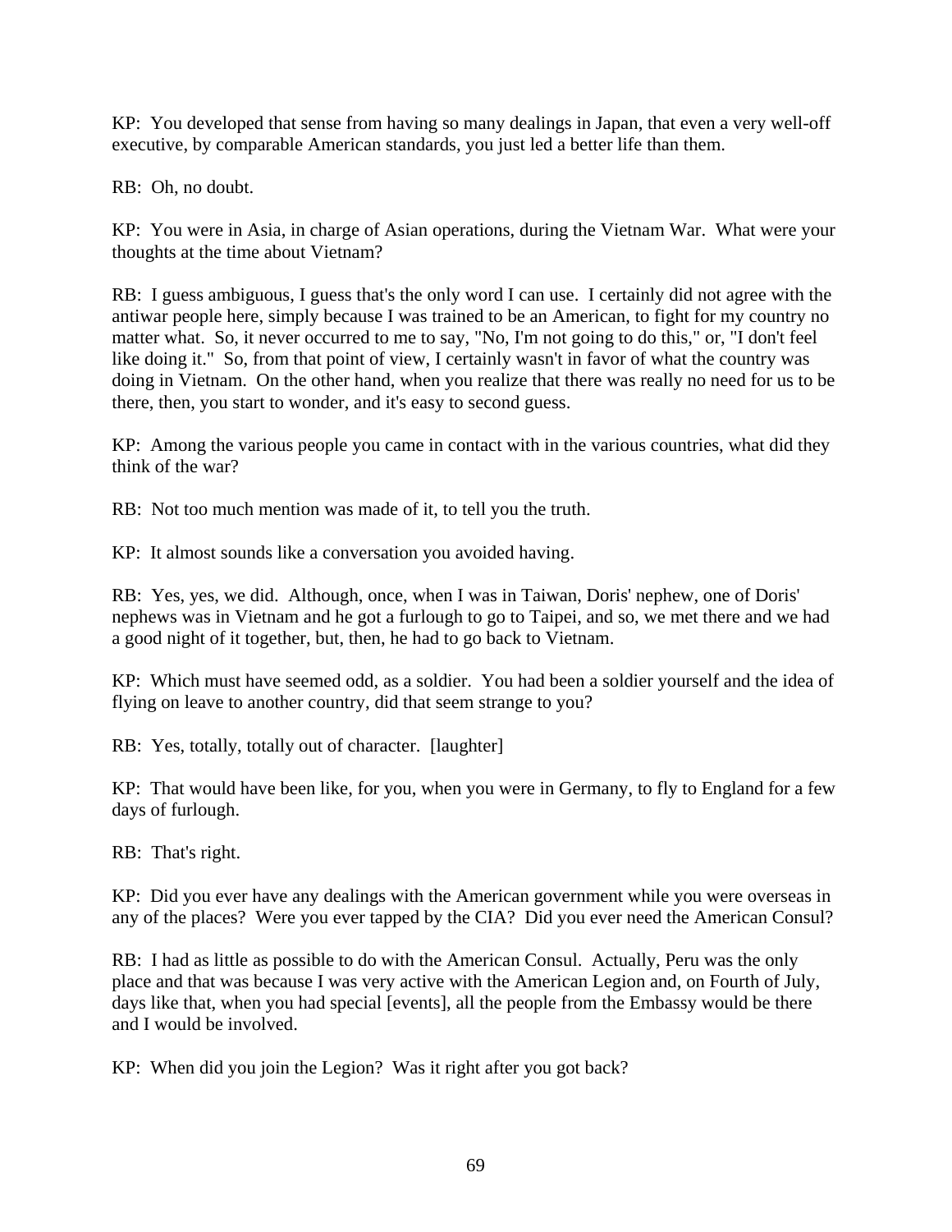KP: You developed that sense from having so many dealings in Japan, that even a very well-off executive, by comparable American standards, you just led a better life than them.

RB: Oh, no doubt.

KP: You were in Asia, in charge of Asian operations, during the Vietnam War. What were your thoughts at the time about Vietnam?

RB: I guess ambiguous, I guess that's the only word I can use. I certainly did not agree with the antiwar people here, simply because I was trained to be an American, to fight for my country no matter what. So, it never occurred to me to say, "No, I'm not going to do this," or, "I don't feel like doing it." So, from that point of view, I certainly wasn't in favor of what the country was doing in Vietnam. On the other hand, when you realize that there was really no need for us to be there, then, you start to wonder, and it's easy to second guess.

KP: Among the various people you came in contact with in the various countries, what did they think of the war?

RB: Not too much mention was made of it, to tell you the truth.

KP: It almost sounds like a conversation you avoided having.

RB: Yes, yes, we did. Although, once, when I was in Taiwan, Doris' nephew, one of Doris' nephews was in Vietnam and he got a furlough to go to Taipei, and so, we met there and we had a good night of it together, but, then, he had to go back to Vietnam.

KP: Which must have seemed odd, as a soldier. You had been a soldier yourself and the idea of flying on leave to another country, did that seem strange to you?

RB: Yes, totally, totally out of character. [laughter]

KP: That would have been like, for you, when you were in Germany, to fly to England for a few days of furlough.

RB: That's right.

KP: Did you ever have any dealings with the American government while you were overseas in any of the places? Were you ever tapped by the CIA? Did you ever need the American Consul?

RB: I had as little as possible to do with the American Consul. Actually, Peru was the only place and that was because I was very active with the American Legion and, on Fourth of July, days like that, when you had special [events], all the people from the Embassy would be there and I would be involved.

KP: When did you join the Legion? Was it right after you got back?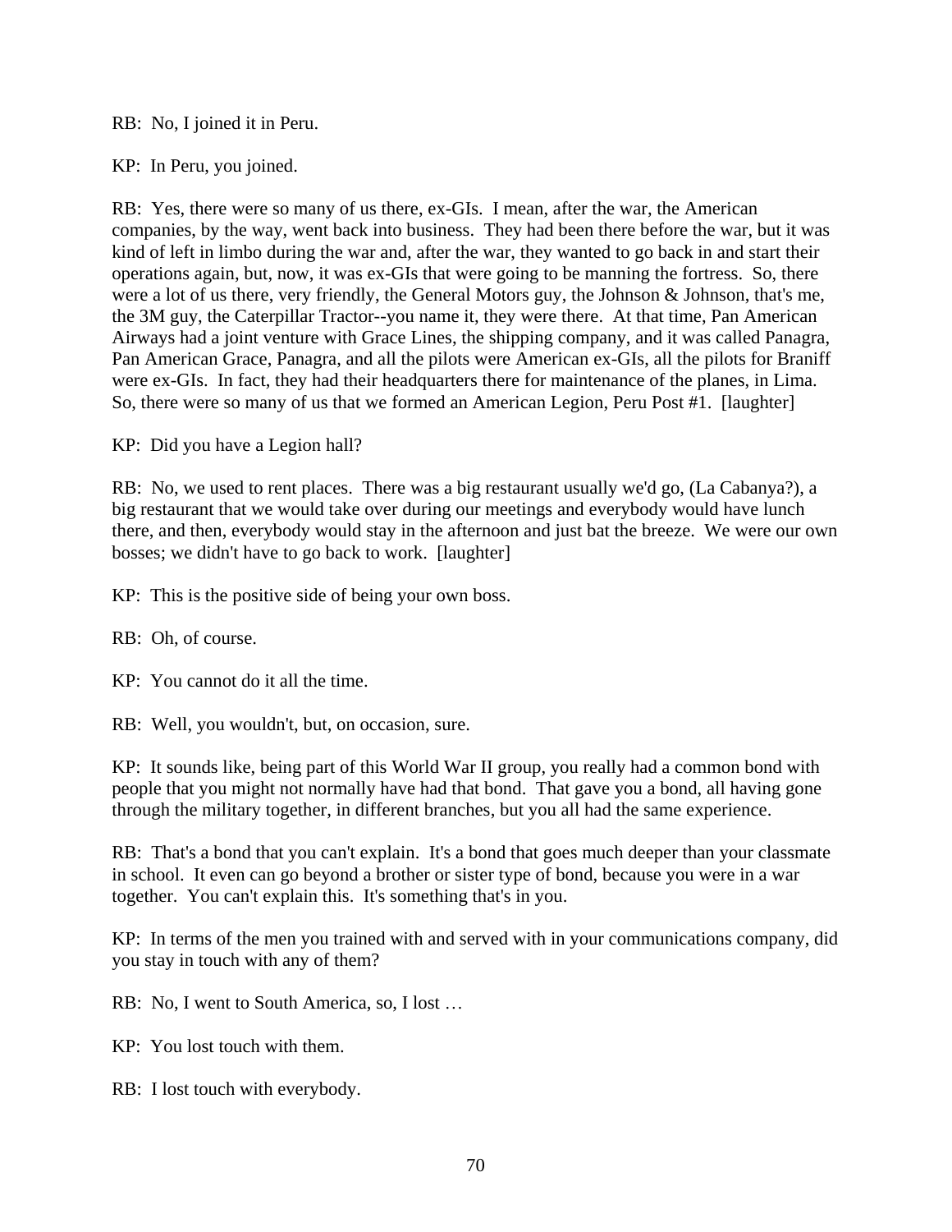RB: No, I joined it in Peru.

KP: In Peru, you joined.

RB: Yes, there were so many of us there, ex-GIs. I mean, after the war, the American companies, by the way, went back into business. They had been there before the war, but it was kind of left in limbo during the war and, after the war, they wanted to go back in and start their operations again, but, now, it was ex-GIs that were going to be manning the fortress. So, there were a lot of us there, very friendly, the General Motors guy, the Johnson & Johnson, that's me, the 3M guy, the Caterpillar Tractor--you name it, they were there. At that time, Pan American Airways had a joint venture with Grace Lines, the shipping company, and it was called Panagra, Pan American Grace, Panagra, and all the pilots were American ex-GIs, all the pilots for Braniff were ex-GIs. In fact, they had their headquarters there for maintenance of the planes, in Lima. So, there were so many of us that we formed an American Legion, Peru Post #1. [laughter]

KP: Did you have a Legion hall?

RB: No, we used to rent places. There was a big restaurant usually we'd go, (La Cabanya?), a big restaurant that we would take over during our meetings and everybody would have lunch there, and then, everybody would stay in the afternoon and just bat the breeze. We were our own bosses; we didn't have to go back to work. [laughter]

KP: This is the positive side of being your own boss.

RB: Oh, of course.

KP: You cannot do it all the time.

RB: Well, you wouldn't, but, on occasion, sure.

KP: It sounds like, being part of this World War II group, you really had a common bond with people that you might not normally have had that bond. That gave you a bond, all having gone through the military together, in different branches, but you all had the same experience.

RB: That's a bond that you can't explain. It's a bond that goes much deeper than your classmate in school. It even can go beyond a brother or sister type of bond, because you were in a war together. You can't explain this. It's something that's in you.

KP: In terms of the men you trained with and served with in your communications company, did you stay in touch with any of them?

RB: No, I went to South America, so, I lost …

KP: You lost touch with them.

RB: I lost touch with everybody.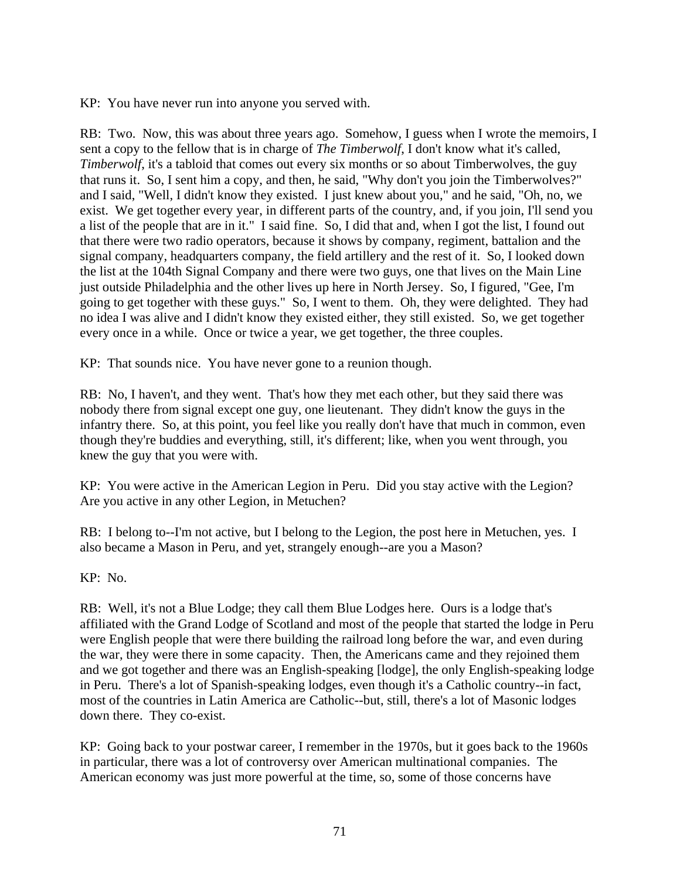KP: You have never run into anyone you served with.

RB: Two. Now, this was about three years ago. Somehow, I guess when I wrote the memoirs, I sent a copy to the fellow that is in charge of *The Timberwolf*, I don't know what it's called, *Timberwolf*, it's a tabloid that comes out every six months or so about Timberwolves, the guy that runs it. So, I sent him a copy, and then, he said, "Why don't you join the Timberwolves?" and I said, "Well, I didn't know they existed. I just knew about you," and he said, "Oh, no, we exist. We get together every year, in different parts of the country, and, if you join, I'll send you a list of the people that are in it." I said fine. So, I did that and, when I got the list, I found out that there were two radio operators, because it shows by company, regiment, battalion and the signal company, headquarters company, the field artillery and the rest of it. So, I looked down the list at the 104th Signal Company and there were two guys, one that lives on the Main Line just outside Philadelphia and the other lives up here in North Jersey. So, I figured, "Gee, I'm going to get together with these guys." So, I went to them. Oh, they were delighted. They had no idea I was alive and I didn't know they existed either, they still existed. So, we get together every once in a while. Once or twice a year, we get together, the three couples.

KP: That sounds nice. You have never gone to a reunion though.

RB: No, I haven't, and they went. That's how they met each other, but they said there was nobody there from signal except one guy, one lieutenant. They didn't know the guys in the infantry there. So, at this point, you feel like you really don't have that much in common, even though they're buddies and everything, still, it's different; like, when you went through, you knew the guy that you were with.

KP: You were active in the American Legion in Peru. Did you stay active with the Legion? Are you active in any other Legion, in Metuchen?

RB: I belong to--I'm not active, but I belong to the Legion, the post here in Metuchen, yes. I also became a Mason in Peru, and yet, strangely enough--are you a Mason?

KP: No.

RB: Well, it's not a Blue Lodge; they call them Blue Lodges here. Ours is a lodge that's affiliated with the Grand Lodge of Scotland and most of the people that started the lodge in Peru were English people that were there building the railroad long before the war, and even during the war, they were there in some capacity. Then, the Americans came and they rejoined them and we got together and there was an English-speaking [lodge], the only English-speaking lodge in Peru. There's a lot of Spanish-speaking lodges, even though it's a Catholic country--in fact, most of the countries in Latin America are Catholic--but, still, there's a lot of Masonic lodges down there. They co-exist.

KP: Going back to your postwar career, I remember in the 1970s, but it goes back to the 1960s in particular, there was a lot of controversy over American multinational companies. The American economy was just more powerful at the time, so, some of those concerns have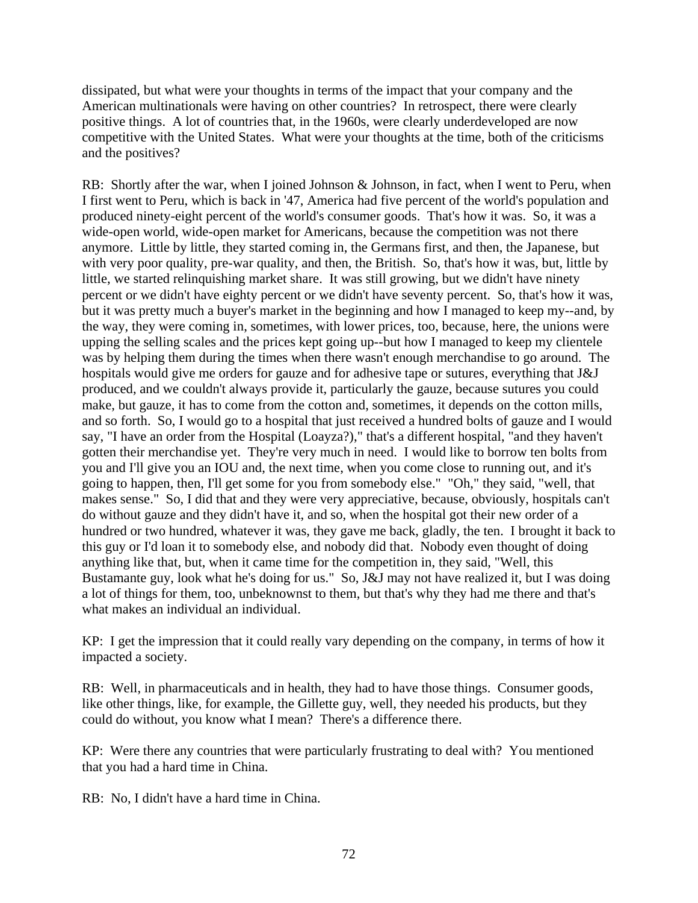dissipated, but what were your thoughts in terms of the impact that your company and the American multinationals were having on other countries? In retrospect, there were clearly positive things. A lot of countries that, in the 1960s, were clearly underdeveloped are now competitive with the United States. What were your thoughts at the time, both of the criticisms and the positives?

RB: Shortly after the war, when I joined Johnson & Johnson, in fact, when I went to Peru, when I first went to Peru, which is back in '47, America had five percent of the world's population and produced ninety-eight percent of the world's consumer goods. That's how it was. So, it was a wide-open world, wide-open market for Americans, because the competition was not there anymore. Little by little, they started coming in, the Germans first, and then, the Japanese, but with very poor quality, pre-war quality, and then, the British. So, that's how it was, but, little by little, we started relinquishing market share. It was still growing, but we didn't have ninety percent or we didn't have eighty percent or we didn't have seventy percent. So, that's how it was, but it was pretty much a buyer's market in the beginning and how I managed to keep my--and, by the way, they were coming in, sometimes, with lower prices, too, because, here, the unions were upping the selling scales and the prices kept going up--but how I managed to keep my clientele was by helping them during the times when there wasn't enough merchandise to go around. The hospitals would give me orders for gauze and for adhesive tape or sutures, everything that J&J produced, and we couldn't always provide it, particularly the gauze, because sutures you could make, but gauze, it has to come from the cotton and, sometimes, it depends on the cotton mills, and so forth. So, I would go to a hospital that just received a hundred bolts of gauze and I would say, "I have an order from the Hospital (Loayza?)," that's a different hospital, "and they haven't gotten their merchandise yet. They're very much in need. I would like to borrow ten bolts from you and I'll give you an IOU and, the next time, when you come close to running out, and it's going to happen, then, I'll get some for you from somebody else." "Oh," they said, "well, that makes sense." So, I did that and they were very appreciative, because, obviously, hospitals can't do without gauze and they didn't have it, and so, when the hospital got their new order of a hundred or two hundred, whatever it was, they gave me back, gladly, the ten. I brought it back to this guy or I'd loan it to somebody else, and nobody did that. Nobody even thought of doing anything like that, but, when it came time for the competition in, they said, "Well, this Bustamante guy, look what he's doing for us." So, J&J may not have realized it, but I was doing a lot of things for them, too, unbeknownst to them, but that's why they had me there and that's what makes an individual an individual.

KP: I get the impression that it could really vary depending on the company, in terms of how it impacted a society.

RB: Well, in pharmaceuticals and in health, they had to have those things. Consumer goods, like other things, like, for example, the Gillette guy, well, they needed his products, but they could do without, you know what I mean? There's a difference there.

KP: Were there any countries that were particularly frustrating to deal with? You mentioned that you had a hard time in China.

RB: No, I didn't have a hard time in China.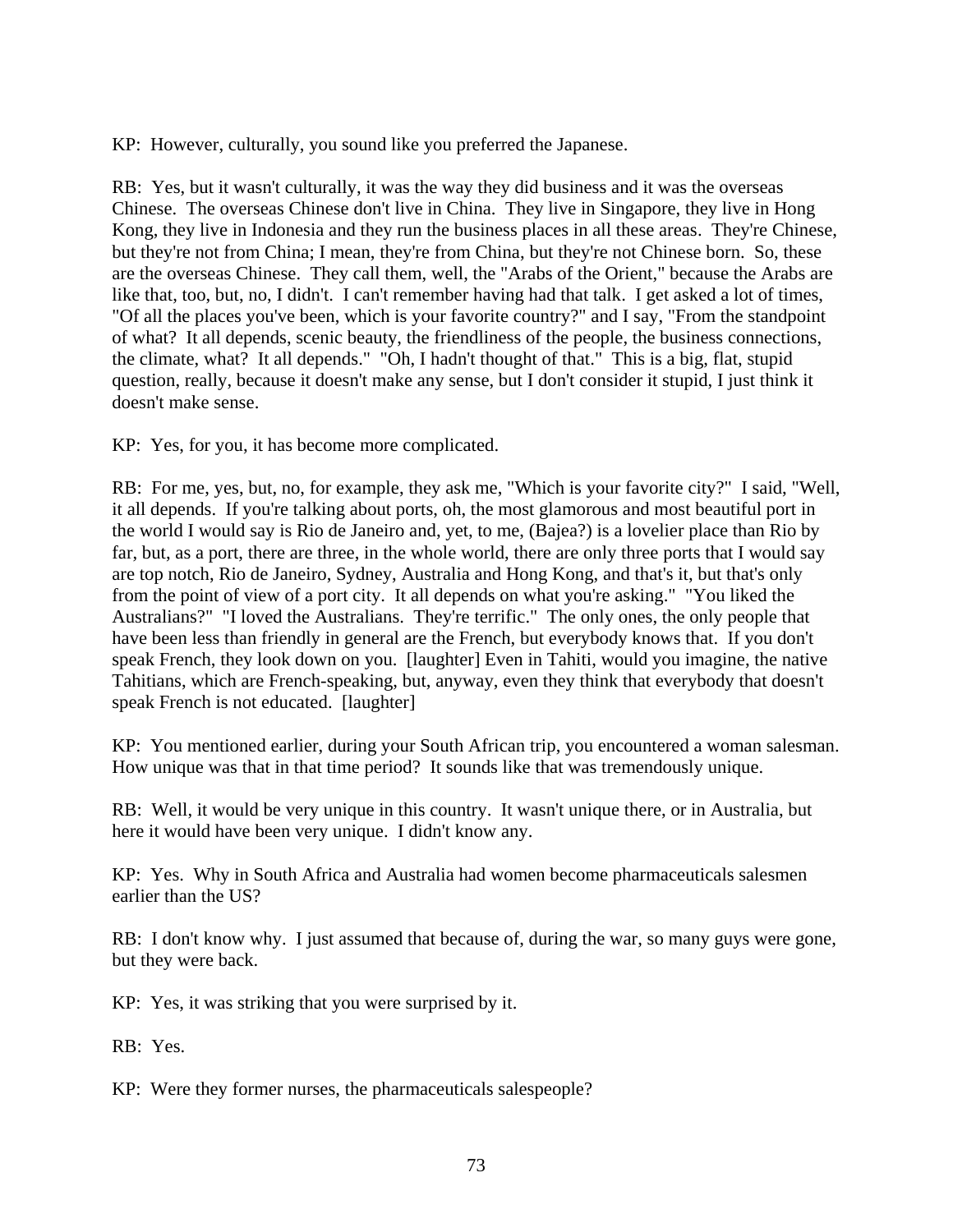KP: However, culturally, you sound like you preferred the Japanese.

RB: Yes, but it wasn't culturally, it was the way they did business and it was the overseas Chinese. The overseas Chinese don't live in China. They live in Singapore, they live in Hong Kong, they live in Indonesia and they run the business places in all these areas. They're Chinese, but they're not from China; I mean, they're from China, but they're not Chinese born. So, these are the overseas Chinese. They call them, well, the "Arabs of the Orient," because the Arabs are like that, too, but, no, I didn't. I can't remember having had that talk. I get asked a lot of times, "Of all the places you've been, which is your favorite country?" and I say, "From the standpoint of what? It all depends, scenic beauty, the friendliness of the people, the business connections, the climate, what? It all depends." "Oh, I hadn't thought of that." This is a big, flat, stupid question, really, because it doesn't make any sense, but I don't consider it stupid, I just think it doesn't make sense.

KP: Yes, for you, it has become more complicated.

RB: For me, yes, but, no, for example, they ask me, "Which is your favorite city?" I said, "Well, it all depends. If you're talking about ports, oh, the most glamorous and most beautiful port in the world I would say is Rio de Janeiro and, yet, to me, (Bajea?) is a lovelier place than Rio by far, but, as a port, there are three, in the whole world, there are only three ports that I would say are top notch, Rio de Janeiro, Sydney, Australia and Hong Kong, and that's it, but that's only from the point of view of a port city. It all depends on what you're asking." "You liked the Australians?" "I loved the Australians. They're terrific." The only ones, the only people that have been less than friendly in general are the French, but everybody knows that. If you don't speak French, they look down on you. [laughter] Even in Tahiti, would you imagine, the native Tahitians, which are French-speaking, but, anyway, even they think that everybody that doesn't speak French is not educated. [laughter]

KP: You mentioned earlier, during your South African trip, you encountered a woman salesman. How unique was that in that time period? It sounds like that was tremendously unique.

RB: Well, it would be very unique in this country. It wasn't unique there, or in Australia, but here it would have been very unique. I didn't know any.

KP: Yes. Why in South Africa and Australia had women become pharmaceuticals salesmen earlier than the US?

RB: I don't know why. I just assumed that because of, during the war, so many guys were gone, but they were back.

KP: Yes, it was striking that you were surprised by it.

RB: Yes.

KP: Were they former nurses, the pharmaceuticals salespeople?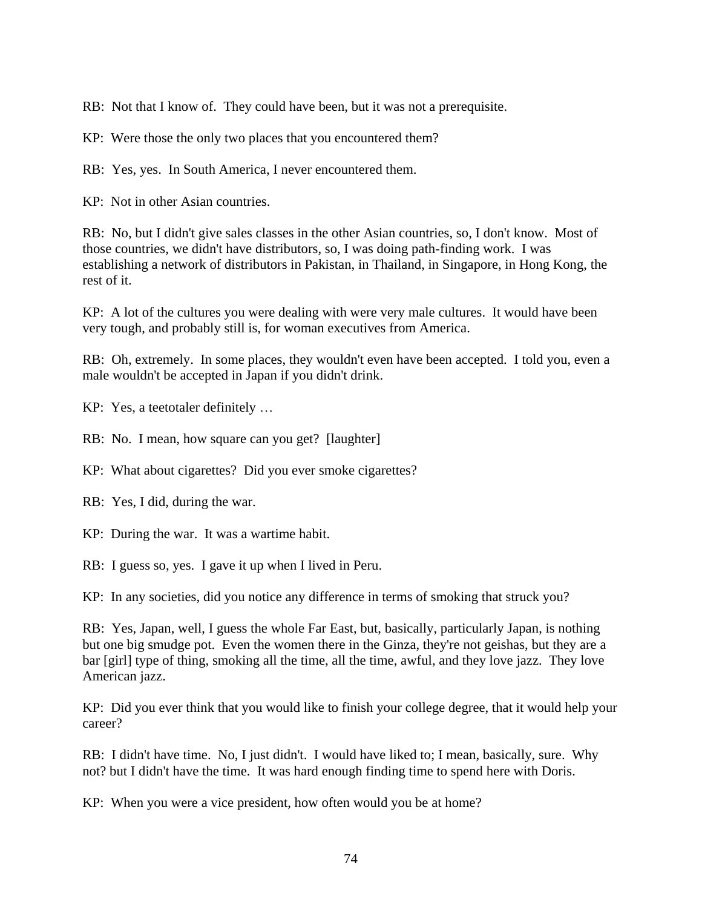RB: Not that I know of. They could have been, but it was not a prerequisite.

KP: Were those the only two places that you encountered them?

RB: Yes, yes. In South America, I never encountered them.

KP: Not in other Asian countries.

RB: No, but I didn't give sales classes in the other Asian countries, so, I don't know. Most of those countries, we didn't have distributors, so, I was doing path-finding work. I was establishing a network of distributors in Pakistan, in Thailand, in Singapore, in Hong Kong, the rest of it.

KP: A lot of the cultures you were dealing with were very male cultures. It would have been very tough, and probably still is, for woman executives from America.

RB: Oh, extremely. In some places, they wouldn't even have been accepted. I told you, even a male wouldn't be accepted in Japan if you didn't drink.

KP: Yes, a teetotaler definitely …

RB: No. I mean, how square can you get? [laughter]

KP: What about cigarettes? Did you ever smoke cigarettes?

RB: Yes, I did, during the war.

KP: During the war. It was a wartime habit.

RB: I guess so, yes. I gave it up when I lived in Peru.

KP: In any societies, did you notice any difference in terms of smoking that struck you?

RB: Yes, Japan, well, I guess the whole Far East, but, basically, particularly Japan, is nothing but one big smudge pot. Even the women there in the Ginza, they're not geishas, but they are a bar [girl] type of thing, smoking all the time, all the time, awful, and they love jazz. They love American jazz.

KP: Did you ever think that you would like to finish your college degree, that it would help your career?

RB: I didn't have time. No, I just didn't. I would have liked to; I mean, basically, sure. Why not? but I didn't have the time. It was hard enough finding time to spend here with Doris.

KP: When you were a vice president, how often would you be at home?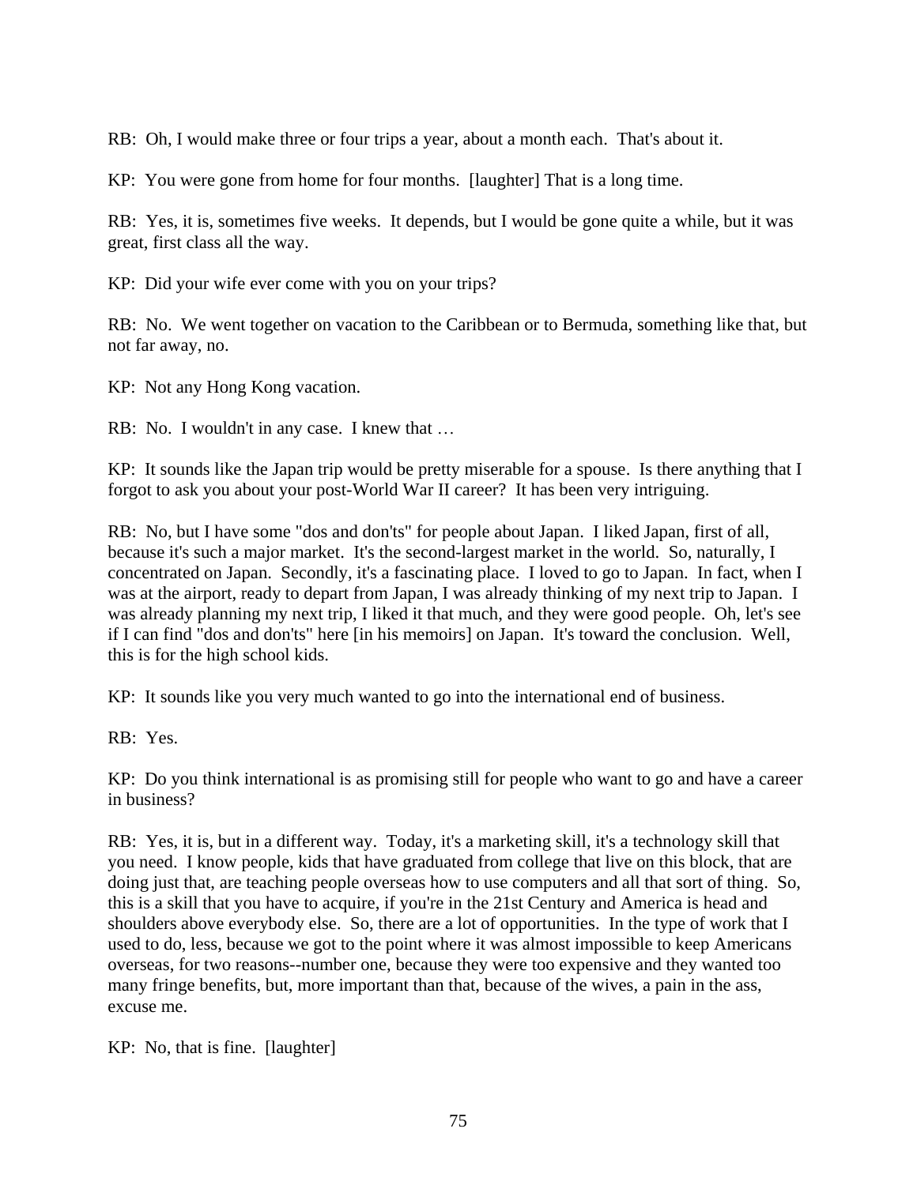RB: Oh, I would make three or four trips a year, about a month each. That's about it.

KP: You were gone from home for four months. [laughter] That is a long time.

RB: Yes, it is, sometimes five weeks. It depends, but I would be gone quite a while, but it was great, first class all the way.

KP: Did your wife ever come with you on your trips?

RB: No. We went together on vacation to the Caribbean or to Bermuda, something like that, but not far away, no.

KP: Not any Hong Kong vacation.

RB: No. I wouldn't in any case. I knew that …

KP: It sounds like the Japan trip would be pretty miserable for a spouse. Is there anything that I forgot to ask you about your post-World War II career? It has been very intriguing.

RB: No, but I have some "dos and don'ts" for people about Japan. I liked Japan, first of all, because it's such a major market. It's the second-largest market in the world. So, naturally, I concentrated on Japan. Secondly, it's a fascinating place. I loved to go to Japan. In fact, when I was at the airport, ready to depart from Japan, I was already thinking of my next trip to Japan. I was already planning my next trip, I liked it that much, and they were good people. Oh, let's see if I can find "dos and don'ts" here [in his memoirs] on Japan. It's toward the conclusion. Well, this is for the high school kids.

KP: It sounds like you very much wanted to go into the international end of business.

RB: Yes.

KP: Do you think international is as promising still for people who want to go and have a career in business?

RB: Yes, it is, but in a different way. Today, it's a marketing skill, it's a technology skill that you need. I know people, kids that have graduated from college that live on this block, that are doing just that, are teaching people overseas how to use computers and all that sort of thing. So, this is a skill that you have to acquire, if you're in the 21st Century and America is head and shoulders above everybody else. So, there are a lot of opportunities. In the type of work that I used to do, less, because we got to the point where it was almost impossible to keep Americans overseas, for two reasons--number one, because they were too expensive and they wanted too many fringe benefits, but, more important than that, because of the wives, a pain in the ass, excuse me.

KP: No, that is fine. [laughter]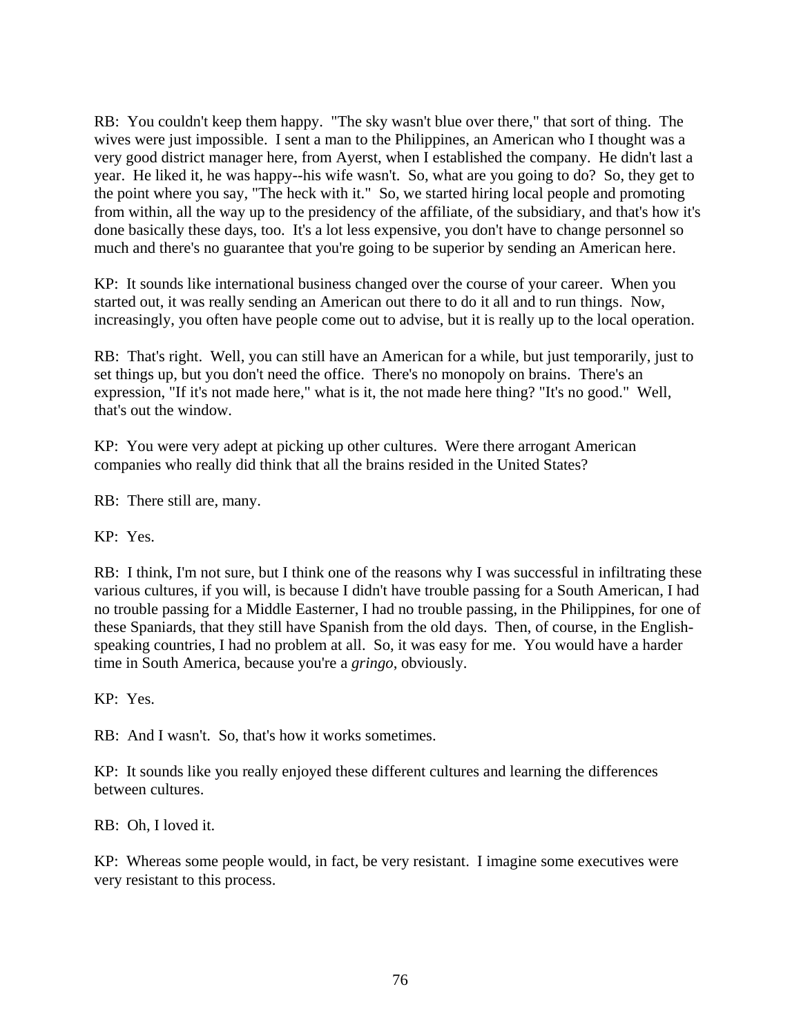RB: You couldn't keep them happy. "The sky wasn't blue over there," that sort of thing. The wives were just impossible. I sent a man to the Philippines, an American who I thought was a very good district manager here, from Ayerst, when I established the company. He didn't last a year. He liked it, he was happy--his wife wasn't. So, what are you going to do? So, they get to the point where you say, "The heck with it." So, we started hiring local people and promoting from within, all the way up to the presidency of the affiliate, of the subsidiary, and that's how it's done basically these days, too. It's a lot less expensive, you don't have to change personnel so much and there's no guarantee that you're going to be superior by sending an American here.

KP: It sounds like international business changed over the course of your career. When you started out, it was really sending an American out there to do it all and to run things. Now, increasingly, you often have people come out to advise, but it is really up to the local operation.

RB: That's right. Well, you can still have an American for a while, but just temporarily, just to set things up, but you don't need the office. There's no monopoly on brains. There's an expression, "If it's not made here," what is it, the not made here thing? "It's no good." Well, that's out the window.

KP: You were very adept at picking up other cultures. Were there arrogant American companies who really did think that all the brains resided in the United States?

RB: There still are, many.

KP: Yes.

RB: I think, I'm not sure, but I think one of the reasons why I was successful in infiltrating these various cultures, if you will, is because I didn't have trouble passing for a South American, I had no trouble passing for a Middle Easterner, I had no trouble passing, in the Philippines, for one of these Spaniards, that they still have Spanish from the old days. Then, of course, in the English-speaking countries, I had no problem at all. So, it was easy for me. You would have a harder time in South America, because you're a *gringo*, obviously.

KP: Yes.

RB: And I wasn't. So, that's how it works sometimes.

KP: It sounds like you really enjoyed these different cultures and learning the differences between cultures.

RB: Oh, I loved it.

KP: Whereas some people would, in fact, be very resistant. I imagine some executives were very resistant to this process.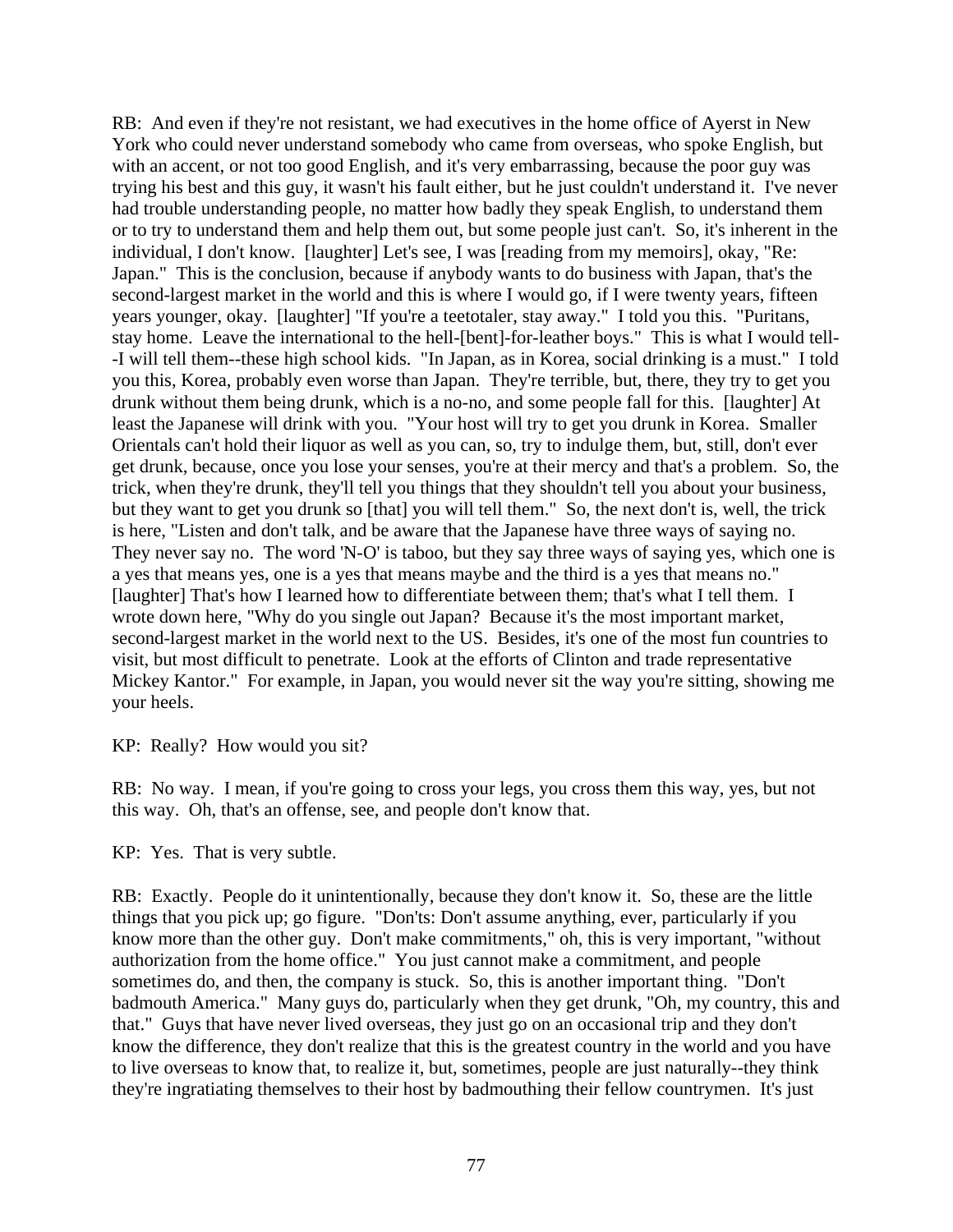RB: And even if they're not resistant, we had executives in the home office of Ayerst in New York who could never understand somebody who came from overseas, who spoke English, but with an accent, or not too good English, and it's very embarrassing, because the poor guy was trying his best and this guy, it wasn't his fault either, but he just couldn't understand it. I've never had trouble understanding people, no matter how badly they speak English, to understand them or to try to understand them and help them out, but some people just can't. So, it's inherent in the individual, I don't know. [laughter] Let's see, I was [reading from my memoirs], okay, "Re: Japan." This is the conclusion, because if anybody wants to do business with Japan, that's the second-largest market in the world and this is where I would go, if I were twenty years, fifteen years younger, okay. [laughter] "If you're a teetotaler, stay away." I told you this. "Puritans, stay home. Leave the international to the hell-[bent]-for-leather boys." This is what I would tell--I will tell them--these high school kids. "In Japan, as in Korea, social drinking is a must." I told you this, Korea, probably even worse than Japan. They're terrible, but, there, they try to get you drunk without them being drunk, which is a no-no, and some people fall for this. [laughter] At least the Japanese will drink with you. "Your host will try to get you drunk in Korea. Smaller Orientals can't hold their liquor as well as you can, so, try to indulge them, but, still, don't ever get drunk, because, once you lose your senses, you're at their mercy and that's a problem. So, the trick, when they're drunk, they'll tell you things that they shouldn't tell you about your business, but they want to get you drunk so [that] you will tell them." So, the next don't is, well, the trick is here, "Listen and don't talk, and be aware that the Japanese have three ways of saying no. They never say no. The word 'N-O' is taboo, but they say three ways of saying yes, which one is a yes that means yes, one is a yes that means maybe and the third is a yes that means no." [laughter] That's how I learned how to differentiate between them; that's what I tell them. I wrote down here, "Why do you single out Japan? Because it's the most important market, second-largest market in the world next to the US. Besides, it's one of the most fun countries to visit, but most difficult to penetrate. Look at the efforts of Clinton and trade representative Mickey Kantor." For example, in Japan, you would never sit the way you're sitting, showing me your heels.

KP: Really? How would you sit?

RB: No way. I mean, if you're going to cross your legs, you cross them this way, yes, but not this way. Oh, that's an offense, see, and people don't know that.

KP: Yes. That is very subtle.

RB: Exactly. People do it unintentionally, because they don't know it. So, these are the little things that you pick up; go figure. "Don'ts: Don't assume anything, ever, particularly if you know more than the other guy. Don't make commitments," oh, this is very important, "without authorization from the home office." You just cannot make a commitment, and people sometimes do, and then, the company is stuck. So, this is another important thing. "Don't badmouth America." Many guys do, particularly when they get drunk, "Oh, my country, this and that." Guys that have never lived overseas, they just go on an occasional trip and they don't know the difference, they don't realize that this is the greatest country in the world and you have to live overseas to know that, to realize it, but, sometimes, people are just naturally--they think they're ingratiating themselves to their host by badmouthing their fellow countrymen. It's just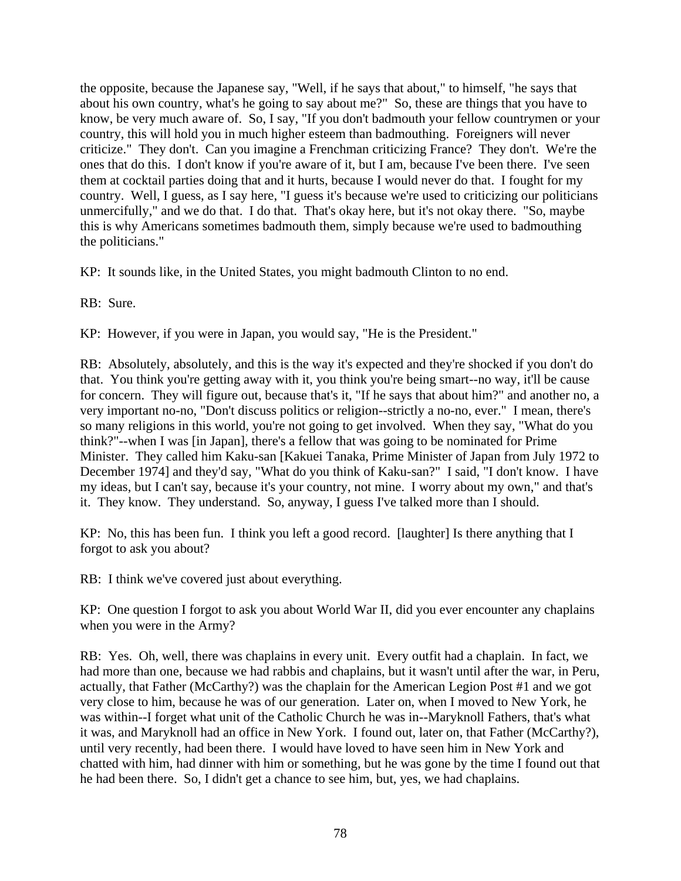the opposite, because the Japanese say, "Well, if he says that about," to himself, "he says that about his own country, what's he going to say about me?" So, these are things that you have to know, be very much aware of. So, I say, "If you don't badmouth your fellow countrymen or your country, this will hold you in much higher esteem than badmouthing. Foreigners will never criticize." They don't. Can you imagine a Frenchman criticizing France? They don't. We're the ones that do this. I don't know if you're aware of it, but I am, because I've been there. I've seen them at cocktail parties doing that and it hurts, because I would never do that. I fought for my country. Well, I guess, as I say here, "I guess it's because we're used to criticizing our politicians unmercifully," and we do that. I do that. That's okay here, but it's not okay there. "So, maybe this is why Americans sometimes badmouth them, simply because we're used to badmouthing the politicians."

KP: It sounds like, in the United States, you might badmouth Clinton to no end.

RB: Sure.

KP: However, if you were in Japan, you would say, "He is the President."

RB: Absolutely, absolutely, and this is the way it's expected and they're shocked if you don't do that. You think you're getting away with it, you think you're being smart--no way, it'll be cause for concern. They will figure out, because that's it, "If he says that about him?" and another no, a very important no-no, "Don't discuss politics or religion--strictly a no-no, ever." I mean, there's so many religions in this world, you're not going to get involved. When they say, "What do you think?"--when I was [in Japan], there's a fellow that was going to be nominated for Prime Minister. They called him Kaku-san [Kakuei Tanaka, Prime Minister of Japan from July 1972 to December 1974] and they'd say, "What do you think of Kaku-san?" I said, "I don't know. I have my ideas, but I can't say, because it's your country, not mine. I worry about my own," and that's it. They know. They understand. So, anyway, I guess I've talked more than I should.

KP: No, this has been fun. I think you left a good record. [laughter] Is there anything that I forgot to ask you about?

RB: I think we've covered just about everything.

KP: One question I forgot to ask you about World War II, did you ever encounter any chaplains when you were in the Army?

RB: Yes. Oh, well, there was chaplains in every unit. Every outfit had a chaplain. In fact, we had more than one, because we had rabbis and chaplains, but it wasn't until after the war, in Peru, actually, that Father (McCarthy?) was the chaplain for the American Legion Post #1 and we got very close to him, because he was of our generation. Later on, when I moved to New York, he was within--I forget what unit of the Catholic Church he was in--Maryknoll Fathers, that's what it was, and Maryknoll had an office in New York. I found out, later on, that Father (McCarthy?), until very recently, had been there. I would have loved to have seen him in New York and chatted with him, had dinner with him or something, but he was gone by the time I found out that he had been there. So, I didn't get a chance to see him, but, yes, we had chaplains.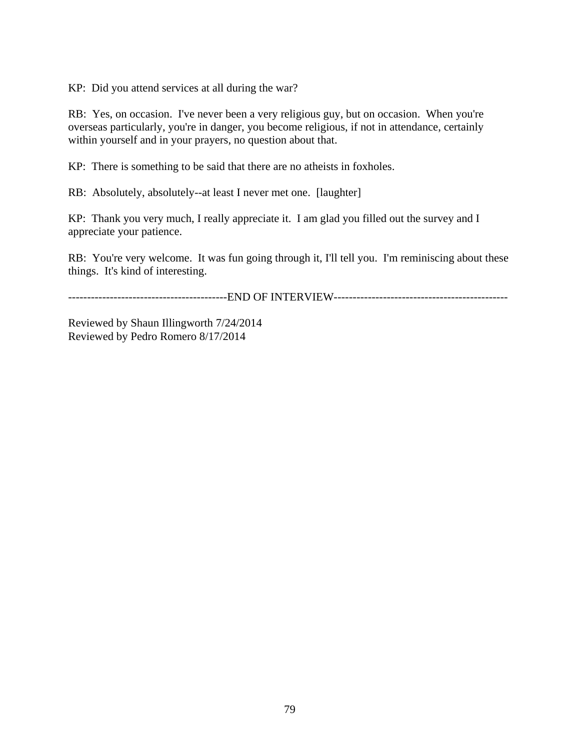KP: Did you attend services at all during the war?

RB: Yes, on occasion. I've never been a very religious guy, but on occasion. When you're overseas particularly, you're in danger, you become religious, if not in attendance, certainly within yourself and in your prayers, no question about that.

KP: There is something to be said that there are no atheists in foxholes.

RB: Absolutely, absolutely--at least I never met one. [laughter]

KP: Thank you very much, I really appreciate it. I am glad you filled out the survey and I appreciate your patience.

RB: You're very welcome. It was fun going through it, I'll tell you. I'm reminiscing about these things. It's kind of interesting.

-----------------------------------------END OF INTERVIEW---------------------------------------------

Reviewed by Shaun Illingworth 7/24/2014
Reviewed by Pedro Romero 8/17/2014